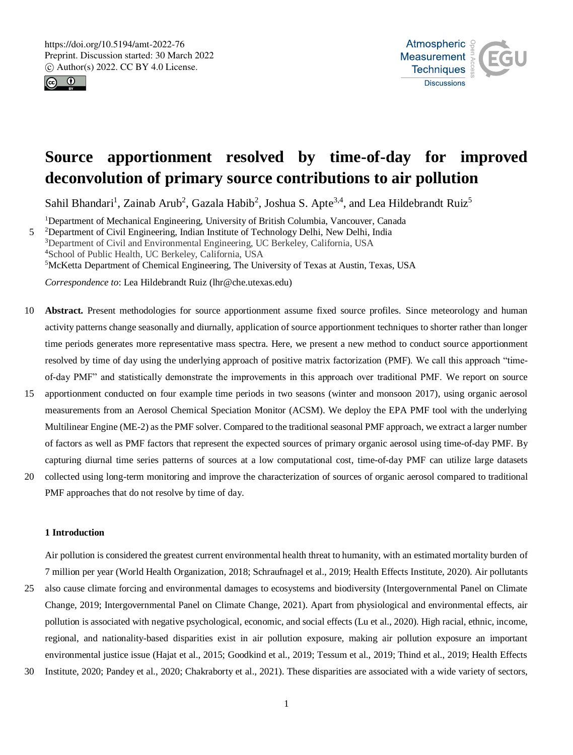https://doi.org/10.5194/amt-2022-76
Preprint. Discussion started: 30 March 2022
© Author(s) 2022. CC BY 4.0 License.

# Source apportionment resolved by time-of-day for improved deconvolution of primary source contributions to air pollution

Sahil Bhandari[1], Zainab Arub[2], Gazala Habib[2], Joshua S. Apte[3,4], and Lea Hildebrandt Ruiz[5]

[1]Department of Mechanical Engineering, University of British Columbia, Vancouver, Canada
[2]Department of Civil Engineering, Indian Institute of Technology Delhi, New Delhi, India
[3]Department of Civil and Environmental Engineering, UC Berkeley, California, USA
[4]School of Public Health, UC Berkeley, California, USA
[5]McKetta Department of Chemical Engineering, The University of Texas at Austin, Texas, USA

*Correspondence to*: Lea Hildebrandt Ruiz (lhr@che.utexas.edu)

**Abstract.** Present methodologies for source apportionment assume fixed source profiles. Since meteorology and human activity patterns change seasonally and diurnally, application of source apportionment techniques to shorter rather than longer time periods generates more representative mass spectra. Here, we present a new method to conduct source apportionment resolved by time of day using the underlying approach of positive matrix factorization (PMF). We call this approach "time-of-day PMF" and statistically demonstrate the improvements in this approach over traditional PMF. We report on source apportionment conducted on four example time periods in two seasons (winter and monsoon 2017), using organic aerosol measurements from an Aerosol Chemical Speciation Monitor (ACSM). We deploy the EPA PMF tool with the underlying Multilinear Engine (ME-2) as the PMF solver. Compared to the traditional seasonal PMF approach, we extract a larger number of factors as well as PMF factors that represent the expected sources of primary organic aerosol using time-of-day PMF. By capturing diurnal time series patterns of sources at a low computational cost, time-of-day PMF can utilize large datasets collected using long-term monitoring and improve the characterization of sources of organic aerosol compared to traditional PMF approaches that do not resolve by time of day.

## 1 Introduction

Air pollution is considered the greatest current environmental health threat to humanity, with an estimated mortality burden of 7 million per year (World Health Organization, 2018; Schraufnagel et al., 2019; Health Effects Institute, 2020). Air pollutants also cause climate forcing and environmental damages to ecosystems and biodiversity (Intergovernmental Panel on Climate Change, 2019; Intergovernmental Panel on Climate Change, 2021). Apart from physiological and environmental effects, air pollution is associated with negative psychological, economic, and social effects (Lu et al., 2020). High racial, ethnic, income, regional, and nationality-based disparities exist in air pollution exposure, making air pollution exposure an important environmental justice issue (Hajat et al., 2015; Goodkind et al., 2019; Tessum et al., 2019; Thind et al., 2019; Health Effects Institute, 2020; Pandey et al., 2020; Chakraborty et al., 2021). These disparities are associated with a wide variety of sectors,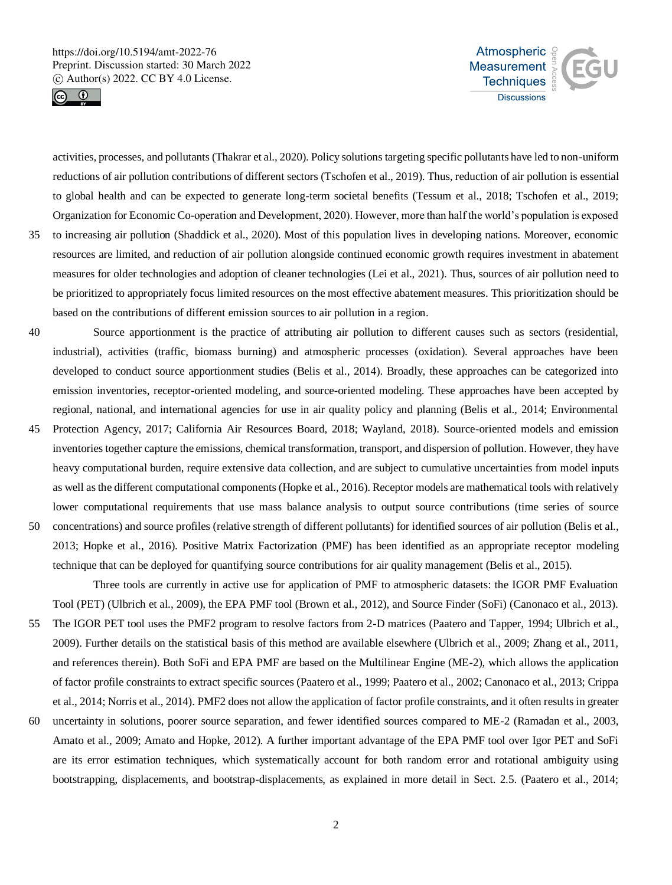activities, processes, and pollutants (Thakrar et al., 2020). Policy solutions targeting specific pollutants have led to non-uniform reductions of air pollution contributions of different sectors (Tschofen et al., 2019). Thus, reduction of air pollution is essential to global health and can be expected to generate long-term societal benefits (Tessum et al., 2018; Tschofen et al., 2019; Organization for Economic Co-operation and Development, 2020). However, more than half the world's population is exposed to increasing air pollution (Shaddick et al., 2020). Most of this population lives in developing nations. Moreover, economic resources are limited, and reduction of air pollution alongside continued economic growth requires investment in abatement measures for older technologies and adoption of cleaner technologies (Lei et al., 2021). Thus, sources of air pollution need to be prioritized to appropriately focus limited resources on the most effective abatement measures. This prioritization should be based on the contributions of different emission sources to air pollution in a region.

Source apportionment is the practice of attributing air pollution to different causes such as sectors (residential, industrial), activities (traffic, biomass burning) and atmospheric processes (oxidation). Several approaches have been developed to conduct source apportionment studies (Belis et al., 2014). Broadly, these approaches can be categorized into emission inventories, receptor-oriented modeling, and source-oriented modeling. These approaches have been accepted by regional, national, and international agencies for use in air quality policy and planning (Belis et al., 2014; Environmental Protection Agency, 2017; California Air Resources Board, 2018; Wayland, 2018). Source-oriented models and emission inventories together capture the emissions, chemical transformation, transport, and dispersion of pollution. However, they have heavy computational burden, require extensive data collection, and are subject to cumulative uncertainties from model inputs as well as the different computational components (Hopke et al., 2016). Receptor models are mathematical tools with relatively lower computational requirements that use mass balance analysis to output source contributions (time series of source concentrations) and source profiles (relative strength of different pollutants) for identified sources of air pollution (Belis et al., 2013; Hopke et al., 2016). Positive Matrix Factorization (PMF) has been identified as an appropriate receptor modeling technique that can be deployed for quantifying source contributions for air quality management (Belis et al., 2015).

Three tools are currently in active use for application of PMF to atmospheric datasets: the IGOR PMF Evaluation Tool (PET) (Ulbrich et al., 2009), the EPA PMF tool (Brown et al., 2012), and Source Finder (SoFi) (Canonaco et al., 2013). The IGOR PET tool uses the PMF2 program to resolve factors from 2-D matrices (Paatero and Tapper, 1994; Ulbrich et al., 2009). Further details on the statistical basis of this method are available elsewhere (Ulbrich et al., 2009; Zhang et al., 2011, and references therein). Both SoFi and EPA PMF are based on the Multilinear Engine (ME-2), which allows the application of factor profile constraints to extract specific sources (Paatero et al., 1999; Paatero et al., 2002; Canonaco et al., 2013; Crippa et al., 2014; Norris et al., 2014). PMF2 does not allow the application of factor profile constraints, and it often results in greater uncertainty in solutions, poorer source separation, and fewer identified sources compared to ME-2 (Ramadan et al., 2003, Amato et al., 2009; Amato and Hopke, 2012). A further important advantage of the EPA PMF tool over Igor PET and SoFi are its error estimation techniques, which systematically account for both random error and rotational ambiguity using bootstrapping, displacements, and bootstrap-displacements, as explained in more detail in Sect. 2.5. (Paatero et al., 2014;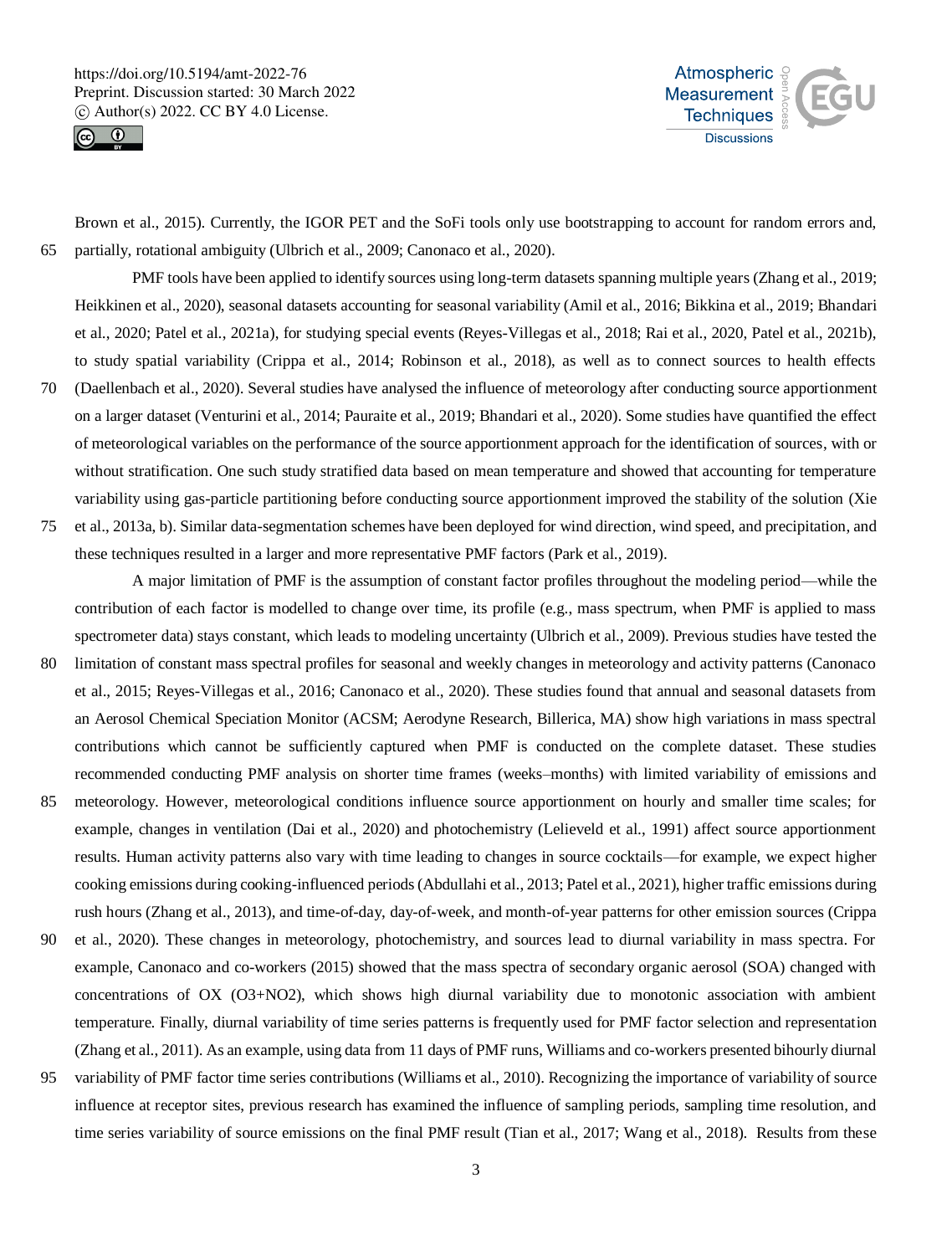Brown et al., 2015). Currently, the IGOR PET and the SoFi tools only use bootstrapping to account for random errors and, partially, rotational ambiguity (Ulbrich et al., 2009; Canonaco et al., 2020).

PMF tools have been applied to identify sources using long-term datasets spanning multiple years (Zhang et al., 2019; Heikkinen et al., 2020), seasonal datasets accounting for seasonal variability (Amil et al., 2016; Bikkina et al., 2019; Bhandari et al., 2020; Patel et al., 2021a), for studying special events (Reyes-Villegas et al., 2018; Rai et al., 2020, Patel et al., 2021b), to study spatial variability (Crippa et al., 2014; Robinson et al., 2018), as well as to connect sources to health effects (Daellenbach et al., 2020). Several studies have analysed the influence of meteorology after conducting source apportionment on a larger dataset (Venturini et al., 2014; Pauraite et al., 2019; Bhandari et al., 2020). Some studies have quantified the effect of meteorological variables on the performance of the source apportionment approach for the identification of sources, with or without stratification. One such study stratified data based on mean temperature and showed that accounting for temperature variability using gas-particle partitioning before conducting source apportionment improved the stability of the solution (Xie et al., 2013a, b). Similar data-segmentation schemes have been deployed for wind direction, wind speed, and precipitation, and these techniques resulted in a larger and more representative PMF factors (Park et al., 2019).

A major limitation of PMF is the assumption of constant factor profiles throughout the modeling period—while the contribution of each factor is modelled to change over time, its profile (e.g., mass spectrum, when PMF is applied to mass spectrometer data) stays constant, which leads to modeling uncertainty (Ulbrich et al., 2009). Previous studies have tested the limitation of constant mass spectral profiles for seasonal and weekly changes in meteorology and activity patterns (Canonaco et al., 2015; Reyes-Villegas et al., 2016; Canonaco et al., 2020). These studies found that annual and seasonal datasets from an Aerosol Chemical Speciation Monitor (ACSM; Aerodyne Research, Billerica, MA) show high variations in mass spectral contributions which cannot be sufficiently captured when PMF is conducted on the complete dataset. These studies recommended conducting PMF analysis on shorter time frames (weeks–months) with limited variability of emissions and meteorology. However, meteorological conditions influence source apportionment on hourly and smaller time scales; for example, changes in ventilation (Dai et al., 2020) and photochemistry (Lelieveld et al., 1991) affect source apportionment results. Human activity patterns also vary with time leading to changes in source cocktails—for example, we expect higher cooking emissions during cooking-influenced periods (Abdullahi et al., 2013; Patel et al., 2021), higher traffic emissions during rush hours (Zhang et al., 2013), and time-of-day, day-of-week, and month-of-year patterns for other emission sources (Crippa et al., 2020). These changes in meteorology, photochemistry, and sources lead to diurnal variability in mass spectra. For example, Canonaco and co-workers (2015) showed that the mass spectra of secondary organic aerosol (SOA) changed with concentrations of OX ($O_3$+$NO_2$), which shows high diurnal variability due to monotonic association with ambient temperature. Finally, diurnal variability of time series patterns is frequently used for PMF factor selection and representation (Zhang et al., 2011). As an example, using data from 11 days of PMF runs, Williams and co-workers presented bihourly diurnal variability of PMF factor time series contributions (Williams et al., 2010). Recognizing the importance of variability of source influence at receptor sites, previous research has examined the influence of sampling periods, sampling time resolution, and time series variability of source emissions on the final PMF result (Tian et al., 2017; Wang et al., 2018). Results from these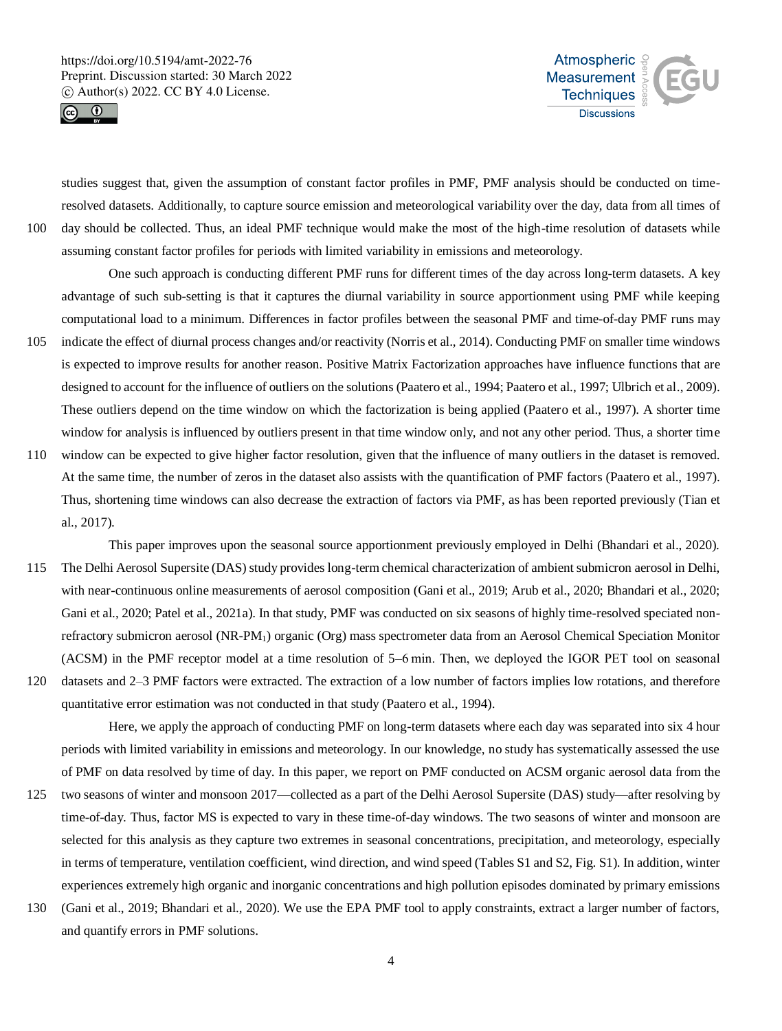studies suggest that, given the assumption of constant factor profiles in PMF, PMF analysis should be conducted on time-resolved datasets. Additionally, to capture source emission and meteorological variability over the day, data from all times of day should be collected. Thus, an ideal PMF technique would make the most of the high-time resolution of datasets while assuming constant factor profiles for periods with limited variability in emissions and meteorology.

One such approach is conducting different PMF runs for different times of the day across long-term datasets. A key advantage of such sub-setting is that it captures the diurnal variability in source apportionment using PMF while keeping computational load to a minimum. Differences in factor profiles between the seasonal PMF and time-of-day PMF runs may indicate the effect of diurnal process changes and/or reactivity (Norris et al., 2014). Conducting PMF on smaller time windows is expected to improve results for another reason. Positive Matrix Factorization approaches have influence functions that are designed to account for the influence of outliers on the solutions (Paatero et al., 1994; Paatero et al., 1997; Ulbrich et al., 2009). These outliers depend on the time window on which the factorization is being applied (Paatero et al., 1997). A shorter time window for analysis is influenced by outliers present in that time window only, and not any other period. Thus, a shorter time window can be expected to give higher factor resolution, given that the influence of many outliers in the dataset is removed. At the same time, the number of zeros in the dataset also assists with the quantification of PMF factors (Paatero et al., 1997). Thus, shortening time windows can also decrease the extraction of factors via PMF, as has been reported previously (Tian et al., 2017).

This paper improves upon the seasonal source apportionment previously employed in Delhi (Bhandari et al., 2020). The Delhi Aerosol Supersite (DAS) study provides long-term chemical characterization of ambient submicron aerosol in Delhi, with near-continuous online measurements of aerosol composition (Gani et al., 2019; Arub et al., 2020; Bhandari et al., 2020; Gani et al., 2020; Patel et al., 2021a). In that study, PMF was conducted on six seasons of highly time-resolved speciated non-refractory submicron aerosol (NR-$PM_1$) organic (Org) mass spectrometer data from an Aerosol Chemical Speciation Monitor (ACSM) in the PMF receptor model at a time resolution of 5–6 min. Then, we deployed the IGOR PET tool on seasonal datasets and 2–3 PMF factors were extracted. The extraction of a low number of factors implies low rotations, and therefore quantitative error estimation was not conducted in that study (Paatero et al., 1994).

Here, we apply the approach of conducting PMF on long-term datasets where each day was separated into six 4 hour periods with limited variability in emissions and meteorology. In our knowledge, no study has systematically assessed the use of PMF on data resolved by time of day. In this paper, we report on PMF conducted on ACSM organic aerosol data from the two seasons of winter and monsoon 2017—collected as a part of the Delhi Aerosol Supersite (DAS) study—after resolving by time-of-day. Thus, factor MS is expected to vary in these time-of-day windows. The two seasons of winter and monsoon are selected for this analysis as they capture two extremes in seasonal concentrations, precipitation, and meteorology, especially in terms of temperature, ventilation coefficient, wind direction, and wind speed (Tables S1 and S2, Fig. S1). In addition, winter experiences extremely high organic and inorganic concentrations and high pollution episodes dominated by primary emissions (Gani et al., 2019; Bhandari et al., 2020). We use the EPA PMF tool to apply constraints, extract a larger number of factors, and quantify errors in PMF solutions.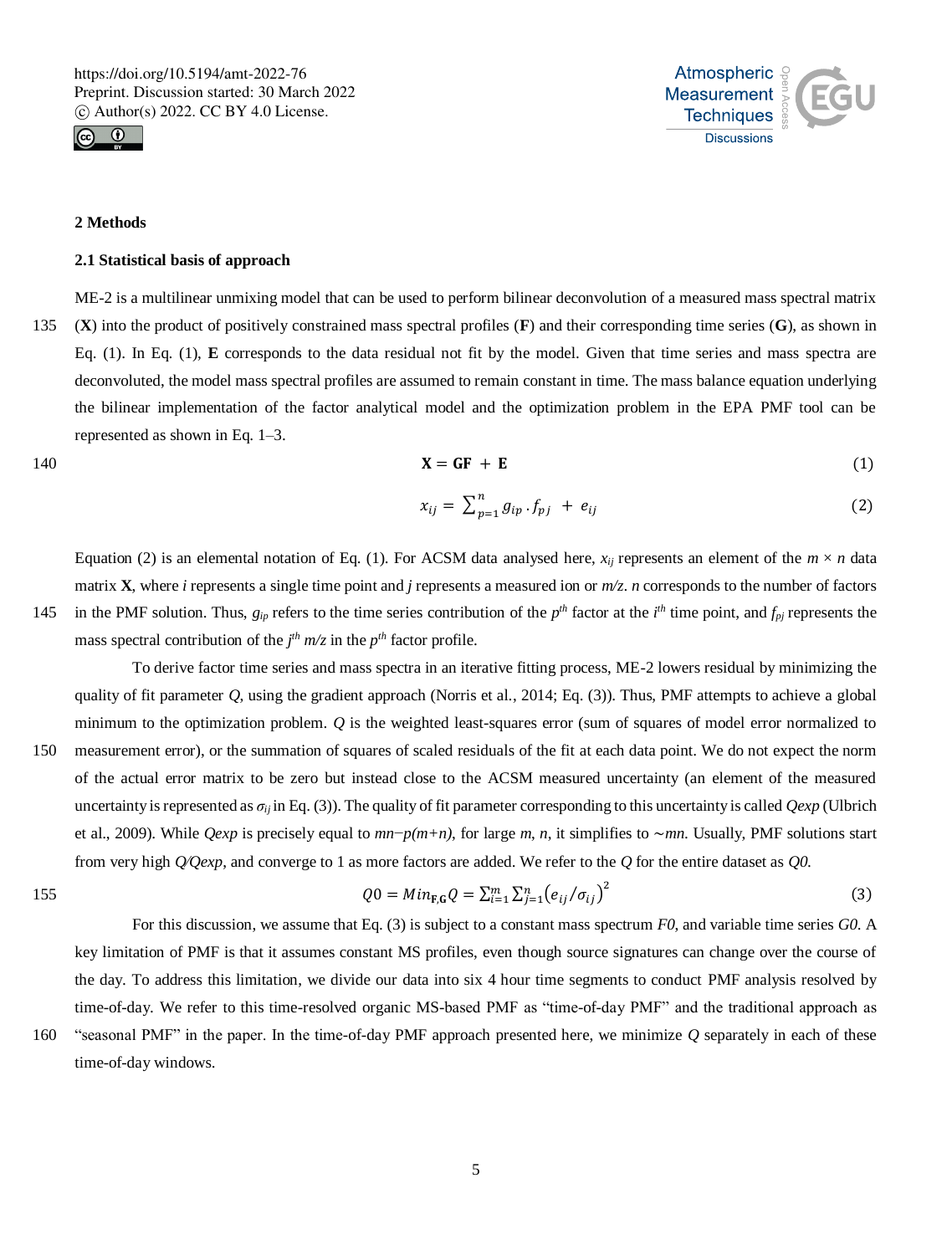## 2 Methods

### 2.1 Statistical basis of approach

ME-2 is a multilinear unmixing model that can be used to perform bilinear deconvolution of a measured mass spectral matrix (**X**) into the product of positively constrained mass spectral profiles (**F**) and their corresponding time series (**G**), as shown in Eq. (1). In Eq. (1), **E** corresponds to the data residual not fit by the model. Given that time series and mass spectra are deconvoluted, the model mass spectral profiles are assumed to remain constant in time. The mass balance equation underlying the bilinear implementation of the factor analytical model and the optimization problem in the EPA PMF tool can be represented as shown in Eq. 1–3.

$$\mathbf{X} = \mathbf{GF} + \mathbf{E} \tag{1}$$

$$x_{ij} = \sum_{p=1}^{n} g_{ip} \cdot f_{pj} + e_{ij} \tag{2}$$

Equation (2) is an elemental notation of Eq. (1). For ACSM data analysed here, $x_{ij}$ represents an element of the $m \times n$ data matrix **X**, where $i$ represents a single time point and $j$ represents a measured ion or *m/z*. $n$ corresponds to the number of factors in the PMF solution. Thus, $g_{ip}$ refers to the time series contribution of the $p^{th}$ factor at the $i^{th}$ time point, and $f_{pj}$ represents the mass spectral contribution of the $j^{th}$ *m/z* in the $p^{th}$ factor profile.

To derive factor time series and mass spectra in an iterative fitting process, ME-2 lowers residual by minimizing the quality of fit parameter $Q$, using the gradient approach (Norris et al., 2014; Eq. (3)). Thus, PMF attempts to achieve a global minimum to the optimization problem. $Q$ is the weighted least-squares error (sum of squares of model error normalized to measurement error), or the summation of squares of scaled residuals of the fit at each data point. We do not expect the norm of the actual error matrix to be zero but instead close to the ACSM measured uncertainty (an element of the measured uncertainty is represented as $\sigma_{ij}$ in Eq. (3)). The quality of fit parameter corresponding to this uncertainty is called *Qexp* (Ulbrich et al., 2009). While *Qexp* is precisely equal to $mn-p(m+n)$, for large $m$, $n$, it simplifies to $\sim mn$. Usually, PMF solutions start from very high *Q/Qexp*, and converge to 1 as more factors are added. We refer to the $Q$ for the entire dataset as *Q0*.

$$Q0 = Min_{\mathbf{F},\mathbf{G}} Q = \sum_{i=1}^{m} \sum_{j=1}^{n} \left(e_{ij}/\sigma_{ij}\right)^2 \tag{3}$$

For this discussion, we assume that Eq. (3) is subject to a constant mass spectrum *F0*, and variable time series *G0*. A key limitation of PMF is that it assumes constant MS profiles, even though source signatures can change over the course of the day. To address this limitation, we divide our data into six 4 hour time segments to conduct PMF analysis resolved by time-of-day. We refer to this time-resolved organic MS-based PMF as "time-of-day PMF" and the traditional approach as "seasonal PMF" in the paper. In the time-of-day PMF approach presented here, we minimize $Q$ separately in each of these time-of-day windows.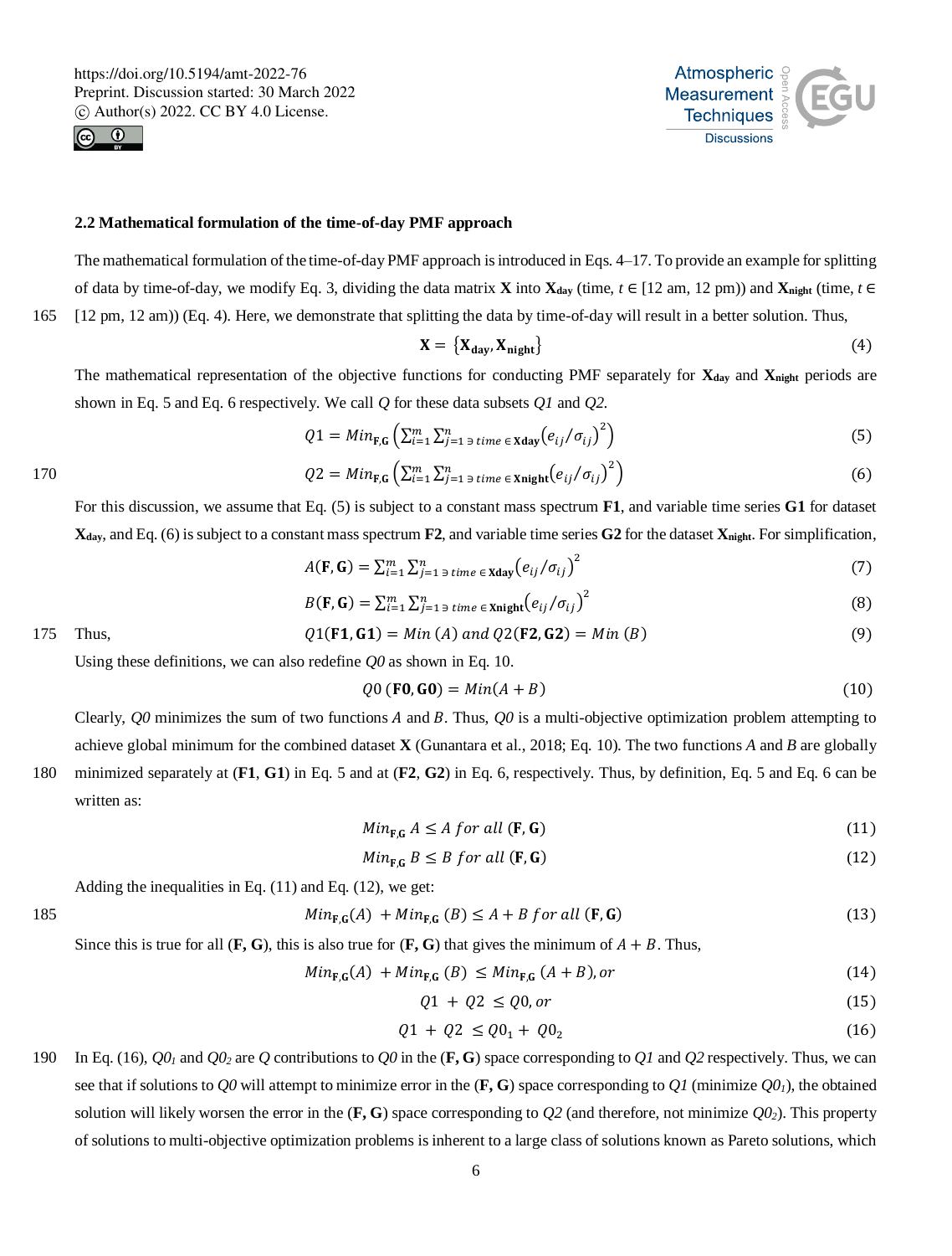### 2.2 Mathematical formulation of the time-of-day PMF approach

The mathematical formulation of the time-of-day PMF approach is introduced in Eqs. 4–17. To provide an example for splitting of data by time-of-day, we modify Eq. 3, dividing the data matrix **X** into $\mathbf{X_{day}}$ (time, $t \in$ [12 am, 12 pm)) and $\mathbf{X_{night}}$ (time, $t \in$ [12 pm, 12 am)) (Eq. 4). Here, we demonstrate that splitting the data by time-of-day will result in a better solution. Thus,

$$\mathbf{X} = \{\mathbf{X_{day}}, \mathbf{X_{night}}\} \tag{4}$$

The mathematical representation of the objective functions for conducting PMF separately for $\mathbf{X_{day}}$ and $\mathbf{X_{night}}$ periods are shown in Eq. 5 and Eq. 6 respectively. We call $Q$ for these data subsets $Q1$ and $Q2$.

$$Q1 = Min_{\mathbf{F,G}}\left(\sum_{i=1}^{m}\sum_{j=1 \ni time \in \mathbf{Xday}}^{n}\left(e_{ij}/\sigma_{ij}\right)^2\right) \tag{5}$$

$$Q2 = Min_{\mathbf{F,G}}\left(\sum_{i=1}^{m}\sum_{j=1 \ni time \in \mathbf{Xnight}}^{n}\left(e_{ij}/\sigma_{ij}\right)^2\right) \tag{6}$$

For this discussion, we assume that Eq. (5) is subject to a constant mass spectrum **F1**, and variable time series **G1** for dataset $\mathbf{X_{day}}$, and Eq. (6) is subject to a constant mass spectrum **F2**, and variable time series **G2** for the dataset $\mathbf{X_{night}}$. For simplification,

$$A(\mathbf{F},\mathbf{G}) = \sum_{i=1}^{m}\sum_{j=1 \ni time \in \mathbf{Xday}}^{n}\left(e_{ij}/\sigma_{ij}\right)^2 \tag{7}$$

$$B(\mathbf{F},\mathbf{G}) = \sum_{i=1}^{m}\sum_{j=1 \ni time \in \mathbf{Xnight}}^{n}\left(e_{ij}/\sigma_{ij}\right)^2 \tag{8}$$

Thus,

$$Q1(\mathbf{F1},\mathbf{G1}) = Min\ (A)\ and\ Q2(\mathbf{F2},\mathbf{G2}) = Min\ (B) \tag{9}$$

Using these definitions, we can also redefine $Q0$ as shown in Eq. 10.

$$Q0\ (\mathbf{F0},\mathbf{G0}) = Min(A + B) \tag{10}$$

Clearly, $Q0$ minimizes the sum of two functions $A$ and $B$. Thus, $Q0$ is a multi-objective optimization problem attempting to achieve global minimum for the combined dataset **X** (Gunantara et al., 2018; Eq. 10). The two functions $A$ and $B$ are globally minimized separately at (**F1**, **G1**) in Eq. 5 and at (**F2**, **G2**) in Eq. 6, respectively. Thus, by definition, Eq. 5 and Eq. 6 can be written as:

$$Min_{\mathbf{F,G}}\ A \leq A\ for\ all\ (\mathbf{F},\mathbf{G}) \tag{11}$$

$$Min_{\mathbf{F,G}}\ B \leq B\ for\ all\ (\mathbf{F},\mathbf{G}) \tag{12}$$

Adding the inequalities in Eq. (11) and Eq. (12), we get:

$$Min_{\mathbf{F,G}}(A)\ + Min_{\mathbf{F,G}}\ (B) \leq A + B\ for\ all\ (\mathbf{F},\mathbf{G}) \tag{13}$$

Since this is true for all (**F, G**), this is also true for (**F, G**) that gives the minimum of $A + B$. Thus,

$$Min_{\mathbf{F,G}}(A)\ + Min_{\mathbf{F,G}}\ (B)\ \leq Min_{\mathbf{F,G}}\ (A + B), or \tag{14}$$

$$Q1\ +\ Q2\ \leq Q0, or \tag{15}$$

$$Q1\ +\ Q2\ \leq Q0_1 +\ Q0_2 \tag{16}$$

In Eq. (16), $Q0_1$ and $Q0_2$ are $Q$ contributions to $Q0$ in the (**F, G**) space corresponding to $Q1$ and $Q2$ respectively. Thus, we can see that if solutions to $Q0$ will attempt to minimize error in the (**F, G**) space corresponding to $Q1$ (minimize $Q0_1$), the obtained solution will likely worsen the error in the (**F, G**) space corresponding to $Q2$ (and therefore, not minimize $Q0_2$). This property of solutions to multi-objective optimization problems is inherent to a large class of solutions known as Pareto solutions, which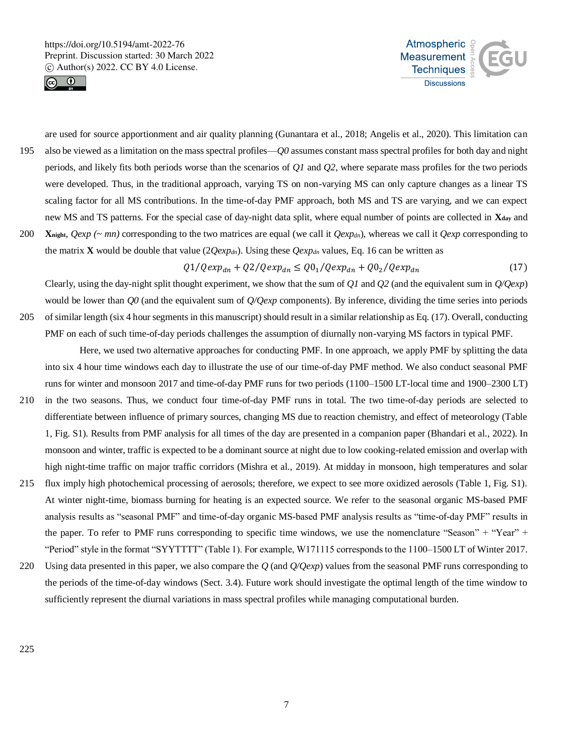are used for source apportionment and air quality planning (Gunantara et al., 2018; Angelis et al., 2020). This limitation can also be viewed as a limitation on the mass spectral profiles—$Q0$ assumes constant mass spectral profiles for both day and night periods, and likely fits both periods worse than the scenarios of $Q1$ and $Q2$, where separate mass profiles for the two periods were developed. Thus, in the traditional approach, varying TS on non-varying MS can only capture changes as a linear TS scaling factor for all MS contributions. In the time-of-day PMF approach, both MS and TS are varying, and we can expect new MS and TS patterns. For the special case of day-night data split, where equal number of points are collected in $\mathbf{X}_{day}$ and $\mathbf{X}_{night}$, $Qexp$ ($\sim mn$) corresponding to the two matrices are equal (we call it $Qexp_{dn}$), whereas we call it $Qexp$ corresponding to the matrix $\mathbf{X}$ would be double that value ($2Qexp_{dn}$). Using these $Qexp_{dn}$ values, Eq. 16 can be written as

$$Q1/Qexp_{dn} + Q2/Qexp_{dn} \leq Q0_1/Qexp_{dn} + Q0_2/Qexp_{dn} \tag{17}$$

Clearly, using the day-night split thought experiment, we show that the sum of $Q1$ and $Q2$ (and the equivalent sum in $Q/Qexp$) would be lower than $Q0$ (and the equivalent sum of $Q/Qexp$ components). By inference, dividing the time series into periods of similar length (six 4 hour segments in this manuscript) should result in a similar relationship as Eq. (17). Overall, conducting PMF on each of such time-of-day periods challenges the assumption of diurnally non-varying MS factors in typical PMF.

Here, we used two alternative approaches for conducting PMF. In one approach, we apply PMF by splitting the data into six 4 hour time windows each day to illustrate the use of our time-of-day PMF method. We also conduct seasonal PMF runs for winter and monsoon 2017 and time-of-day PMF runs for two periods (1100–1500 LT-local time and 1900–2300 LT) in the two seasons. Thus, we conduct four time-of-day PMF runs in total. The two time-of-day periods are selected to differentiate between influence of primary sources, changing MS due to reaction chemistry, and effect of meteorology (Table 1, Fig. S1). Results from PMF analysis for all times of the day are presented in a companion paper (Bhandari et al., 2022). In monsoon and winter, traffic is expected to be a dominant source at night due to low cooking-related emission and overlap with high night-time traffic on major traffic corridors (Mishra et al., 2019). At midday in monsoon, high temperatures and solar flux imply high photochemical processing of aerosols; therefore, we expect to see more oxidized aerosols (Table 1, Fig. S1). At winter night-time, biomass burning for heating is an expected source. We refer to the seasonal organic MS-based PMF analysis results as "seasonal PMF" and time-of-day organic MS-based PMF analysis results as "time-of-day PMF" results in the paper. To refer to PMF runs corresponding to specific time windows, we use the nomenclature "Season" + "Year" + "Period" style in the format "SYYTTTT" (Table 1). For example, W171115 corresponds to the 1100–1500 LT of Winter 2017. Using data presented in this paper, we also compare the $Q$ (and $Q/Qexp$) values from the seasonal PMF runs corresponding to the periods of the time-of-day windows (Sect. 3.4). Future work should investigate the optimal length of the time window to sufficiently represent the diurnal variations in mass spectral profiles while managing computational burden.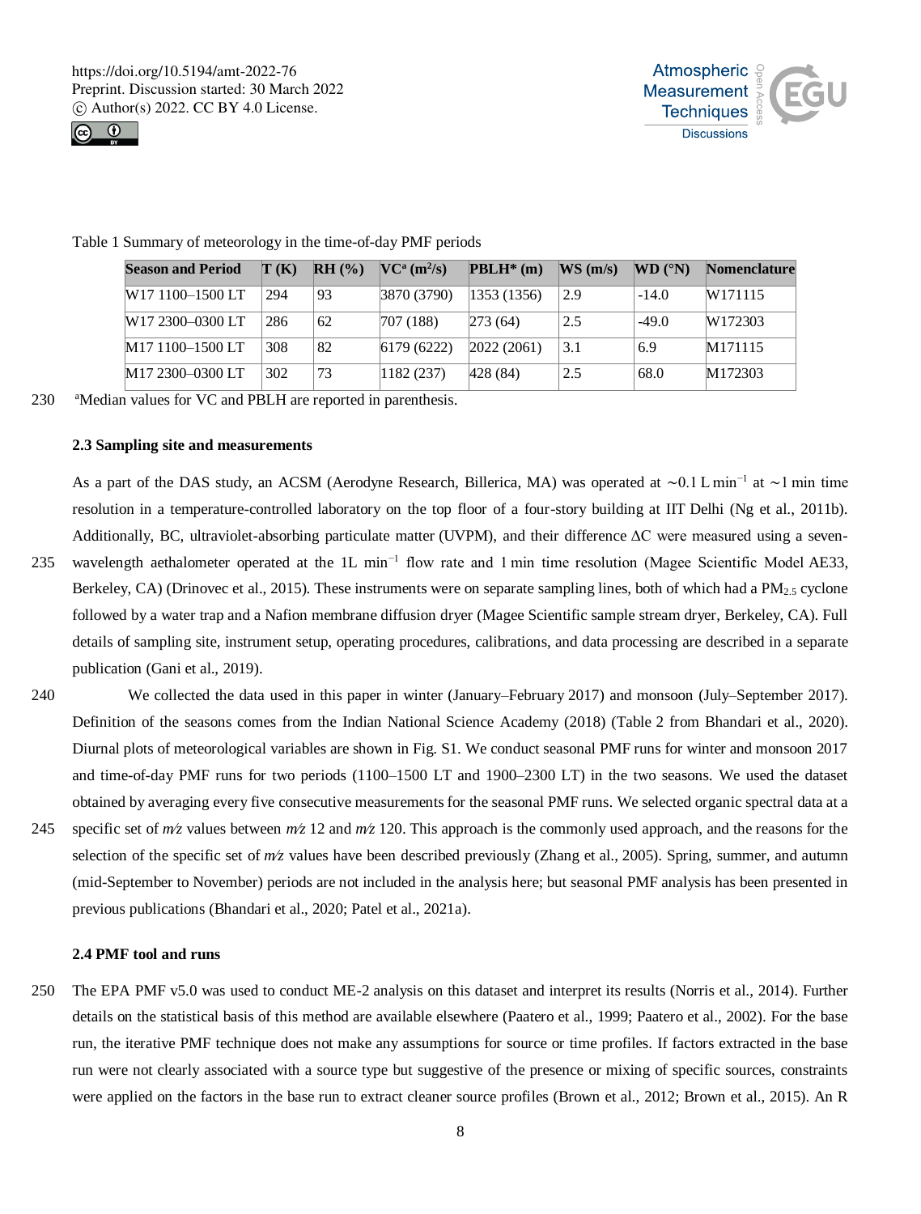Table 1 Summary of meteorology in the time-of-day PMF periods

| Season and Period | T (K) | RH (%) | VC[a] ($m^2$/s) | PBLH* (m) | WS (m/s) | WD (°N) | Nomenclature |
|---|---|---|---|---|---|---|---|
| W17 1100–1500 LT | 294 | 93 | 3870 (3790) | 1353 (1356) | 2.9 | -14.0 | W171115 |
| W17 2300–0300 LT | 286 | 62 | 707 (188) | 273 (64) | 2.5 | -49.0 | W172303 |
| M17 1100–1500 LT | 308 | 82 | 6179 (6222) | 2022 (2061) | 3.1 | 6.9 | M171115 |
| M17 2300–0300 LT | 302 | 73 | 1182 (237) | 428 (84) | 2.5 | 68.0 | M172303 |

[a]Median values for VC and PBLH are reported in parenthesis.

### 2.3 Sampling site and measurements

As a part of the DAS study, an ACSM (Aerodyne Research, Billerica, MA) was operated at ∼0.1 L $min^{-1}$ at ∼1 min time resolution in a temperature-controlled laboratory on the top floor of a four-story building at IIT Delhi (Ng et al., 2011b). Additionally, BC, ultraviolet-absorbing particulate matter (UVPM), and their difference ΔC were measured using a seven-wavelength aethalometer operated at the 1L $min^{-1}$ flow rate and 1 min time resolution (Magee Scientific Model AE33, Berkeley, CA) (Drinovec et al., 2015). These instruments were on separate sampling lines, both of which had a $PM_{2.5}$ cyclone followed by a water trap and a Nafion membrane diffusion dryer (Magee Scientific sample stream dryer, Berkeley, CA). Full details of sampling site, instrument setup, operating procedures, calibrations, and data processing are described in a separate publication (Gani et al., 2019).

We collected the data used in this paper in winter (January–February 2017) and monsoon (July–September 2017). Definition of the seasons comes from the Indian National Science Academy (2018) (Table 2 from Bhandari et al., 2020). Diurnal plots of meteorological variables are shown in Fig. S1. We conduct seasonal PMF runs for winter and monsoon 2017 and time-of-day PMF runs for two periods (1100–1500 LT and 1900–2300 LT) in the two seasons. We used the dataset obtained by averaging every five consecutive measurements for the seasonal PMF runs. We selected organic spectral data at a specific set of $m/z$ values between $m/z$ 12 and $m/z$ 120. This approach is the commonly used approach, and the reasons for the selection of the specific set of $m/z$ values have been described previously (Zhang et al., 2005). Spring, summer, and autumn (mid-September to November) periods are not included in the analysis here; but seasonal PMF analysis has been presented in previous publications (Bhandari et al., 2020; Patel et al., 2021a).

### 2.4 PMF tool and runs

The EPA PMF v5.0 was used to conduct ME-2 analysis on this dataset and interpret its results (Norris et al., 2014). Further details on the statistical basis of this method are available elsewhere (Paatero et al., 1999; Paatero et al., 2002). For the base run, the iterative PMF technique does not make any assumptions for source or time profiles. If factors extracted in the base run were not clearly associated with a source type but suggestive of the presence or mixing of specific sources, constraints were applied on the factors in the base run to extract cleaner source profiles (Brown et al., 2012; Brown et al., 2015). An R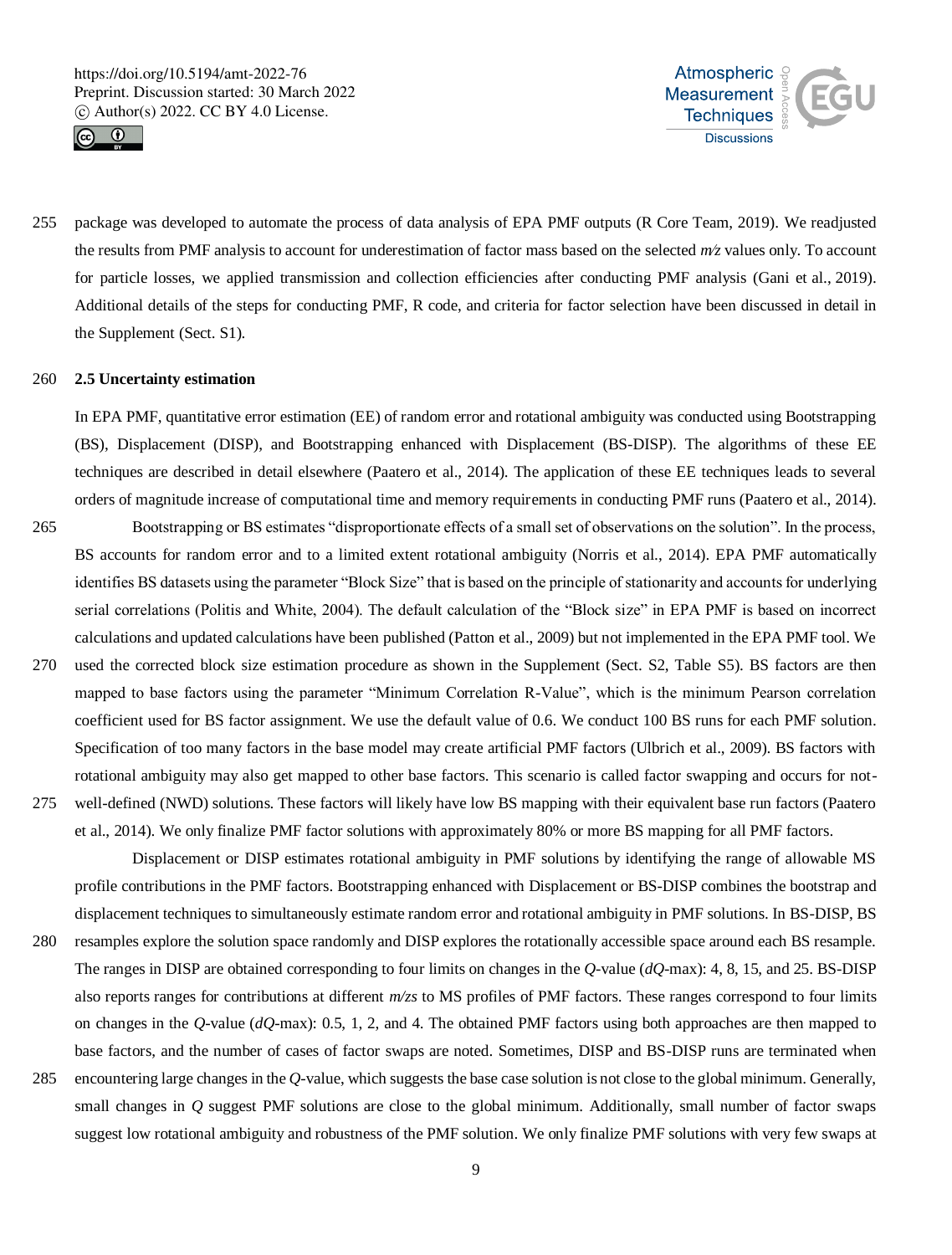package was developed to automate the process of data analysis of EPA PMF outputs (R Core Team, 2019). We readjusted the results from PMF analysis to account for underestimation of factor mass based on the selected *m/z* values only. To account for particle losses, we applied transmission and collection efficiencies after conducting PMF analysis (Gani et al., 2019). Additional details of the steps for conducting PMF, R code, and criteria for factor selection have been discussed in detail in the Supplement (Sect. S1).

## 2.5 Uncertainty estimation

In EPA PMF, quantitative error estimation (EE) of random error and rotational ambiguity was conducted using Bootstrapping (BS), Displacement (DISP), and Bootstrapping enhanced with Displacement (BS-DISP). The algorithms of these EE techniques are described in detail elsewhere (Paatero et al., 2014). The application of these EE techniques leads to several orders of magnitude increase of computational time and memory requirements in conducting PMF runs (Paatero et al., 2014).

Bootstrapping or BS estimates "disproportionate effects of a small set of observations on the solution". In the process, BS accounts for random error and to a limited extent rotational ambiguity (Norris et al., 2014). EPA PMF automatically identifies BS datasets using the parameter "Block Size" that is based on the principle of stationarity and accounts for underlying serial correlations (Politis and White, 2004). The default calculation of the "Block size" in EPA PMF is based on incorrect calculations and updated calculations have been published (Patton et al., 2009) but not implemented in the EPA PMF tool. We used the corrected block size estimation procedure as shown in the Supplement (Sect. S2, Table S5). BS factors are then mapped to base factors using the parameter "Minimum Correlation R-Value", which is the minimum Pearson correlation coefficient used for BS factor assignment. We use the default value of 0.6. We conduct 100 BS runs for each PMF solution. Specification of too many factors in the base model may create artificial PMF factors (Ulbrich et al., 2009). BS factors with rotational ambiguity may also get mapped to other base factors. This scenario is called factor swapping and occurs for not-well-defined (NWD) solutions. These factors will likely have low BS mapping with their equivalent base run factors (Paatero et al., 2014). We only finalize PMF factor solutions with approximately 80% or more BS mapping for all PMF factors.

Displacement or DISP estimates rotational ambiguity in PMF solutions by identifying the range of allowable MS profile contributions in the PMF factors. Bootstrapping enhanced with Displacement or BS-DISP combines the bootstrap and displacement techniques to simultaneously estimate random error and rotational ambiguity in PMF solutions. In BS-DISP, BS resamples explore the solution space randomly and DISP explores the rotationally accessible space around each BS resample. The ranges in DISP are obtained corresponding to four limits on changes in the *Q*-value (*dQ*-max): 4, 8, 15, and 25. BS-DISP also reports ranges for contributions at different *m/zs* to MS profiles of PMF factors. These ranges correspond to four limits on changes in the *Q*-value (*dQ*-max): 0.5, 1, 2, and 4. The obtained PMF factors using both approaches are then mapped to base factors, and the number of cases of factor swaps are noted. Sometimes, DISP and BS-DISP runs are terminated when encountering large changes in the *Q*-value, which suggests the base case solution is not close to the global minimum. Generally, small changes in *Q* suggest PMF solutions are close to the global minimum. Additionally, small number of factor swaps suggest low rotational ambiguity and robustness of the PMF solution. We only finalize PMF solutions with very few swaps at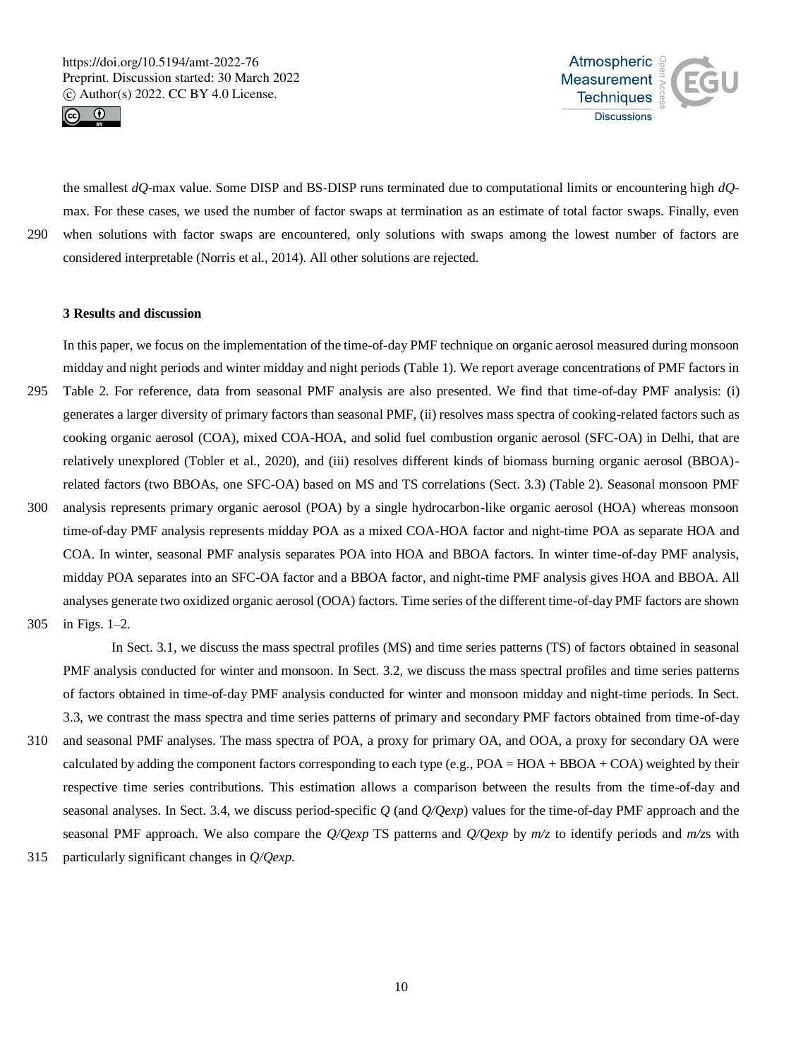the smallest *dQ*-max value. Some DISP and BS-DISP runs terminated due to computational limits or encountering high *dQ*-max. For these cases, we used the number of factor swaps at termination as an estimate of total factor swaps. Finally, even when solutions with factor swaps are encountered, only solutions with swaps among the lowest number of factors are considered interpretable (Norris et al., 2014). All other solutions are rejected.

## 3 Results and discussion

In this paper, we focus on the implementation of the time-of-day PMF technique on organic aerosol measured during monsoon midday and night periods and winter midday and night periods (Table 1). We report average concentrations of PMF factors in Table 2. For reference, data from seasonal PMF analysis are also presented. We find that time-of-day PMF analysis: (i) generates a larger diversity of primary factors than seasonal PMF, (ii) resolves mass spectra of cooking-related factors such as cooking organic aerosol (COA), mixed COA-HOA, and solid fuel combustion organic aerosol (SFC-OA) in Delhi, that are relatively unexplored (Tobler et al., 2020), and (iii) resolves different kinds of biomass burning organic aerosol (BBOA)-related factors (two BBOAs, one SFC-OA) based on MS and TS correlations (Sect. 3.3) (Table 2). Seasonal monsoon PMF analysis represents primary organic aerosol (POA) by a single hydrocarbon-like organic aerosol (HOA) whereas monsoon time-of-day PMF analysis represents midday POA as a mixed COA-HOA factor and night-time POA as separate HOA and COA. In winter, seasonal PMF analysis separates POA into HOA and BBOA factors. In winter time-of-day PMF analysis, midday POA separates into an SFC-OA factor and a BBOA factor, and night-time PMF analysis gives HOA and BBOA. All analyses generate two oxidized organic aerosol (OOA) factors. Time series of the different time-of-day PMF factors are shown in Figs. 1–2.

In Sect. 3.1, we discuss the mass spectral profiles (MS) and time series patterns (TS) of factors obtained in seasonal PMF analysis conducted for winter and monsoon. In Sect. 3.2, we discuss the mass spectral profiles and time series patterns of factors obtained in time-of-day PMF analysis conducted for winter and monsoon midday and night-time periods. In Sect. 3.3, we contrast the mass spectra and time series patterns of primary and secondary PMF factors obtained from time-of-day and seasonal PMF analyses. The mass spectra of POA, a proxy for primary OA, and OOA, a proxy for secondary OA were calculated by adding the component factors corresponding to each type (e.g., POA = HOA + BBOA + COA) weighted by their respective time series contributions. This estimation allows a comparison between the results from the time-of-day and seasonal analyses. In Sect. 3.4, we discuss period-specific *Q* (and *Q/Qexp*) values for the time-of-day PMF approach and the seasonal PMF approach. We also compare the *Q/Qexp* TS patterns and *Q/Qexp* by *m/z* to identify periods and *m/z*s with particularly significant changes in *Q/Qexp*.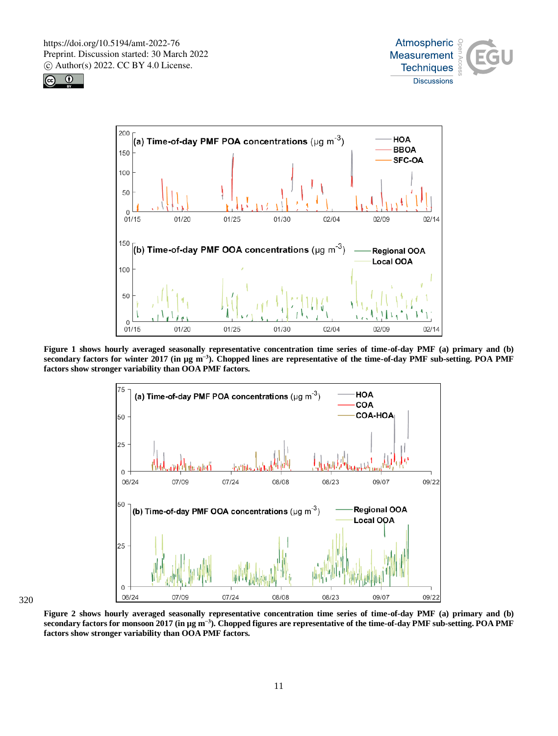**Figure 1 shows hourly averaged seasonally representative concentration time series of time-of-day PMF (a) primary and (b) secondary factors for winter 2017 (in μg m$^{-3}$). Chopped lines are representative of the time-of-day PMF sub-setting. POA PMF factors show stronger variability than OOA PMF factors.**

**Figure 2 shows hourly averaged seasonally representative concentration time series of time-of-day PMF (a) primary and (b) secondary factors for monsoon 2017 (in μg m$^{-3}$). Chopped figures are representative of the time-of-day PMF sub-setting. POA PMF factors show stronger variability than OOA PMF factors.**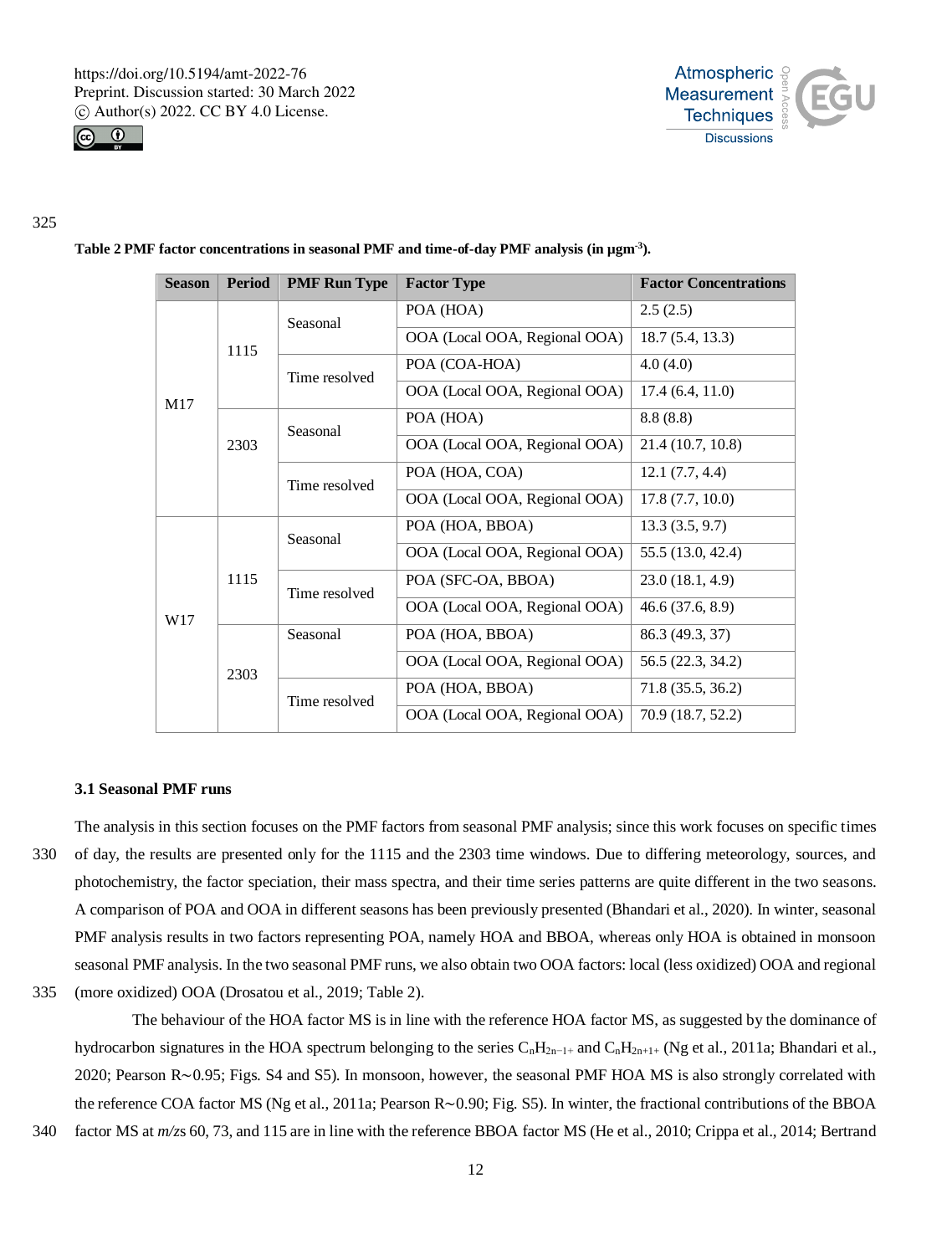**Table 2 PMF factor concentrations in seasonal PMF and time-of-day PMF analysis (in µgm$^{-3}$).**

| Season | Period | PMF Run Type | Factor Type | Factor Concentrations |
|---|---|---|---|---|
| M17 | 1115 | Seasonal | POA (HOA) | 2.5 (2.5) |
| | | | OOA (Local OOA, Regional OOA) | 18.7 (5.4, 13.3) |
| | | Time resolved | POA (COA-HOA) | 4.0 (4.0) |
| | | | OOA (Local OOA, Regional OOA) | 17.4 (6.4, 11.0) |
| | 2303 | Seasonal | POA (HOA) | 8.8 (8.8) |
| | | | OOA (Local OOA, Regional OOA) | 21.4 (10.7, 10.8) |
| | | Time resolved | POA (HOA, COA) | 12.1 (7.7, 4.4) |
| | | | OOA (Local OOA, Regional OOA) | 17.8 (7.7, 10.0) |
| W17 | 1115 | Seasonal | POA (HOA, BBOA) | 13.3 (3.5, 9.7) |
| | | | OOA (Local OOA, Regional OOA) | 55.5 (13.0, 42.4) |
| | | Time resolved | POA (SFC-OA, BBOA) | 23.0 (18.1, 4.9) |
| | | | OOA (Local OOA, Regional OOA) | 46.6 (37.6, 8.9) |
| | 2303 | Seasonal | POA (HOA, BBOA) | 86.3 (49.3, 37) |
| | | | OOA (Local OOA, Regional OOA) | 56.5 (22.3, 34.2) |
| | | Time resolved | POA (HOA, BBOA) | 71.8 (35.5, 36.2) |
| | | | OOA (Local OOA, Regional OOA) | 70.9 (18.7, 52.2) |

### 3.1 Seasonal PMF runs

The analysis in this section focuses on the PMF factors from seasonal PMF analysis; since this work focuses on specific times of day, the results are presented only for the 1115 and the 2303 time windows. Due to differing meteorology, sources, and photochemistry, the factor speciation, their mass spectra, and their time series patterns are quite different in the two seasons. A comparison of POA and OOA in different seasons has been previously presented (Bhandari et al., 2020). In winter, seasonal PMF analysis results in two factors representing POA, namely HOA and BBOA, whereas only HOA is obtained in monsoon seasonal PMF analysis. In the two seasonal PMF runs, we also obtain two OOA factors: local (less oxidized) OOA and regional (more oxidized) OOA (Drosatou et al., 2019; Table 2).

The behaviour of the HOA factor MS is in line with the reference HOA factor MS, as suggested by the dominance of hydrocarbon signatures in the HOA spectrum belonging to the series $C_nH_{2n-1+}$ and $C_nH_{2n+1+}$ (Ng et al., 2011a; Bhandari et al., 2020; Pearson R~0.95; Figs. S4 and S5). In monsoon, however, the seasonal PMF HOA MS is also strongly correlated with the reference COA factor MS (Ng et al., 2011a; Pearson R~0.90; Fig. S5). In winter, the fractional contributions of the BBOA factor MS at *m/z*s 60, 73, and 115 are in line with the reference BBOA factor MS (He et al., 2010; Crippa et al., 2014; Bertrand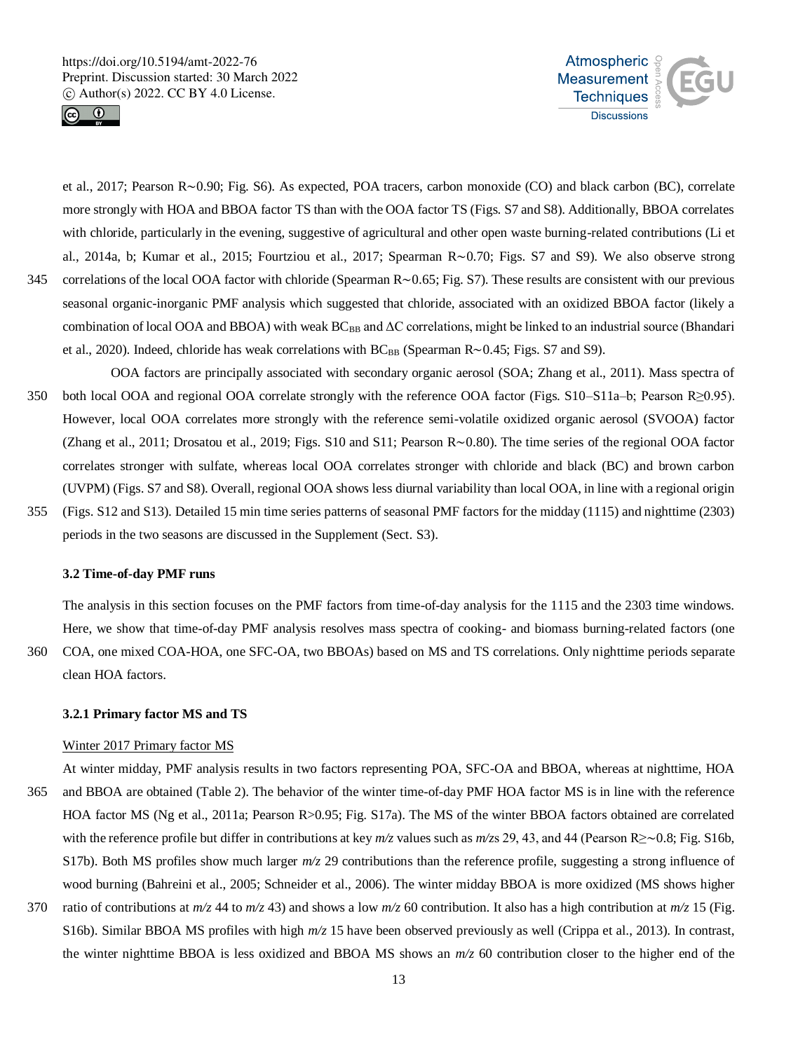et al., 2017; Pearson R∼0.90; Fig. S6). As expected, POA tracers, carbon monoxide (CO) and black carbon (BC), correlate more strongly with HOA and BBOA factor TS than with the OOA factor TS (Figs. S7 and S8). Additionally, BBOA correlates with chloride, particularly in the evening, suggestive of agricultural and other open waste burning-related contributions (Li et al., 2014a, b; Kumar et al., 2015; Fourtziou et al., 2017; Spearman R∼0.70; Figs. S7 and S9). We also observe strong correlations of the local OOA factor with chloride (Spearman R∼0.65; Fig. S7). These results are consistent with our previous seasonal organic-inorganic PMF analysis which suggested that chloride, associated with an oxidized BBOA factor (likely a combination of local OOA and BBOA) with weak $BC_{BB}$ and ΔC correlations, might be linked to an industrial source (Bhandari et al., 2020). Indeed, chloride has weak correlations with $BC_{BB}$ (Spearman R∼0.45; Figs. S7 and S9).

OOA factors are principally associated with secondary organic aerosol (SOA; Zhang et al., 2011). Mass spectra of both local OOA and regional OOA correlate strongly with the reference OOA factor (Figs. S10–S11a–b; Pearson R≥0.95). However, local OOA correlates more strongly with the reference semi-volatile oxidized organic aerosol (SVOOA) factor (Zhang et al., 2011; Drosatou et al., 2019; Figs. S10 and S11; Pearson R∼0.80). The time series of the regional OOA factor correlates stronger with sulfate, whereas local OOA correlates stronger with chloride and black (BC) and brown carbon (UVPM) (Figs. S7 and S8). Overall, regional OOA shows less diurnal variability than local OOA, in line with a regional origin (Figs. S12 and S13). Detailed 15 min time series patterns of seasonal PMF factors for the midday (1115) and nighttime (2303) periods in the two seasons are discussed in the Supplement (Sect. S3).

### 3.2 Time-of-day PMF runs

The analysis in this section focuses on the PMF factors from time-of-day analysis for the 1115 and the 2303 time windows. Here, we show that time-of-day PMF analysis resolves mass spectra of cooking- and biomass burning-related factors (one COA, one mixed COA-HOA, one SFC-OA, two BBOAs) based on MS and TS correlations. Only nighttime periods separate clean HOA factors.

#### 3.2.1 Primary factor MS and TS

Winter 2017 Primary factor MS

At winter midday, PMF analysis results in two factors representing POA, SFC-OA and BBOA, whereas at nighttime, HOA and BBOA are obtained (Table 2). The behavior of the winter time-of-day PMF HOA factor MS is in line with the reference HOA factor MS (Ng et al., 2011a; Pearson R>0.95; Fig. S17a). The MS of the winter BBOA factors obtained are correlated with the reference profile but differ in contributions at key *m/z* values such as *m/z*s 29, 43, and 44 (Pearson R≥∼0.8; Fig. S16b, S17b). Both MS profiles show much larger *m/z* 29 contributions than the reference profile, suggesting a strong influence of wood burning (Bahreini et al., 2005; Schneider et al., 2006). The winter midday BBOA is more oxidized (MS shows higher ratio of contributions at *m/z* 44 to *m/z* 43) and shows a low *m/z* 60 contribution. It also has a high contribution at *m/z* 15 (Fig. S16b). Similar BBOA MS profiles with high *m/z* 15 have been observed previously as well (Crippa et al., 2013). In contrast, the winter nighttime BBOA is less oxidized and BBOA MS shows an *m/z* 60 contribution closer to the higher end of the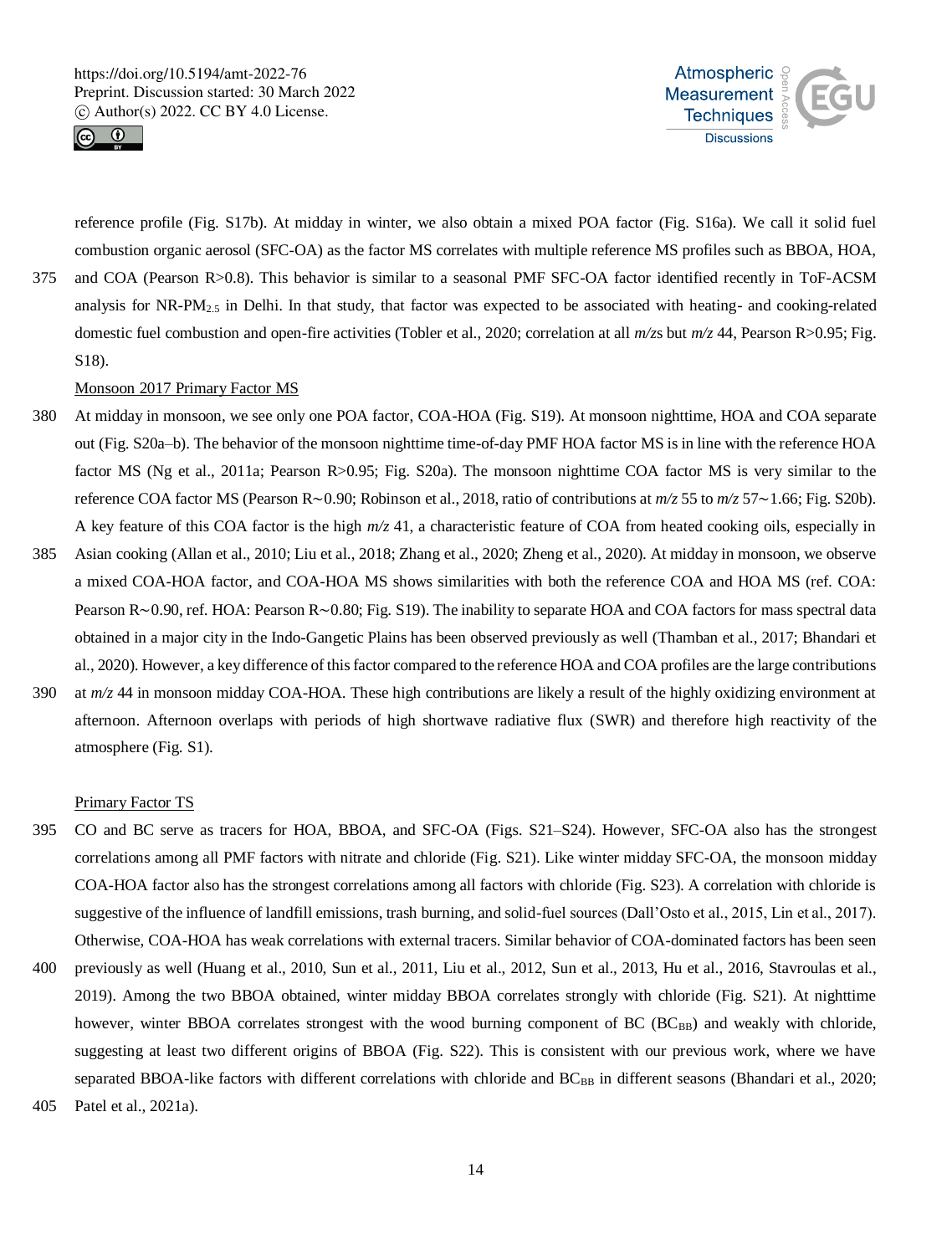reference profile (Fig. S17b). At midday in winter, we also obtain a mixed POA factor (Fig. S16a). We call it solid fuel combustion organic aerosol (SFC-OA) as the factor MS correlates with multiple reference MS profiles such as BBOA, HOA, and COA (Pearson R>0.8). This behavior is similar to a seasonal PMF SFC-OA factor identified recently in ToF-ACSM analysis for NR-$PM_{2.5}$ in Delhi. In that study, that factor was expected to be associated with heating- and cooking-related domestic fuel combustion and open-fire activities (Tobler et al., 2020; correlation at all *m/z*s but *m/z* 44, Pearson R>0.95; Fig. S18).

<u>Monsoon 2017 Primary Factor MS</u>

At midday in monsoon, we see only one POA factor, COA-HOA (Fig. S19). At monsoon nighttime, HOA and COA separate out (Fig. S20a–b). The behavior of the monsoon nighttime time-of-day PMF HOA factor MS is in line with the reference HOA factor MS (Ng et al., 2011a; Pearson R>0.95; Fig. S20a). The monsoon nighttime COA factor MS is very similar to the reference COA factor MS (Pearson R~0.90; Robinson et al., 2018, ratio of contributions at *m/z* 55 to *m/z* 57~1.66; Fig. S20b). A key feature of this COA factor is the high *m/z* 41, a characteristic feature of COA from heated cooking oils, especially in Asian cooking (Allan et al., 2010; Liu et al., 2018; Zhang et al., 2020; Zheng et al., 2020). At midday in monsoon, we observe a mixed COA-HOA factor, and COA-HOA MS shows similarities with both the reference COA and HOA MS (ref. COA: Pearson R~0.90, ref. HOA: Pearson R~0.80; Fig. S19). The inability to separate HOA and COA factors for mass spectral data obtained in a major city in the Indo-Gangetic Plains has been observed previously as well (Thamban et al., 2017; Bhandari et al., 2020). However, a key difference of this factor compared to the reference HOA and COA profiles are the large contributions at *m/z* 44 in monsoon midday COA-HOA. These high contributions are likely a result of the highly oxidizing environment at afternoon. Afternoon overlaps with periods of high shortwave radiative flux (SWR) and therefore high reactivity of the atmosphere (Fig. S1).

<u>Primary Factor TS</u>

CO and BC serve as tracers for HOA, BBOA, and SFC-OA (Figs. S21–S24). However, SFC-OA also has the strongest correlations among all PMF factors with nitrate and chloride (Fig. S21). Like winter midday SFC-OA, the monsoon midday COA-HOA factor also has the strongest correlations among all factors with chloride (Fig. S23). A correlation with chloride is suggestive of the influence of landfill emissions, trash burning, and solid-fuel sources (Dall'Osto et al., 2015, Lin et al., 2017). Otherwise, COA-HOA has weak correlations with external tracers. Similar behavior of COA-dominated factors has been seen previously as well (Huang et al., 2010, Sun et al., 2011, Liu et al., 2012, Sun et al., 2013, Hu et al., 2016, Stavroulas et al., 2019). Among the two BBOA obtained, winter midday BBOA correlates strongly with chloride (Fig. S21). At nighttime however, winter BBOA correlates strongest with the wood burning component of BC ($BC_{BB}$) and weakly with chloride, suggesting at least two different origins of BBOA (Fig. S22). This is consistent with our previous work, where we have separated BBOA-like factors with different correlations with chloride and $BC_{BB}$ in different seasons (Bhandari et al., 2020; Patel et al., 2021a).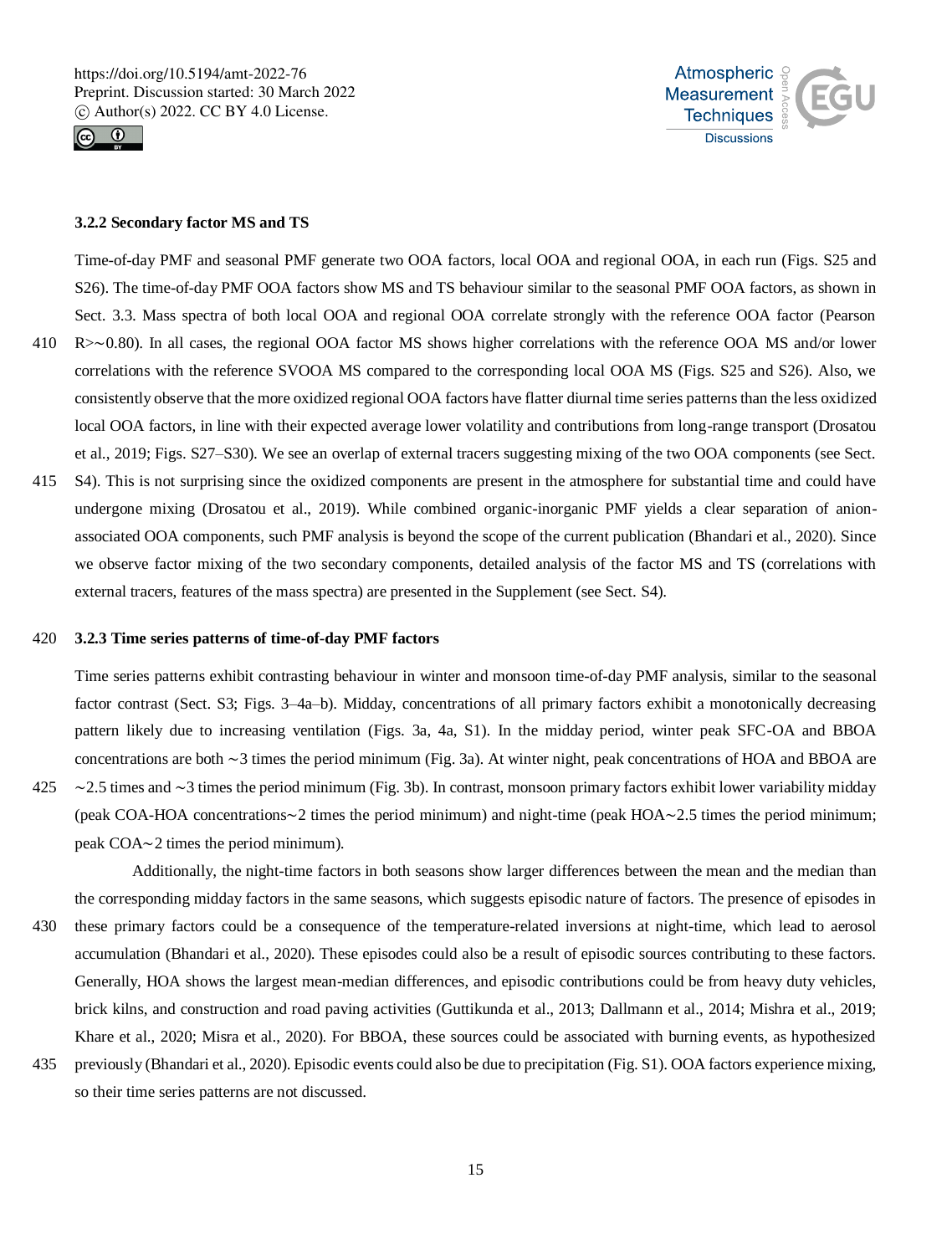### 3.2.2 Secondary factor MS and TS

Time-of-day PMF and seasonal PMF generate two OOA factors, local OOA and regional OOA, in each run (Figs. S25 and S26). The time-of-day PMF OOA factors show MS and TS behaviour similar to the seasonal PMF OOA factors, as shown in Sect. 3.3. Mass spectra of both local OOA and regional OOA correlate strongly with the reference OOA factor (Pearson R>∼0.80). In all cases, the regional OOA factor MS shows higher correlations with the reference OOA MS and/or lower correlations with the reference SVOOA MS compared to the corresponding local OOA MS (Figs. S25 and S26). Also, we consistently observe that the more oxidized regional OOA factors have flatter diurnal time series patterns than the less oxidized local OOA factors, in line with their expected average lower volatility and contributions from long-range transport (Drosatou et al., 2019; Figs. S27–S30). We see an overlap of external tracers suggesting mixing of the two OOA components (see Sect. S4). This is not surprising since the oxidized components are present in the atmosphere for substantial time and could have undergone mixing (Drosatou et al., 2019). While combined organic-inorganic PMF yields a clear separation of anion-associated OOA components, such PMF analysis is beyond the scope of the current publication (Bhandari et al., 2020). Since we observe factor mixing of the two secondary components, detailed analysis of the factor MS and TS (correlations with external tracers, features of the mass spectra) are presented in the Supplement (see Sect. S4).

### 3.2.3 Time series patterns of time-of-day PMF factors

Time series patterns exhibit contrasting behaviour in winter and monsoon time-of-day PMF analysis, similar to the seasonal factor contrast (Sect. S3; Figs. 3–4a–b). Midday, concentrations of all primary factors exhibit a monotonically decreasing pattern likely due to increasing ventilation (Figs. 3a, 4a, S1). In the midday period, winter peak SFC-OA and BBOA concentrations are both ∼3 times the period minimum (Fig. 3a). At winter night, peak concentrations of HOA and BBOA are ∼2.5 times and ∼3 times the period minimum (Fig. 3b). In contrast, monsoon primary factors exhibit lower variability midday (peak COA-HOA concentrations∼2 times the period minimum) and night-time (peak HOA∼2.5 times the period minimum; peak COA∼2 times the period minimum).

Additionally, the night-time factors in both seasons show larger differences between the mean and the median than the corresponding midday factors in the same seasons, which suggests episodic nature of factors. The presence of episodes in these primary factors could be a consequence of the temperature-related inversions at night-time, which lead to aerosol accumulation (Bhandari et al., 2020). These episodes could also be a result of episodic sources contributing to these factors. Generally, HOA shows the largest mean-median differences, and episodic contributions could be from heavy duty vehicles, brick kilns, and construction and road paving activities (Guttikunda et al., 2013; Dallmann et al., 2014; Mishra et al., 2019; Khare et al., 2020; Misra et al., 2020). For BBOA, these sources could be associated with burning events, as hypothesized previously (Bhandari et al., 2020). Episodic events could also be due to precipitation (Fig. S1). OOA factors experience mixing, so their time series patterns are not discussed.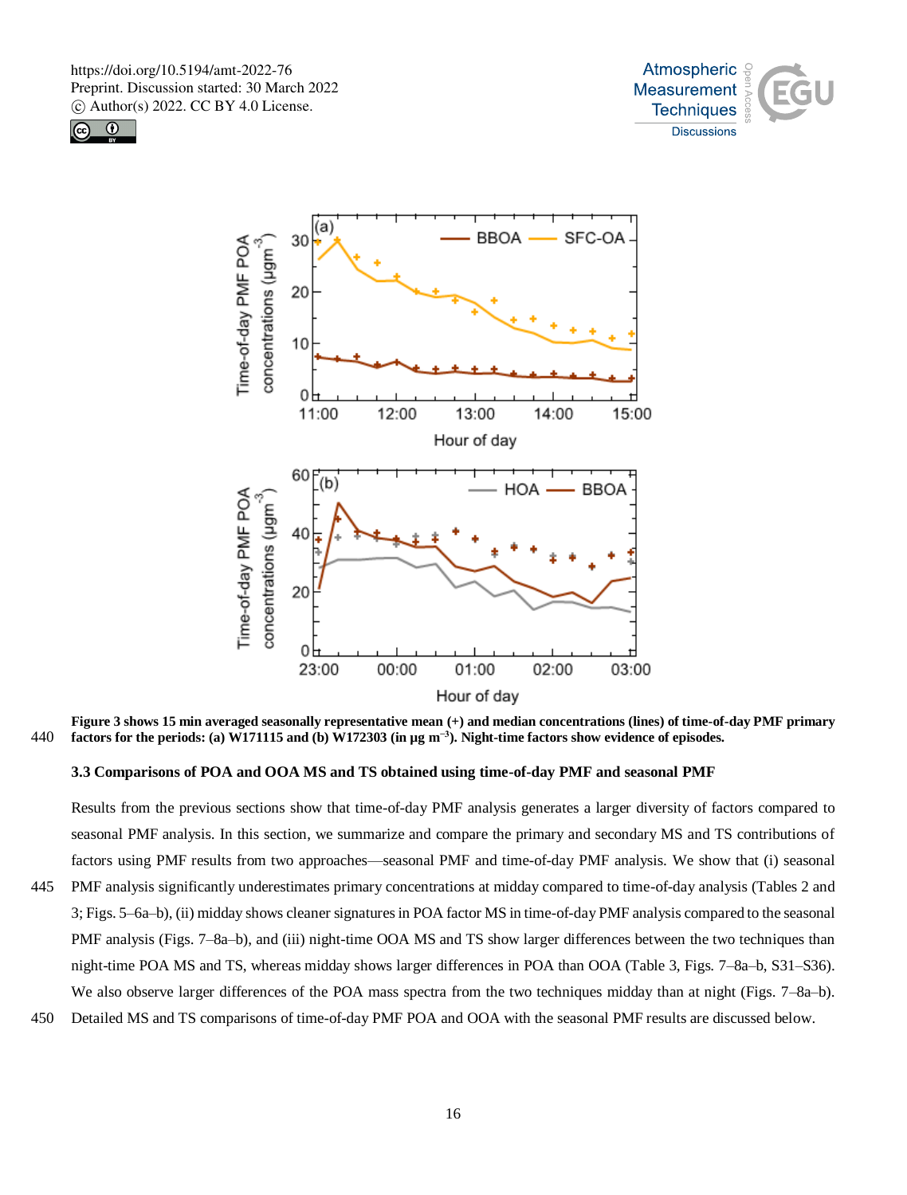**Figure 3 shows 15 min averaged seasonally representative mean (+) and median concentrations (lines) of time-of-day PMF primary factors for the periods: (a) W171115 and (b) W172303 (in μg m$^{-3}$). Night-time factors show evidence of episodes.**

### 3.3 Comparisons of POA and OOA MS and TS obtained using time-of-day PMF and seasonal PMF

Results from the previous sections show that time-of-day PMF analysis generates a larger diversity of factors compared to seasonal PMF analysis. In this section, we summarize and compare the primary and secondary MS and TS contributions of factors using PMF results from two approaches—seasonal PMF and time-of-day PMF analysis. We show that (i) seasonal PMF analysis significantly underestimates primary concentrations at midday compared to time-of-day analysis (Tables 2 and 3; Figs. 5–6a–b), (ii) midday shows cleaner signatures in POA factor MS in time-of-day PMF analysis compared to the seasonal PMF analysis (Figs. 7–8a–b), and (iii) night-time OOA MS and TS show larger differences between the two techniques than night-time POA MS and TS, whereas midday shows larger differences in POA than OOA (Table 3, Figs. 7–8a–b, S31–S36). We also observe larger differences of the POA mass spectra from the two techniques midday than at night (Figs. 7–8a–b). Detailed MS and TS comparisons of time-of-day PMF POA and OOA with the seasonal PMF results are discussed below.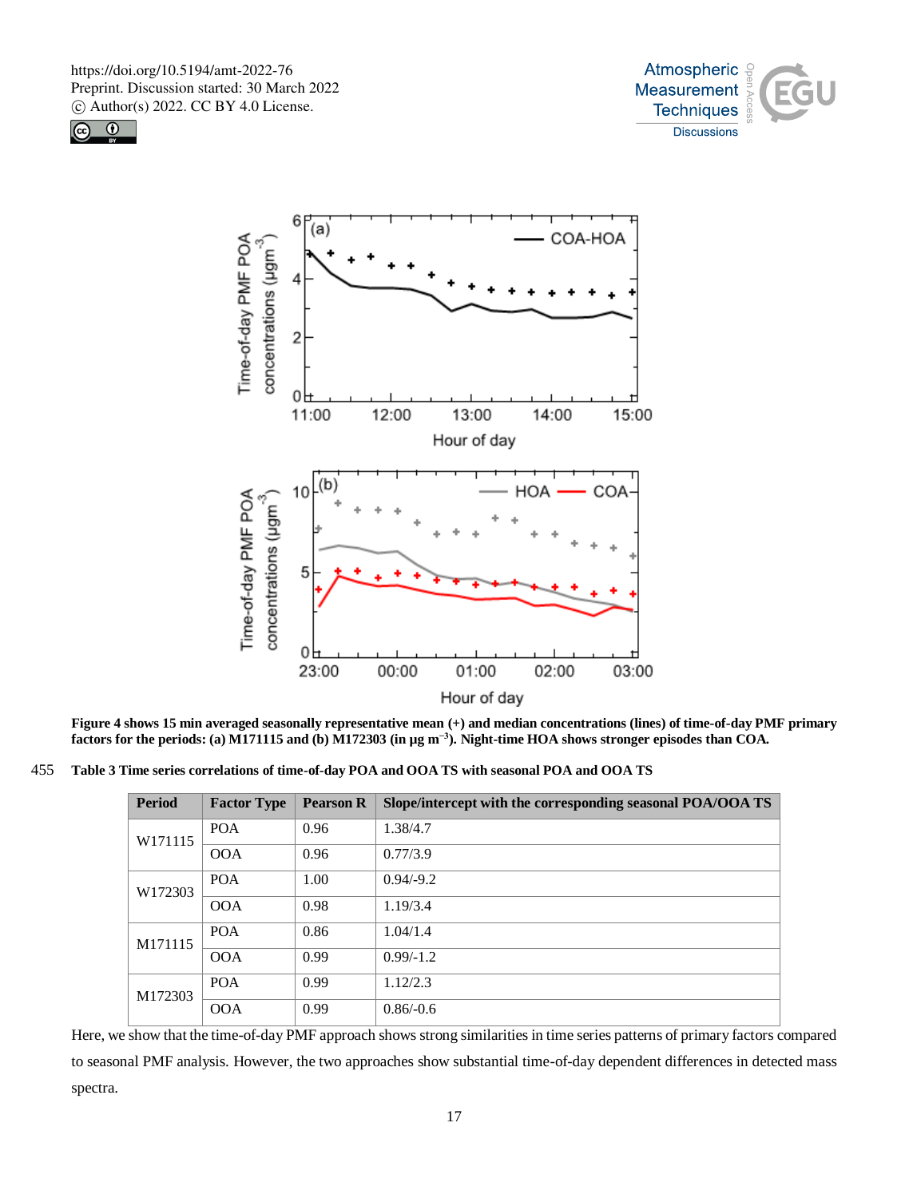**Figure 4 shows 15 min averaged seasonally representative mean (+) and median concentrations (lines) of time-of-day PMF primary factors for the periods: (a) M171115 and (b) M172303 (in µg m$^{-3}$). Night-time HOA shows stronger episodes than COA.**

**Table 3 Time series correlations of time-of-day POA and OOA TS with seasonal POA and OOA TS**

| Period | Factor Type | Pearson R | Slope/intercept with the corresponding seasonal POA/OOA TS |
|---|---|---|---|
| W171115 | POA | 0.96 | 1.38/4.7 |
| | OOA | 0.96 | 0.77/3.9 |
| W172303 | POA | 1.00 | 0.94/-9.2 |
| | OOA | 0.98 | 1.19/3.4 |
| M171115 | POA | 0.86 | 1.04/1.4 |
| | OOA | 0.99 | 0.99/-1.2 |
| M172303 | POA | 0.99 | 1.12/2.3 |
| | OOA | 0.99 | 0.86/-0.6 |

Here, we show that the time-of-day PMF approach shows strong similarities in time series patterns of primary factors compared to seasonal PMF analysis. However, the two approaches show substantial time-of-day dependent differences in detected mass spectra.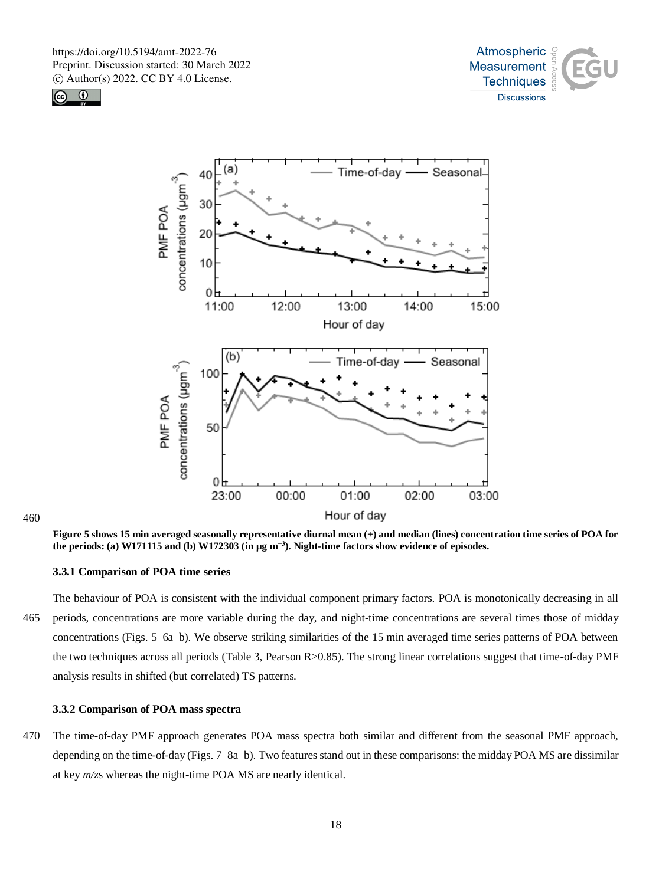Figure 5 shows 15 min averaged seasonally representative diurnal mean (+) and median (lines) concentration time series of POA for the periods: (a) W171115 and (b) W172303 (in µg m$^{-3}$). Night-time factors show evidence of episodes.

### 3.3.1 Comparison of POA time series

The behaviour of POA is consistent with the individual component primary factors. POA is monotonically decreasing in all periods, concentrations are more variable during the day, and night-time concentrations are several times those of midday concentrations (Figs. 5–6a–b). We observe striking similarities of the 15 min averaged time series patterns of POA between the two techniques across all periods (Table 3, Pearson R>0.85). The strong linear correlations suggest that time-of-day PMF analysis results in shifted (but correlated) TS patterns.

### 3.3.2 Comparison of POA mass spectra

The time-of-day PMF approach generates POA mass spectra both similar and different from the seasonal PMF approach, depending on the time-of-day (Figs. 7–8a–b). Two features stand out in these comparisons: the midday POA MS are dissimilar at key *m/z*s whereas the night-time POA MS are nearly identical.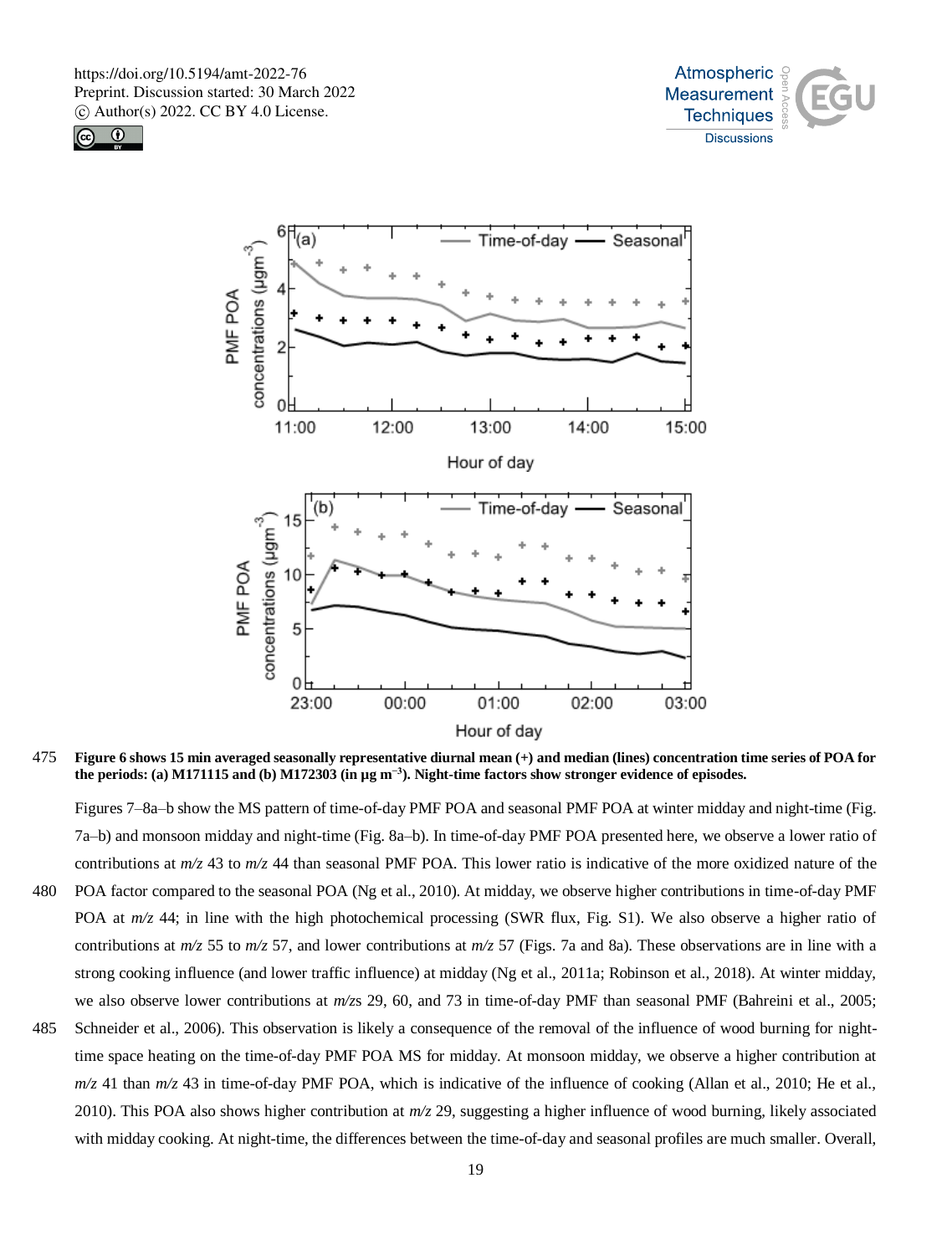**Figure 6 shows 15 min averaged seasonally representative diurnal mean (+) and median (lines) concentration time series of POA for the periods: (a) M171115 and (b) M172303 (in µg m$^{-3}$). Night-time factors show stronger evidence of episodes.**

Figures 7–8a–b show the MS pattern of time-of-day PMF POA and seasonal PMF POA at winter midday and night-time (Fig. 7a–b) and monsoon midday and night-time (Fig. 8a–b). In time-of-day PMF POA presented here, we observe a lower ratio of contributions at *m/z* 43 to *m/z* 44 than seasonal PMF POA. This lower ratio is indicative of the more oxidized nature of the POA factor compared to the seasonal POA (Ng et al., 2010). At midday, we observe higher contributions in time-of-day PMF POA at *m/z* 44; in line with the high photochemical processing (SWR flux, Fig. S1). We also observe a higher ratio of contributions at *m/z* 55 to *m/z* 57, and lower contributions at *m/z* 57 (Figs. 7a and 8a). These observations are in line with a strong cooking influence (and lower traffic influence) at midday (Ng et al., 2011a; Robinson et al., 2018). At winter midday, we also observe lower contributions at *m/z*s 29, 60, and 73 in time-of-day PMF than seasonal PMF (Bahreini et al., 2005; Schneider et al., 2006). This observation is likely a consequence of the removal of the influence of wood burning for night-time space heating on the time-of-day PMF POA MS for midday. At monsoon midday, we observe a higher contribution at *m/z* 41 than *m/z* 43 in time-of-day PMF POA, which is indicative of the influence of cooking (Allan et al., 2010; He et al., 2010). This POA also shows higher contribution at *m/z* 29, suggesting a higher influence of wood burning, likely associated with midday cooking. At night-time, the differences between the time-of-day and seasonal profiles are much smaller. Overall,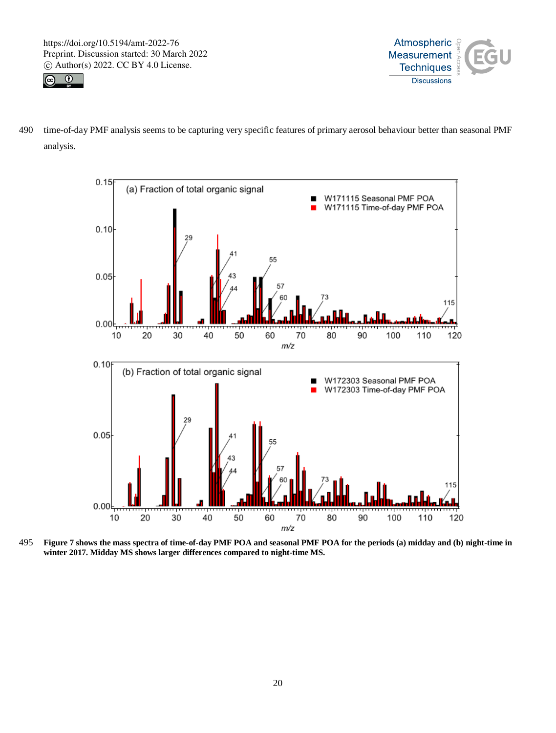time-of-day PMF analysis seems to be capturing very specific features of primary aerosol behaviour better than seasonal PMF analysis.

**Figure 7 shows the mass spectra of time-of-day PMF POA and seasonal PMF POA for the periods (a) midday and (b) night-time in winter 2017. Midday MS shows larger differences compared to night-time MS.**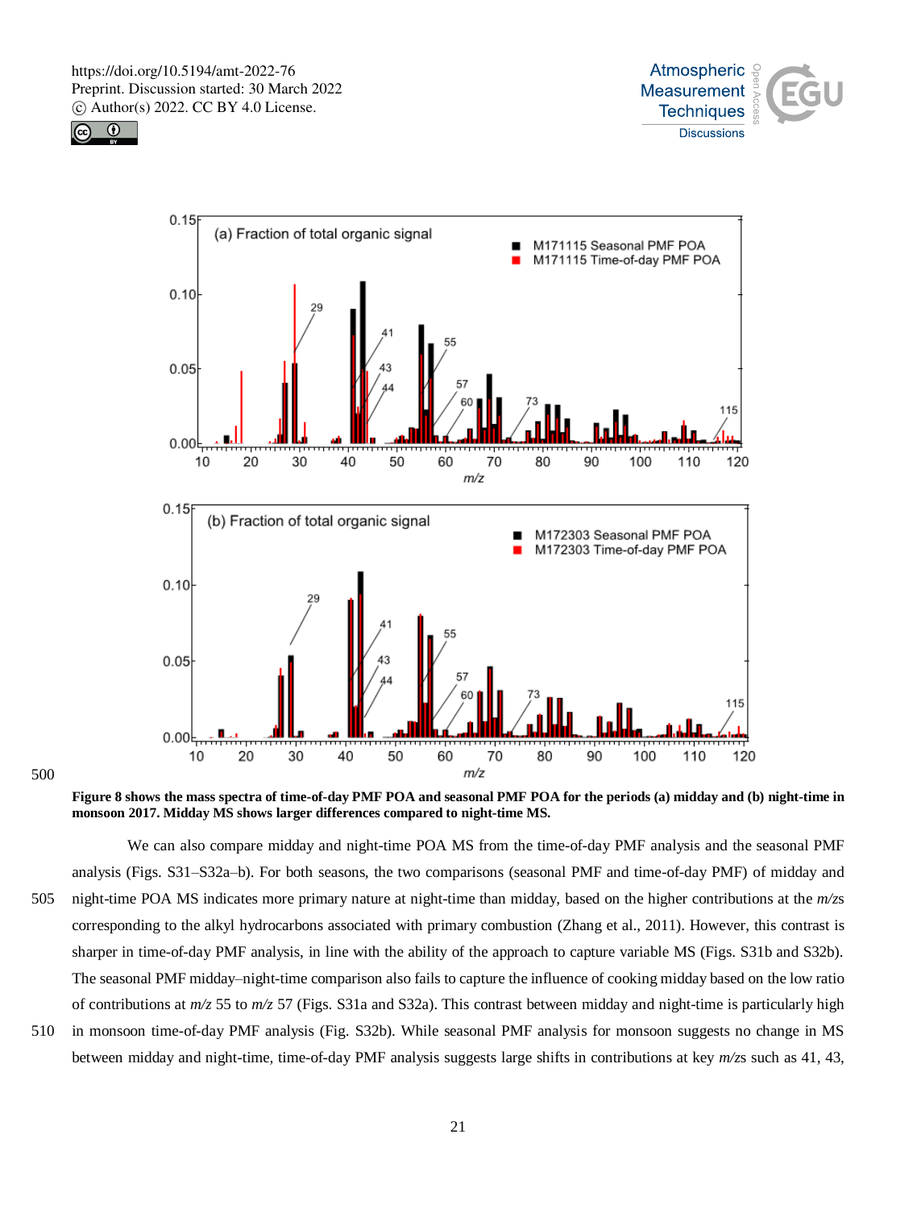**Figure 8 shows the mass spectra of time-of-day PMF POA and seasonal PMF POA for the periods (a) midday and (b) night-time in monsoon 2017. Midday MS shows larger differences compared to night-time MS.**

We can also compare midday and night-time POA MS from the time-of-day PMF analysis and the seasonal PMF analysis (Figs. S31–S32a–b). For both seasons, the two comparisons (seasonal PMF and time-of-day PMF) of midday and night-time POA MS indicates more primary nature at night-time than midday, based on the higher contributions at the *m/z*s corresponding to the alkyl hydrocarbons associated with primary combustion (Zhang et al., 2011). However, this contrast is sharper in time-of-day PMF analysis, in line with the ability of the approach to capture variable MS (Figs. S31b and S32b). The seasonal PMF midday–night-time comparison also fails to capture the influence of cooking midday based on the low ratio of contributions at *m/z* 55 to *m/z* 57 (Figs. S31a and S32a). This contrast between midday and night-time is particularly high in monsoon time-of-day PMF analysis (Fig. S32b). While seasonal PMF analysis for monsoon suggests no change in MS between midday and night-time, time-of-day PMF analysis suggests large shifts in contributions at key *m/z*s such as 41, 43,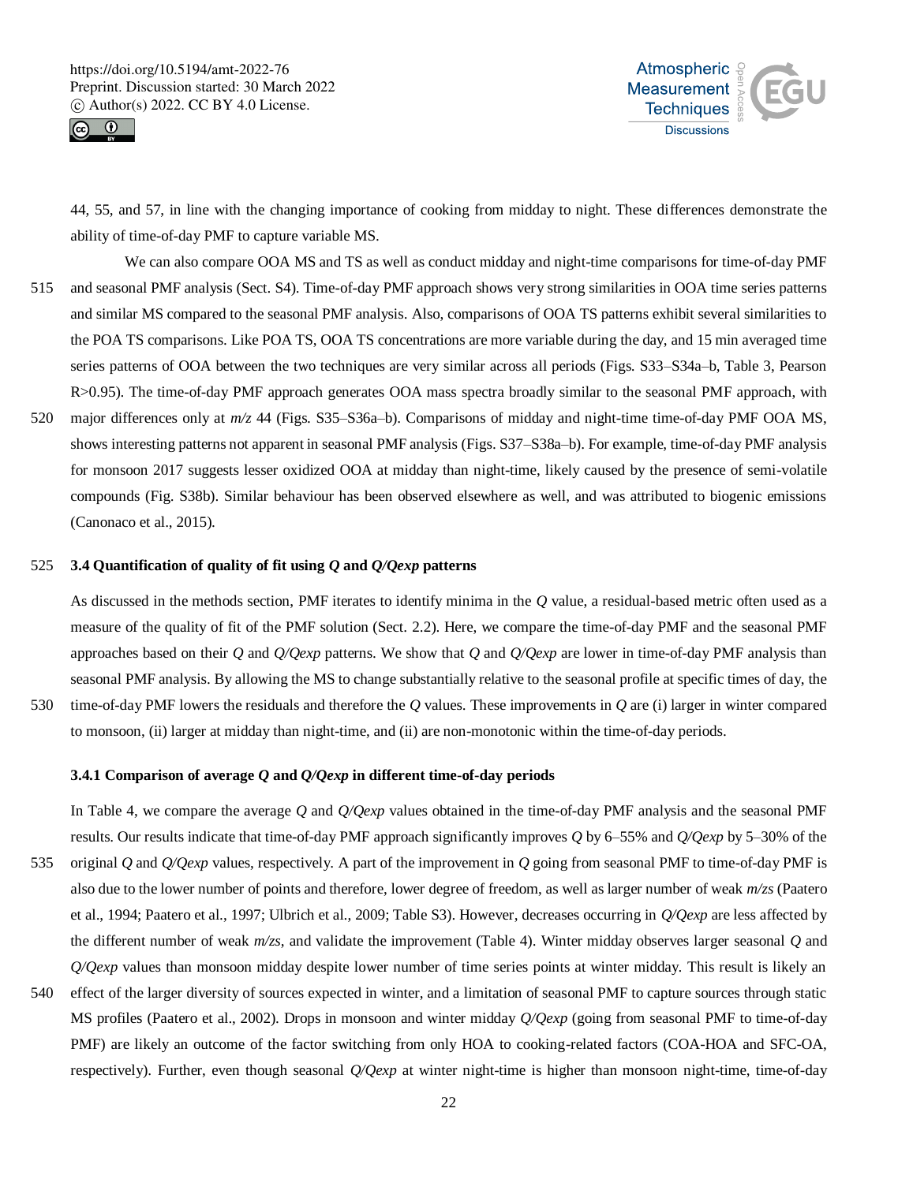44, 55, and 57, in line with the changing importance of cooking from midday to night. These differences demonstrate the ability of time-of-day PMF to capture variable MS.

We can also compare OOA MS and TS as well as conduct midday and night-time comparisons for time-of-day PMF and seasonal PMF analysis (Sect. S4). Time-of-day PMF approach shows very strong similarities in OOA time series patterns and similar MS compared to the seasonal PMF analysis. Also, comparisons of OOA TS patterns exhibit several similarities to the POA TS comparisons. Like POA TS, OOA TS concentrations are more variable during the day, and 15 min averaged time series patterns of OOA between the two techniques are very similar across all periods (Figs. S33–S34a–b, Table 3, Pearson R>0.95). The time-of-day PMF approach generates OOA mass spectra broadly similar to the seasonal PMF approach, with major differences only at *m/z* 44 (Figs. S35–S36a–b). Comparisons of midday and night-time time-of-day PMF OOA MS, shows interesting patterns not apparent in seasonal PMF analysis (Figs. S37–S38a–b). For example, time-of-day PMF analysis for monsoon 2017 suggests lesser oxidized OOA at midday than night-time, likely caused by the presence of semi-volatile compounds (Fig. S38b). Similar behaviour has been observed elsewhere as well, and was attributed to biogenic emissions (Canonaco et al., 2015).

### 3.4 Quantification of quality of fit using *Q* and *Q/Qexp* patterns

As discussed in the methods section, PMF iterates to identify minima in the *Q* value, a residual-based metric often used as a measure of the quality of fit of the PMF solution (Sect. 2.2). Here, we compare the time-of-day PMF and the seasonal PMF approaches based on their *Q* and *Q/Qexp* patterns. We show that *Q* and *Q/Qexp* are lower in time-of-day PMF analysis than seasonal PMF analysis. By allowing the MS to change substantially relative to the seasonal profile at specific times of day, the time-of-day PMF lowers the residuals and therefore the *Q* values. These improvements in *Q* are (i) larger in winter compared to monsoon, (ii) larger at midday than night-time, and (ii) are non-monotonic within the time-of-day periods.

#### 3.4.1 Comparison of average *Q* and *Q/Qexp* in different time-of-day periods

In Table 4, we compare the average *Q* and *Q/Qexp* values obtained in the time-of-day PMF analysis and the seasonal PMF results. Our results indicate that time-of-day PMF approach significantly improves *Q* by 6–55% and *Q/Qexp* by 5–30% of the original *Q* and *Q/Qexp* values, respectively. A part of the improvement in *Q* going from seasonal PMF to time-of-day PMF is also due to the lower number of points and therefore, lower degree of freedom, as well as larger number of weak *m/zs* (Paatero et al., 1994; Paatero et al., 1997; Ulbrich et al., 2009; Table S3). However, decreases occurring in *Q/Qexp* are less affected by the different number of weak *m/zs*, and validate the improvement (Table 4). Winter midday observes larger seasonal *Q* and *Q/Qexp* values than monsoon midday despite lower number of time series points at winter midday. This result is likely an effect of the larger diversity of sources expected in winter, and a limitation of seasonal PMF to capture sources through static MS profiles (Paatero et al., 2002). Drops in monsoon and winter midday *Q/Qexp* (going from seasonal PMF to time-of-day PMF) are likely an outcome of the factor switching from only HOA to cooking-related factors (COA-HOA and SFC-OA, respectively). Further, even though seasonal *Q/Qexp* at winter night-time is higher than monsoon night-time, time-of-day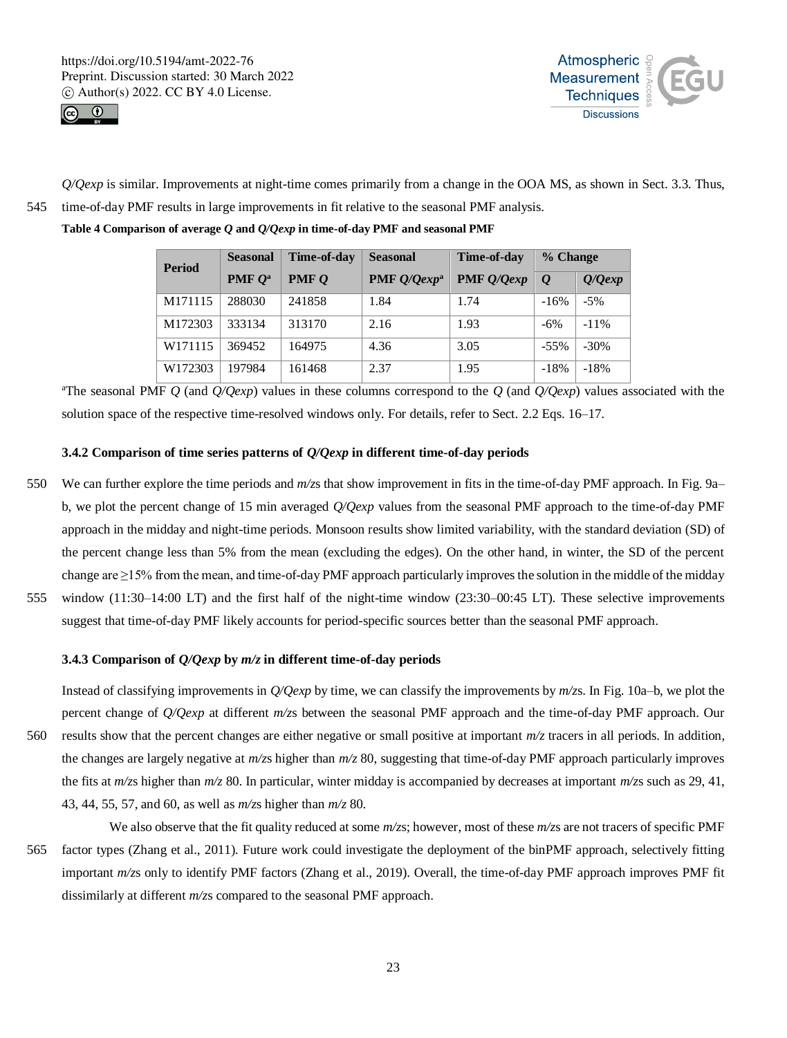*Q/Qexp* is similar. Improvements at night-time comes primarily from a change in the OOA MS, as shown in Sect. 3.3. Thus, time-of-day PMF results in large improvements in fit relative to the seasonal PMF analysis.

**Table 4 Comparison of average *Q* and *Q/Qexp* in time-of-day PMF and seasonal PMF**

| Period | Seasonal PMF *Q*[a] | Time-of-day PMF *Q* | Seasonal PMF *Q/Qexp*[a] | Time-of-day PMF *Q/Qexp* | % Change | |
|---|---|---|---|---|---|---|
| | | | | | *Q* | *Q/Qexp* |
| M171115 | 288030 | 241858 | 1.84 | 1.74 | -16% | -5% |
| M172303 | 333134 | 313170 | 2.16 | 1.93 | -6% | -11% |
| W171115 | 369452 | 164975 | 4.36 | 3.05 | -55% | -30% |
| W172303 | 197984 | 161468 | 2.37 | 1.95 | -18% | -18% |

[a]The seasonal PMF *Q* (and *Q/Qexp*) values in these columns correspond to the *Q* (and *Q/Qexp*) values associated with the solution space of the respective time-resolved windows only. For details, refer to Sect. 2.2 Eqs. 16–17.

### 3.4.2 Comparison of time series patterns of *Q/Qexp* in different time-of-day periods

We can further explore the time periods and *m/z*s that show improvement in fits in the time-of-day PMF approach. In Fig. 9a–b, we plot the percent change of 15 min averaged *Q/Qexp* values from the seasonal PMF approach to the time-of-day PMF approach in the midday and night-time periods. Monsoon results show limited variability, with the standard deviation (SD) of the percent change less than 5% from the mean (excluding the edges). On the other hand, in winter, the SD of the percent change are ≥15% from the mean, and time-of-day PMF approach particularly improves the solution in the middle of the midday window (11:30–14:00 LT) and the first half of the night-time window (23:30–00:45 LT). These selective improvements suggest that time-of-day PMF likely accounts for period-specific sources better than the seasonal PMF approach.

### 3.4.3 Comparison of *Q/Qexp* by *m/z* in different time-of-day periods

Instead of classifying improvements in *Q/Qexp* by time, we can classify the improvements by *m/z*s. In Fig. 10a–b, we plot the percent change of *Q/Qexp* at different *m/z*s between the seasonal PMF approach and the time-of-day PMF approach. Our results show that the percent changes are either negative or small positive at important *m/z* tracers in all periods. In addition, the changes are largely negative at *m/z*s higher than *m/z* 80, suggesting that time-of-day PMF approach particularly improves the fits at *m/z*s higher than *m/z* 80. In particular, winter midday is accompanied by decreases at important *m/z*s such as 29, 41, 43, 44, 55, 57, and 60, as well as *m/z*s higher than *m/z* 80.

We also observe that the fit quality reduced at some *m/z*s; however, most of these *m/z*s are not tracers of specific PMF factor types (Zhang et al., 2011). Future work could investigate the deployment of the binPMF approach, selectively fitting important *m/z*s only to identify PMF factors (Zhang et al., 2019). Overall, the time-of-day PMF approach improves PMF fit dissimilarly at different *m/z*s compared to the seasonal PMF approach.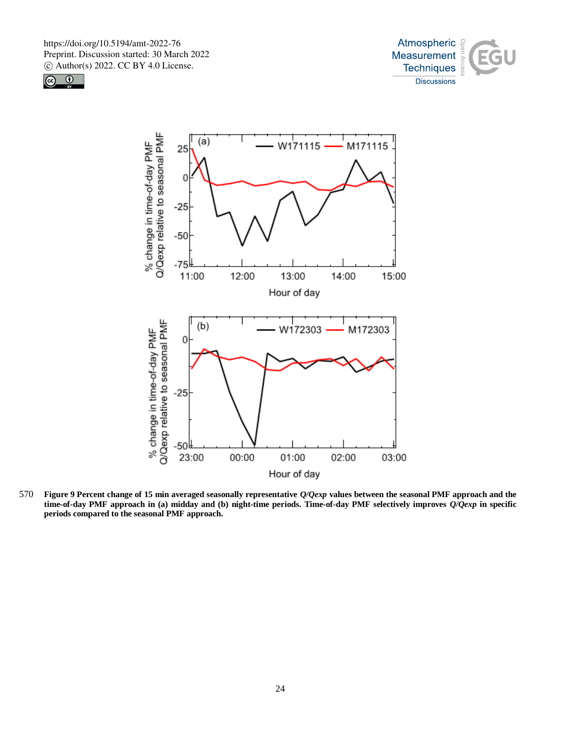**Figure 9 Percent change of 15 min averaged seasonally representative *Q/Qexp* values between the seasonal PMF approach and the time-of-day PMF approach in (a) midday and (b) night-time periods. Time-of-day PMF selectively improves *Q/Qexp* in specific periods compared to the seasonal PMF approach.**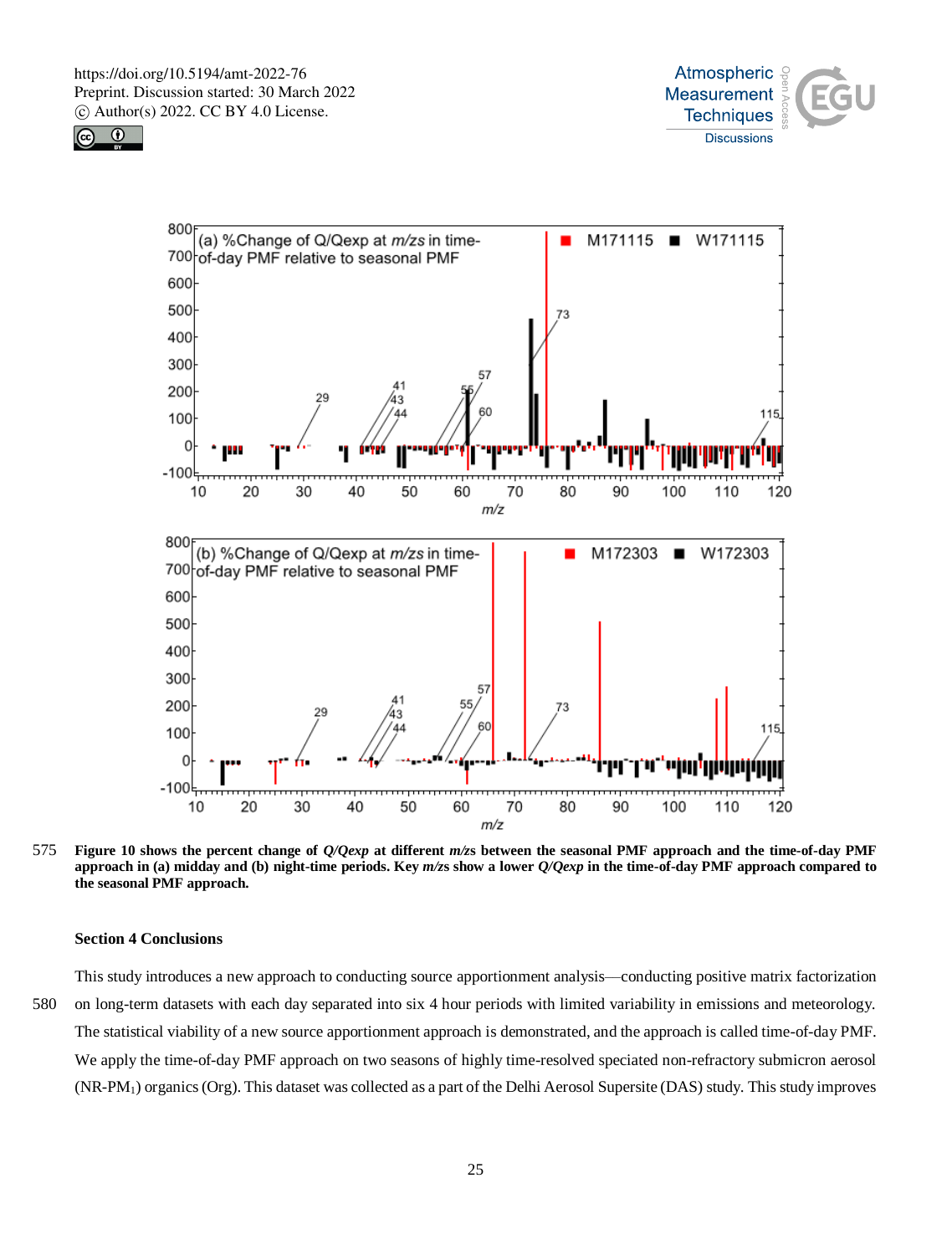**Figure 10 shows the percent change of *Q/Qexp* at different *m/z*s between the seasonal PMF approach and the time-of-day PMF approach in (a) midday and (b) night-time periods. Key *m/z*s show a lower *Q/Qexp* in the time-of-day PMF approach compared to the seasonal PMF approach.**

**Section 4 Conclusions**

This study introduces a new approach to conducting source apportionment analysis—conducting positive matrix factorization on long-term datasets with each day separated into six 4 hour periods with limited variability in emissions and meteorology. The statistical viability of a new source apportionment approach is demonstrated, and the approach is called time-of-day PMF. We apply the time-of-day PMF approach on two seasons of highly time-resolved speciated non-refractory submicron aerosol ($NR\text{-}PM_1$) organics (Org). This dataset was collected as a part of the Delhi Aerosol Supersite (DAS) study. This study improves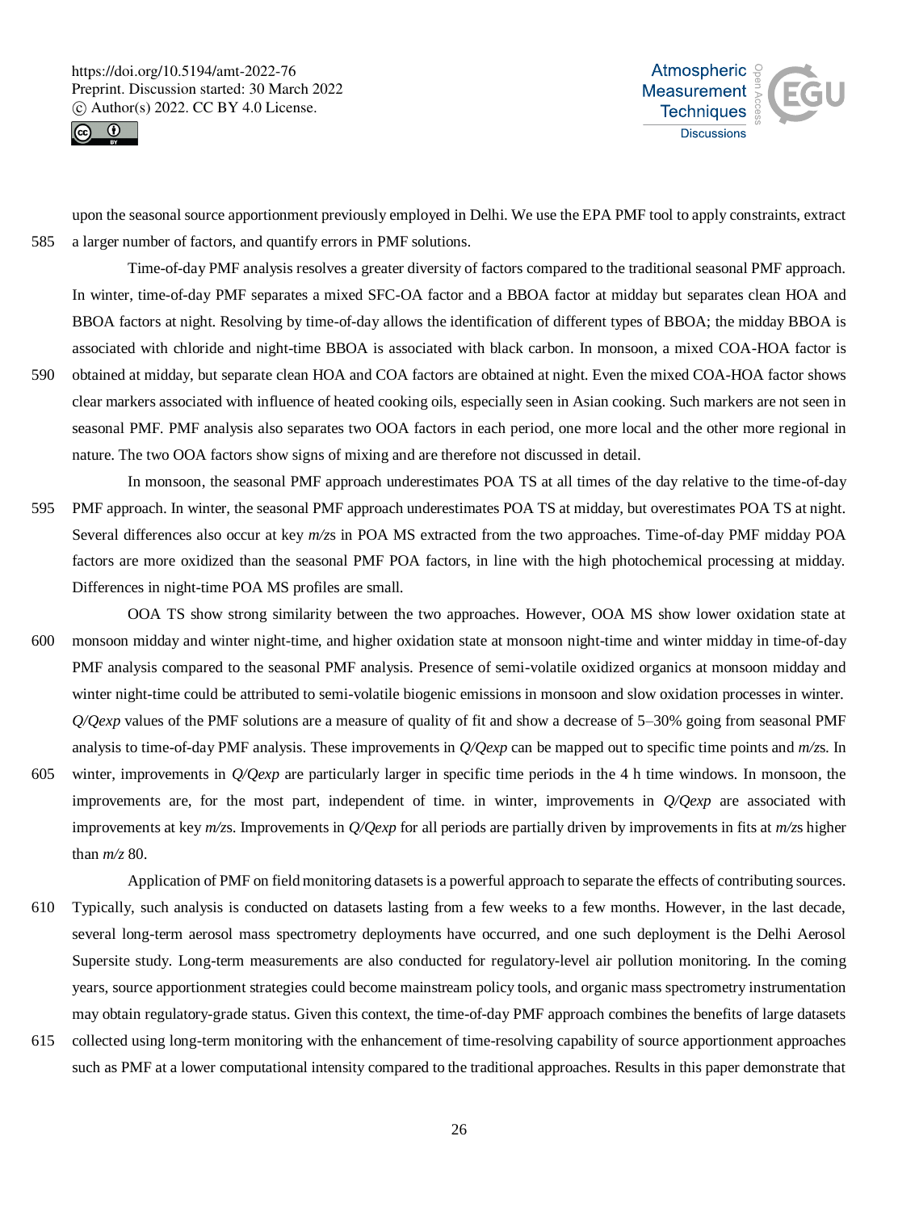upon the seasonal source apportionment previously employed in Delhi. We use the EPA PMF tool to apply constraints, extract a larger number of factors, and quantify errors in PMF solutions.

Time-of-day PMF analysis resolves a greater diversity of factors compared to the traditional seasonal PMF approach. In winter, time-of-day PMF separates a mixed SFC-OA factor and a BBOA factor at midday but separates clean HOA and BBOA factors at night. Resolving by time-of-day allows the identification of different types of BBOA; the midday BBOA is associated with chloride and night-time BBOA is associated with black carbon. In monsoon, a mixed COA-HOA factor is obtained at midday, but separate clean HOA and COA factors are obtained at night. Even the mixed COA-HOA factor shows clear markers associated with influence of heated cooking oils, especially seen in Asian cooking. Such markers are not seen in seasonal PMF. PMF analysis also separates two OOA factors in each period, one more local and the other more regional in nature. The two OOA factors show signs of mixing and are therefore not discussed in detail.

In monsoon, the seasonal PMF approach underestimates POA TS at all times of the day relative to the time-of-day PMF approach. In winter, the seasonal PMF approach underestimates POA TS at midday, but overestimates POA TS at night. Several differences also occur at key *m/z*s in POA MS extracted from the two approaches. Time-of-day PMF midday POA factors are more oxidized than the seasonal PMF POA factors, in line with the high photochemical processing at midday. Differences in night-time POA MS profiles are small.

OOA TS show strong similarity between the two approaches. However, OOA MS show lower oxidation state at monsoon midday and winter night-time, and higher oxidation state at monsoon night-time and winter midday in time-of-day PMF analysis compared to the seasonal PMF analysis. Presence of semi-volatile oxidized organics at monsoon midday and winter night-time could be attributed to semi-volatile biogenic emissions in monsoon and slow oxidation processes in winter. *Q/Qexp* values of the PMF solutions are a measure of quality of fit and show a decrease of 5–30% going from seasonal PMF analysis to time-of-day PMF analysis. These improvements in *Q/Qexp* can be mapped out to specific time points and *m/z*s. In winter, improvements in *Q/Qexp* are particularly larger in specific time periods in the 4 h time windows. In monsoon, the improvements are, for the most part, independent of time. in winter, improvements in *Q/Qexp* are associated with improvements at key *m/z*s. Improvements in *Q/Qexp* for all periods are partially driven by improvements in fits at *m/z*s higher than *m/z* 80.

Application of PMF on field monitoring datasets is a powerful approach to separate the effects of contributing sources. Typically, such analysis is conducted on datasets lasting from a few weeks to a few months. However, in the last decade, several long-term aerosol mass spectrometry deployments have occurred, and one such deployment is the Delhi Aerosol Supersite study. Long-term measurements are also conducted for regulatory-level air pollution monitoring. In the coming years, source apportionment strategies could become mainstream policy tools, and organic mass spectrometry instrumentation may obtain regulatory-grade status. Given this context, the time-of-day PMF approach combines the benefits of large datasets collected using long-term monitoring with the enhancement of time-resolving capability of source apportionment approaches such as PMF at a lower computational intensity compared to the traditional approaches. Results in this paper demonstrate that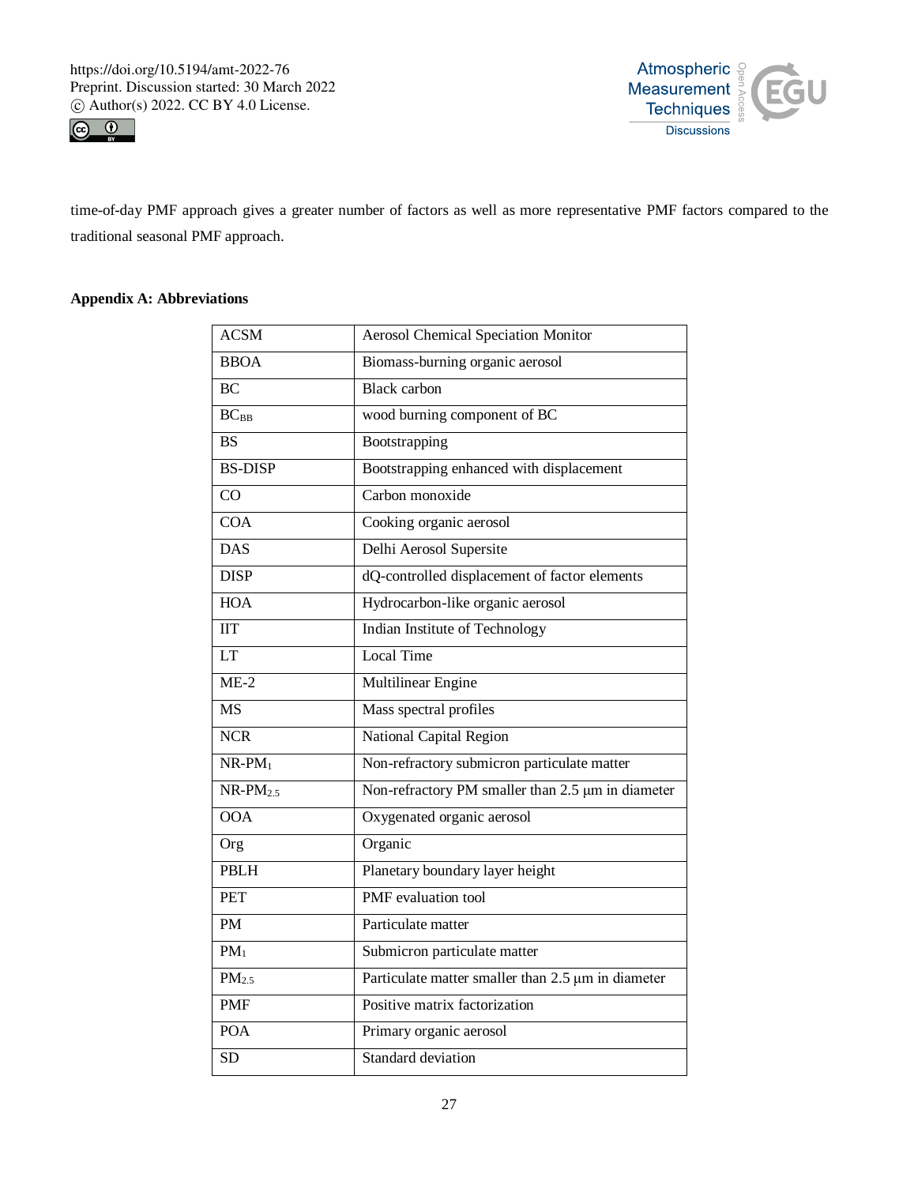time-of-day PMF approach gives a greater number of factors as well as more representative PMF factors compared to the traditional seasonal PMF approach.

**Appendix A: Abbreviations**

| | |
|---|---|
| ACSM | Aerosol Chemical Speciation Monitor |
| BBOA | Biomass-burning organic aerosol |
| BC | Black carbon |
| $BC_{BB}$ | wood burning component of BC |
| BS | Bootstrapping |
| BS-DISP | Bootstrapping enhanced with displacement |
| CO | Carbon monoxide |
| COA | Cooking organic aerosol |
| DAS | Delhi Aerosol Supersite |
| DISP | dQ-controlled displacement of factor elements |
| HOA | Hydrocarbon-like organic aerosol |
| IIT | Indian Institute of Technology |
| LT | Local Time |
| ME-2 | Multilinear Engine |
| MS | Mass spectral profiles |
| NCR | National Capital Region |
| NR-$PM_1$ | Non-refractory submicron particulate matter |
| NR-$PM_{2.5}$ | Non-refractory PM smaller than 2.5 µm in diameter |
| OOA | Oxygenated organic aerosol |
| Org | Organic |
| PBLH | Planetary boundary layer height |
| PET | PMF evaluation tool |
| PM | Particulate matter |
| $PM_1$ | Submicron particulate matter |
| $PM_{2.5}$ | Particulate matter smaller than 2.5 µm in diameter |
| PMF | Positive matrix factorization |
| POA | Primary organic aerosol |
| SD | Standard deviation |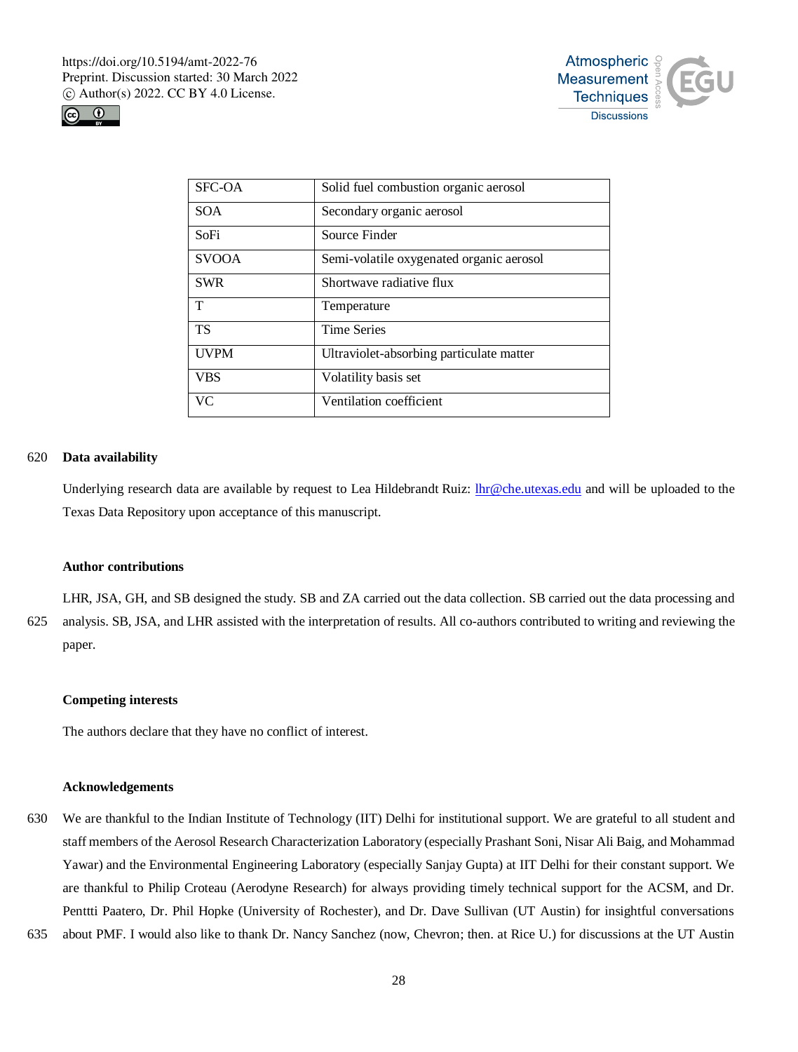| SFC-OA | Solid fuel combustion organic aerosol |
|---|---|
| SOA | Secondary organic aerosol |
| SoFi | Source Finder |
| SVOOA | Semi-volatile oxygenated organic aerosol |
| SWR | Shortwave radiative flux |
| T | Temperature |
| TS | Time Series |
| UVPM | Ultraviolet-absorbing particulate matter |
| VBS | Volatility basis set |
| VC | Ventilation coefficient |

## Data availability

Underlying research data are available by request to Lea Hildebrandt Ruiz: [lhr@che.utexas.edu](mailto:lhr@che.utexas.edu) and will be uploaded to the Texas Data Repository upon acceptance of this manuscript.

## Author contributions

LHR, JSA, GH, and SB designed the study. SB and ZA carried out the data collection. SB carried out the data processing and analysis. SB, JSA, and LHR assisted with the interpretation of results. All co-authors contributed to writing and reviewing the paper.

## Competing interests

The authors declare that they have no conflict of interest.

## Acknowledgements

We are thankful to the Indian Institute of Technology (IIT) Delhi for institutional support. We are grateful to all student and staff members of the Aerosol Research Characterization Laboratory (especially Prashant Soni, Nisar Ali Baig, and Mohammad Yawar) and the Environmental Engineering Laboratory (especially Sanjay Gupta) at IIT Delhi for their constant support. We are thankful to Philip Croteau (Aerodyne Research) for always providing timely technical support for the ACSM, and Dr. Penttti Paatero, Dr. Phil Hopke (University of Rochester), and Dr. Dave Sullivan (UT Austin) for insightful conversations about PMF. I would also like to thank Dr. Nancy Sanchez (now, Chevron; then. at Rice U.) for discussions at the UT Austin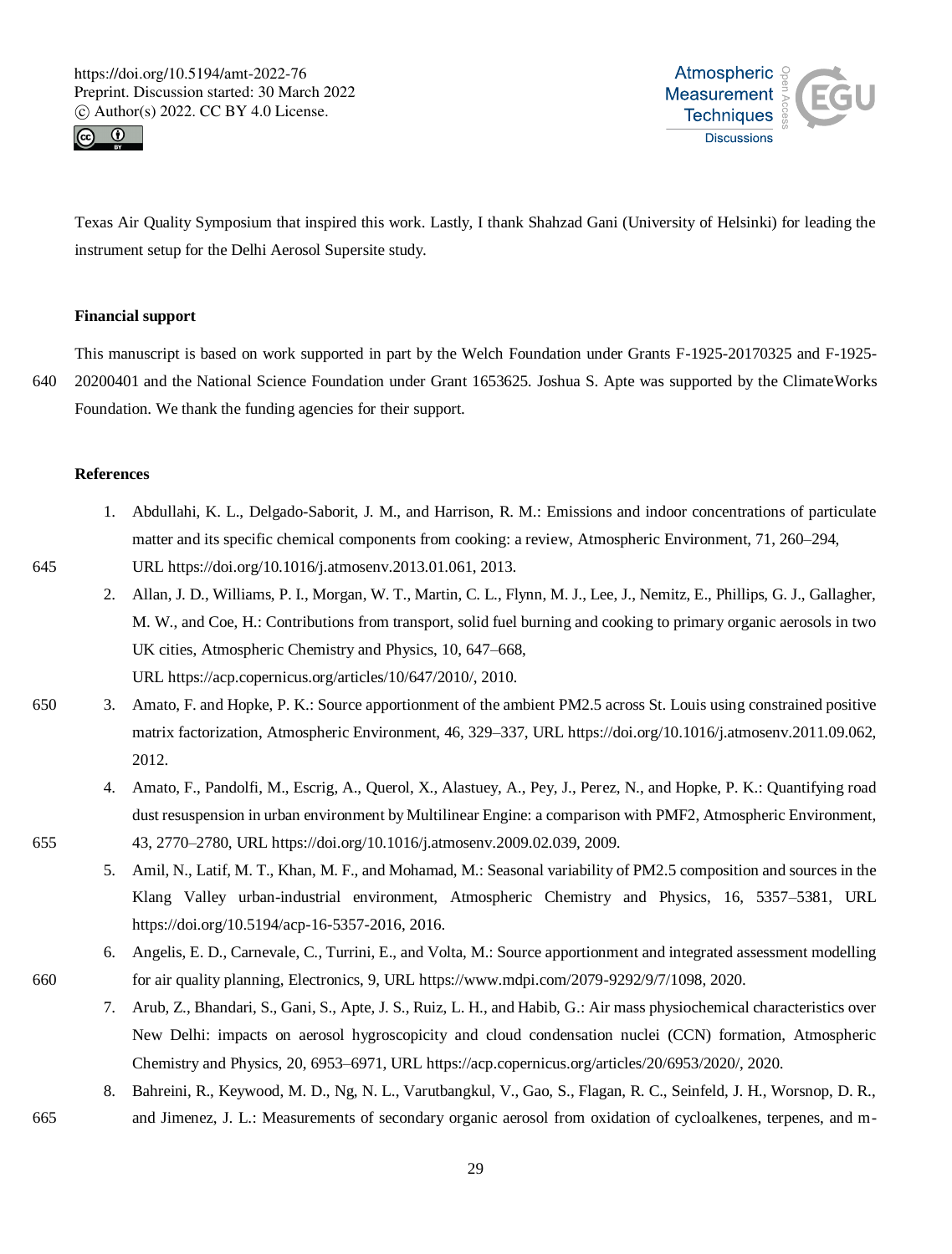Texas Air Quality Symposium that inspired this work. Lastly, I thank Shahzad Gani (University of Helsinki) for leading the instrument setup for the Delhi Aerosol Supersite study.

**Financial support**

This manuscript is based on work supported in part by the Welch Foundation under Grants F-1925-20170325 and F-1925-20200401 and the National Science Foundation under Grant 1653625. Joshua S. Apte was supported by the ClimateWorks Foundation. We thank the funding agencies for their support.

**References**

1. Abdullahi, K. L., Delgado-Saborit, J. M., and Harrison, R. M.: Emissions and indoor concentrations of particulate matter and its specific chemical components from cooking: a review, Atmospheric Environment, 71, 260–294, URL https://doi.org/10.1016/j.atmosenv.2013.01.061, 2013.
2. Allan, J. D., Williams, P. I., Morgan, W. T., Martin, C. L., Flynn, M. J., Lee, J., Nemitz, E., Phillips, G. J., Gallagher, M. W., and Coe, H.: Contributions from transport, solid fuel burning and cooking to primary organic aerosols in two UK cities, Atmospheric Chemistry and Physics, 10, 647–668, URL https://acp.copernicus.org/articles/10/647/2010/, 2010.
3. Amato, F. and Hopke, P. K.: Source apportionment of the ambient PM2.5 across St. Louis using constrained positive matrix factorization, Atmospheric Environment, 46, 329–337, URL https://doi.org/10.1016/j.atmosenv.2011.09.062, 2012.
4. Amato, F., Pandolfi, M., Escrig, A., Querol, X., Alastuey, A., Pey, J., Perez, N., and Hopke, P. K.: Quantifying road dust resuspension in urban environment by Multilinear Engine: a comparison with PMF2, Atmospheric Environment, 43, 2770–2780, URL https://doi.org/10.1016/j.atmosenv.2009.02.039, 2009.
5. Amil, N., Latif, M. T., Khan, M. F., and Mohamad, M.: Seasonal variability of PM2.5 composition and sources in the Klang Valley urban-industrial environment, Atmospheric Chemistry and Physics, 16, 5357–5381, URL https://doi.org/10.5194/acp-16-5357-2016, 2016.
6. Angelis, E. D., Carnevale, C., Turrini, E., and Volta, M.: Source apportionment and integrated assessment modelling for air quality planning, Electronics, 9, URL https://www.mdpi.com/2079-9292/9/7/1098, 2020.
7. Arub, Z., Bhandari, S., Gani, S., Apte, J. S., Ruiz, L. H., and Habib, G.: Air mass physiochemical characteristics over New Delhi: impacts on aerosol hygroscopicity and cloud condensation nuclei (CCN) formation, Atmospheric Chemistry and Physics, 20, 6953–6971, URL https://acp.copernicus.org/articles/20/6953/2020/, 2020.
8. Bahreini, R., Keywood, M. D., Ng, N. L., Varutbangkul, V., Gao, S., Flagan, R. C., Seinfeld, J. H., Worsnop, D. R., and Jimenez, J. L.: Measurements of secondary organic aerosol from oxidation of cycloalkenes, terpenes, and m-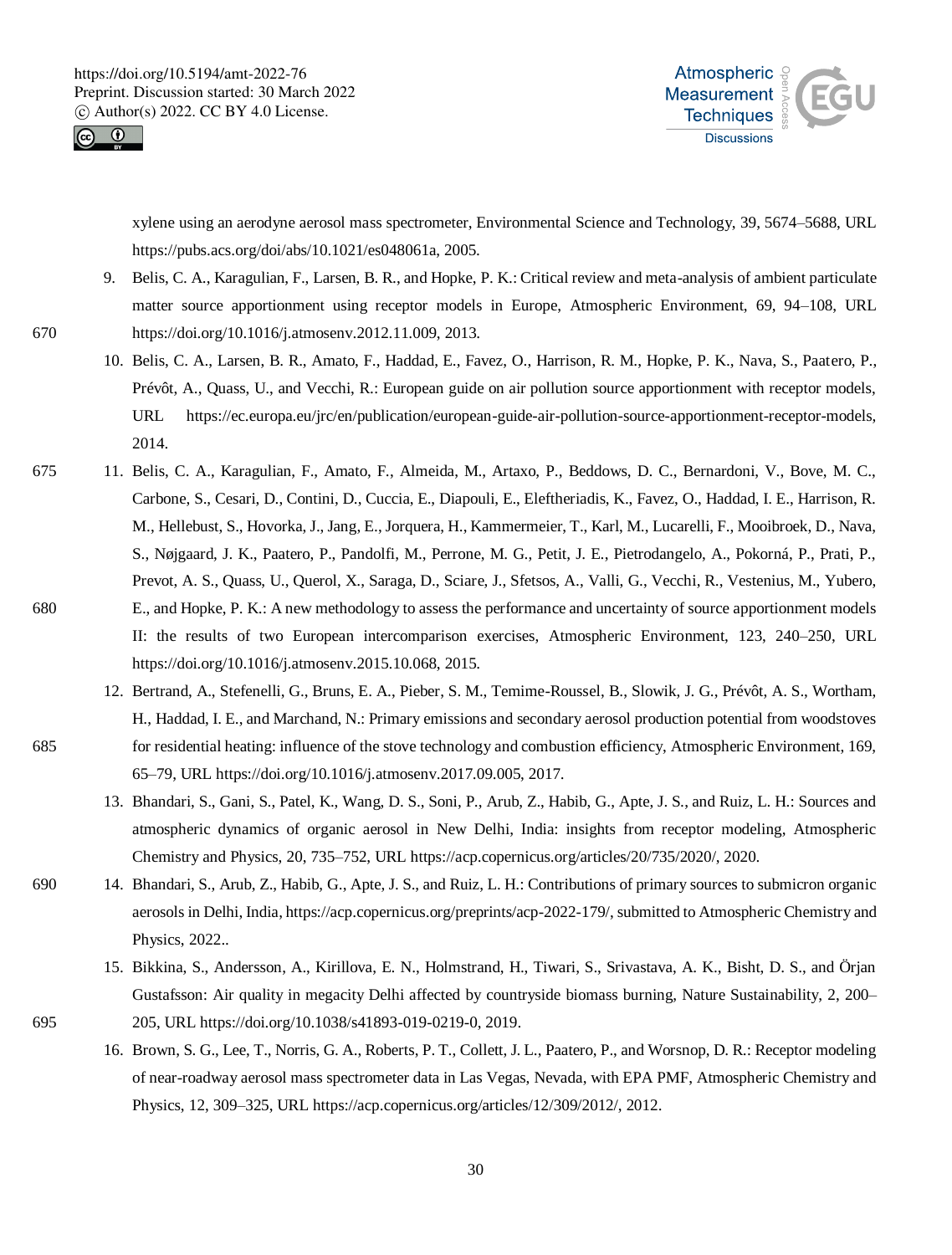xylene using an aerodyne aerosol mass spectrometer, Environmental Science and Technology, 39, 5674–5688, URL https://pubs.acs.org/doi/abs/10.1021/es048061a, 2005.

9. Belis, C. A., Karagulian, F., Larsen, B. R., and Hopke, P. K.: Critical review and meta-analysis of ambient particulate matter source apportionment using receptor models in Europe, Atmospheric Environment, 69, 94–108, URL https://doi.org/10.1016/j.atmosenv.2012.11.009, 2013.
10. Belis, C. A., Larsen, B. R., Amato, F., Haddad, E., Favez, O., Harrison, R. M., Hopke, P. K., Nava, S., Paatero, P., Prévôt, A., Quass, U., and Vecchi, R.: European guide on air pollution source apportionment with receptor models, URL https://ec.europa.eu/jrc/en/publication/european-guide-air-pollution-source-apportionment-receptor-models, 2014.
11. Belis, C. A., Karagulian, F., Amato, F., Almeida, M., Artaxo, P., Beddows, D. C., Bernardoni, V., Bove, M. C., Carbone, S., Cesari, D., Contini, D., Cuccia, E., Diapouli, E., Eleftheriadis, K., Favez, O., Haddad, I. E., Harrison, R. M., Hellebust, S., Hovorka, J., Jang, E., Jorquera, H., Kammermeier, T., Karl, M., Lucarelli, F., Mooibroek, D., Nava, S., Nøjgaard, J. K., Paatero, P., Pandolfi, M., Perrone, M. G., Petit, J. E., Pietrodangelo, A., Pokorná, P., Prati, P., Prevot, A. S., Quass, U., Querol, X., Saraga, D., Sciare, J., Sfetsos, A., Valli, G., Vecchi, R., Vestenius, M., Yubero, E., and Hopke, P. K.: A new methodology to assess the performance and uncertainty of source apportionment models II: the results of two European intercomparison exercises, Atmospheric Environment, 123, 240–250, URL https://doi.org/10.1016/j.atmosenv.2015.10.068, 2015.
12. Bertrand, A., Stefenelli, G., Bruns, E. A., Pieber, S. M., Temime-Roussel, B., Slowik, J. G., Prévôt, A. S., Wortham, H., Haddad, I. E., and Marchand, N.: Primary emissions and secondary aerosol production potential from woodstoves for residential heating: influence of the stove technology and combustion efficiency, Atmospheric Environment, 169, 65–79, URL https://doi.org/10.1016/j.atmosenv.2017.09.005, 2017.
13. Bhandari, S., Gani, S., Patel, K., Wang, D. S., Soni, P., Arub, Z., Habib, G., Apte, J. S., and Ruiz, L. H.: Sources and atmospheric dynamics of organic aerosol in New Delhi, India: insights from receptor modeling, Atmospheric Chemistry and Physics, 20, 735–752, URL https://acp.copernicus.org/articles/20/735/2020/, 2020.
14. Bhandari, S., Arub, Z., Habib, G., Apte, J. S., and Ruiz, L. H.: Contributions of primary sources to submicron organic aerosols in Delhi, India, https://acp.copernicus.org/preprints/acp-2022-179/, submitted to Atmospheric Chemistry and Physics, 2022..
15. Bikkina, S., Andersson, A., Kirillova, E. N., Holmstrand, H., Tiwari, S., Srivastava, A. K., Bisht, D. S., and Örjan Gustafsson: Air quality in megacity Delhi affected by countryside biomass burning, Nature Sustainability, 2, 200–205, URL https://doi.org/10.1038/s41893-019-0219-0, 2019.
16. Brown, S. G., Lee, T., Norris, G. A., Roberts, P. T., Collett, J. L., Paatero, P., and Worsnop, D. R.: Receptor modeling of near-roadway aerosol mass spectrometer data in Las Vegas, Nevada, with EPA PMF, Atmospheric Chemistry and Physics, 12, 309–325, URL https://acp.copernicus.org/articles/12/309/2012/, 2012.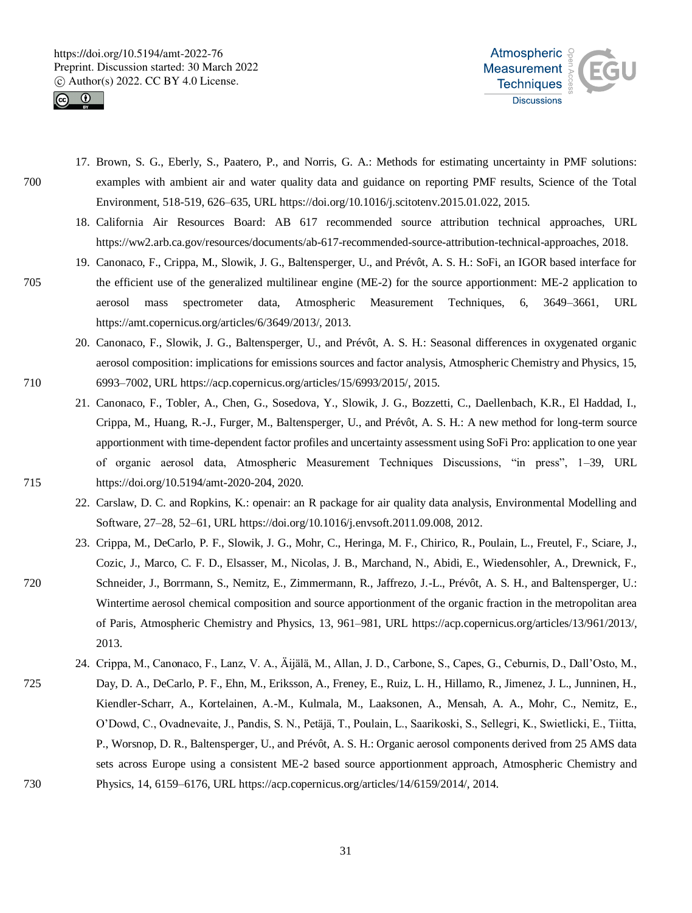17. Brown, S. G., Eberly, S., Paatero, P., and Norris, G. A.: Methods for estimating uncertainty in PMF solutions: examples with ambient air and water quality data and guidance on reporting PMF results, Science of the Total Environment, 518-519, 626–635, URL https://doi.org/10.1016/j.scitotenv.2015.01.022, 2015.
18. California Air Resources Board: AB 617 recommended source attribution technical approaches, URL https://ww2.arb.ca.gov/resources/documents/ab-617-recommended-source-attribution-technical-approaches, 2018.
19. Canonaco, F., Crippa, M., Slowik, J. G., Baltensperger, U., and Prévôt, A. S. H.: SoFi, an IGOR based interface for the efficient use of the generalized multilinear engine (ME-2) for the source apportionment: ME-2 application to aerosol mass spectrometer data, Atmospheric Measurement Techniques, 6, 3649–3661, URL https://amt.copernicus.org/articles/6/3649/2013/, 2013.
20. Canonaco, F., Slowik, J. G., Baltensperger, U., and Prévôt, A. S. H.: Seasonal differences in oxygenated organic aerosol composition: implications for emissions sources and factor analysis, Atmospheric Chemistry and Physics, 15, 6993–7002, URL https://acp.copernicus.org/articles/15/6993/2015/, 2015.
21. Canonaco, F., Tobler, A., Chen, G., Sosedova, Y., Slowik, J. G., Bozzetti, C., Daellenbach, K.R., El Haddad, I., Crippa, M., Huang, R.-J., Furger, M., Baltensperger, U., and Prévôt, A. S. H.: A new method for long-term source apportionment with time-dependent factor profiles and uncertainty assessment using SoFi Pro: application to one year of organic aerosol data, Atmospheric Measurement Techniques Discussions, "in press", 1–39, URL https://doi.org/10.5194/amt-2020-204, 2020.
22. Carslaw, D. C. and Ropkins, K.: openair: an R package for air quality data analysis, Environmental Modelling and Software, 27–28, 52–61, URL https://doi.org/10.1016/j.envsoft.2011.09.008, 2012.
23. Crippa, M., DeCarlo, P. F., Slowik, J. G., Mohr, C., Heringa, M. F., Chirico, R., Poulain, L., Freutel, F., Sciare, J., Cozic, J., Marco, C. F. D., Elsasser, M., Nicolas, J. B., Marchand, N., Abidi, E., Wiedensohler, A., Drewnick, F., Schneider, J., Borrmann, S., Nemitz, E., Zimmermann, R., Jaffrezo, J.-L., Prévôt, A. S. H., and Baltensperger, U.: Wintertime aerosol chemical composition and source apportionment of the organic fraction in the metropolitan area of Paris, Atmospheric Chemistry and Physics, 13, 961–981, URL https://acp.copernicus.org/articles/13/961/2013/, 2013.
24. Crippa, M., Canonaco, F., Lanz, V. A., Äijälä, M., Allan, J. D., Carbone, S., Capes, G., Ceburnis, D., Dall'Osto, M., Day, D. A., DeCarlo, P. F., Ehn, M., Eriksson, A., Freney, E., Ruiz, L. H., Hillamo, R., Jimenez, J. L., Junninen, H., Kiendler-Scharr, A., Kortelainen, A.-M., Kulmala, M., Laaksonen, A., Mensah, A. A., Mohr, C., Nemitz, E., O'Dowd, C., Ovadnevaite, J., Pandis, S. N., Petäjä, T., Poulain, L., Saarikoski, S., Sellegri, K., Swietlicki, E., Tiitta, P., Worsnop, D. R., Baltensperger, U., and Prévôt, A. S. H.: Organic aerosol components derived from 25 AMS data sets across Europe using a consistent ME-2 based source apportionment approach, Atmospheric Chemistry and Physics, 14, 6159–6176, URL https://acp.copernicus.org/articles/14/6159/2014/, 2014.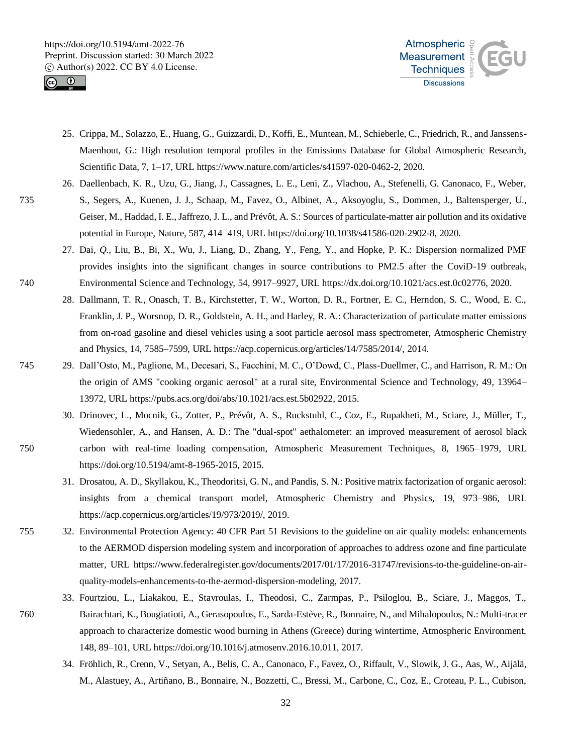25. Crippa, M., Solazzo, E., Huang, G., Guizzardi, D., Koffi, E., Muntean, M., Schieberle, C., Friedrich, R., and Janssens-Maenhout, G.: High resolution temporal profiles in the Emissions Database for Global Atmospheric Research, Scientific Data, 7, 1–17, URL https://www.nature.com/articles/s41597-020-0462-2, 2020.
26. Daellenbach, K. R., Uzu, G., Jiang, J., Cassagnes, L. E., Leni, Z., Vlachou, A., Stefenelli, G. Canonaco, F., Weber, S., Segers, A., Kuenen, J. J., Schaap, M., Favez, O., Albinet, A., Aksoyoglu, S., Dommen, J., Baltensperger, U., Geiser, M., Haddad, I. E., Jaffrezo, J. L., and Prévôt, A. S.: Sources of particulate-matter air pollution and its oxidative potential in Europe, Nature, 587, 414–419, URL https://doi.org/10.1038/s41586-020-2902-8, 2020.
27. Dai, Q., Liu, B., Bi, X., Wu, J., Liang, D., Zhang, Y., Feng, Y., and Hopke, P. K.: Dispersion normalized PMF provides insights into the significant changes in source contributions to PM2.5 after the CoviD-19 outbreak, Environmental Science and Technology, 54, 9917–9927, URL https://dx.doi.org/10.1021/acs.est.0c02776, 2020.
28. Dallmann, T. R., Onasch, T. B., Kirchstetter, T. W., Worton, D. R., Fortner, E. C., Herndon, S. C., Wood, E. C., Franklin, J. P., Worsnop, D. R., Goldstein, A. H., and Harley, R. A.: Characterization of particulate matter emissions from on-road gasoline and diesel vehicles using a soot particle aerosol mass spectrometer, Atmospheric Chemistry and Physics, 14, 7585–7599, URL https://acp.copernicus.org/articles/14/7585/2014/, 2014.
29. Dall'Osto, M., Paglione, M., Decesari, S., Facchini, M. C., O'Dowd, C., Plass-Duellmer, C., and Harrison, R. M.: On the origin of AMS "cooking organic aerosol" at a rural site, Environmental Science and Technology, 49, 13964–13972, URL https://pubs.acs.org/doi/abs/10.1021/acs.est.5b02922, 2015.
30. Drinovec, L., Mocnik, G., Zotter, P., Prévôt, A. S., Ruckstuhl, C., Coz, E., Rupakheti, M., Sciare, J., Müller, T., Wiedensohler, A., and Hansen, A. D.: The "dual-spot" aethalometer: an improved measurement of aerosol black carbon with real-time loading compensation, Atmospheric Measurement Techniques, 8, 1965–1979, URL https://doi.org/10.5194/amt-8-1965-2015, 2015.
31. Drosatou, A. D., Skyllakou, K., Theodoritsi, G. N., and Pandis, S. N.: Positive matrix factorization of organic aerosol: insights from a chemical transport model, Atmospheric Chemistry and Physics, 19, 973–986, URL https://acp.copernicus.org/articles/19/973/2019/, 2019.
32. Environmental Protection Agency: 40 CFR Part 51 Revisions to the guideline on air quality models: enhancements to the AERMOD dispersion modeling system and incorporation of approaches to address ozone and fine particulate matter, URL https://www.federalregister.gov/documents/2017/01/17/2016-31747/revisions-to-the-guideline-on-air-quality-models-enhancements-to-the-aermod-dispersion-modeling, 2017.
33. Fourtziou, L., Liakakou, E., Stavroulas, I., Theodosi, C., Zarmpas, P., Psiloglou, B., Sciare, J., Maggos, T., Bairachtari, K., Bougiatioti, A., Gerasopoulos, E., Sarda-Estève, R., Bonnaire, N., and Mihalopoulos, N.: Multi-tracer approach to characterize domestic wood burning in Athens (Greece) during wintertime, Atmospheric Environment, 148, 89–101, URL https://doi.org/10.1016/j.atmosenv.2016.10.011, 2017.
34. Fröhlich, R., Crenn, V., Setyan, A., Belis, C. A., Canonaco, F., Favez, O., Riffault, V., Slowik, J. G., Aas, W., Aijälä, M., Alastuey, A., Artiñano, B., Bonnaire, N., Bozzetti, C., Bressi, M., Carbone, C., Coz, E., Croteau, P. L., Cubison,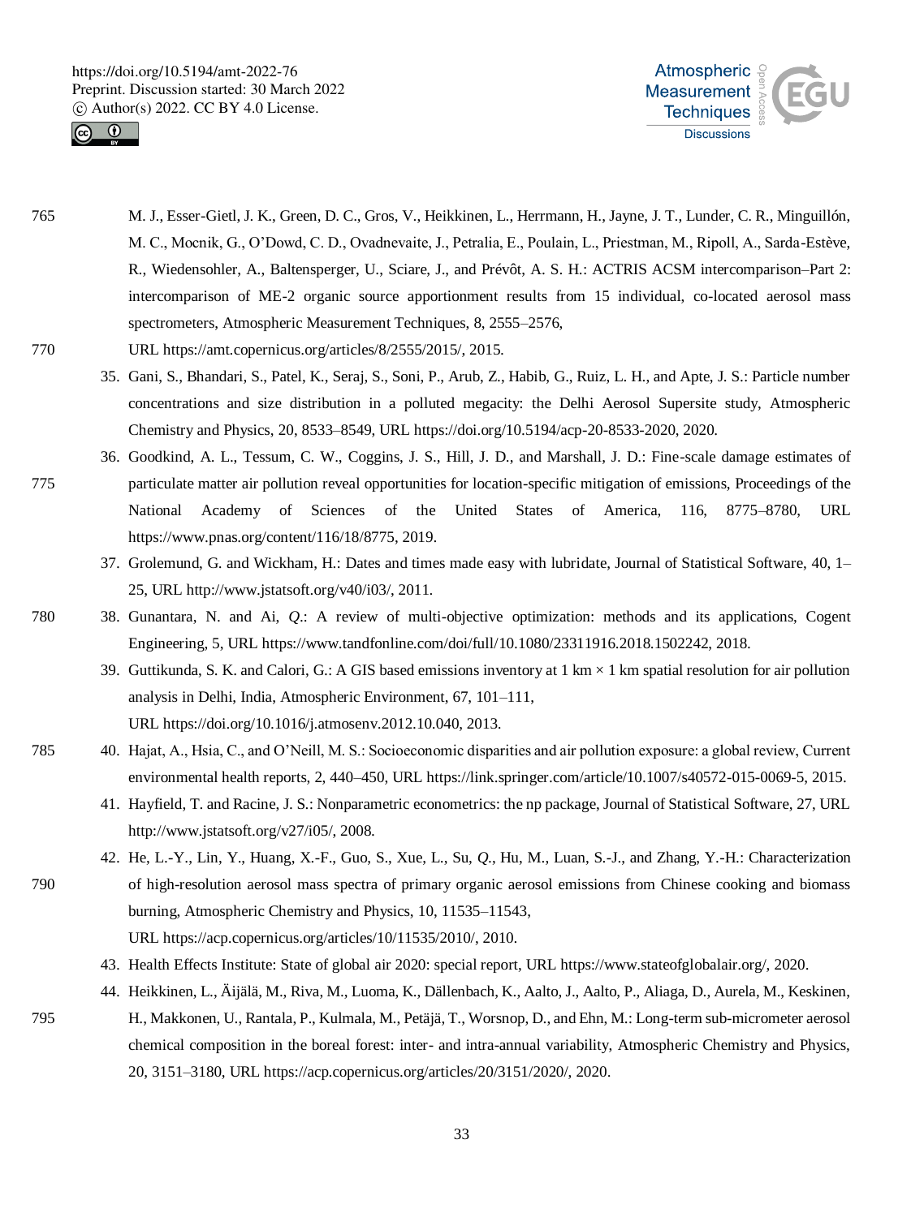M. J., Esser-Gietl, J. K., Green, D. C., Gros, V., Heikkinen, L., Herrmann, H., Jayne, J. T., Lunder, C. R., Minguillón, M. C., Mocnik, G., O'Dowd, C. D., Ovadnevaite, J., Petralia, E., Poulain, L., Priestman, M., Ripoll, A., Sarda-Estève, R., Wiedensohler, A., Baltensperger, U., Sciare, J., and Prévôt, A. S. H.: ACTRIS ACSM intercomparison–Part 2: intercomparison of ME-2 organic source apportionment results from 15 individual, co-located aerosol mass spectrometers, Atmospheric Measurement Techniques, 8, 2555–2576, URL https://amt.copernicus.org/articles/8/2555/2015/, 2015.

35. Gani, S., Bhandari, S., Patel, K., Seraj, S., Soni, P., Arub, Z., Habib, G., Ruiz, L. H., and Apte, J. S.: Particle number concentrations and size distribution in a polluted megacity: the Delhi Aerosol Supersite study, Atmospheric Chemistry and Physics, 20, 8533–8549, URL https://doi.org/10.5194/acp-20-8533-2020, 2020.
36. Goodkind, A. L., Tessum, C. W., Coggins, J. S., Hill, J. D., and Marshall, J. D.: Fine-scale damage estimates of particulate matter air pollution reveal opportunities for location-specific mitigation of emissions, Proceedings of the National Academy of Sciences of the United States of America, 116, 8775–8780, URL https://www.pnas.org/content/116/18/8775, 2019.
37. Grolemund, G. and Wickham, H.: Dates and times made easy with lubridate, Journal of Statistical Software, 40, 1–25, URL http://www.jstatsoft.org/v40/i03/, 2011.
38. Gunantara, N. and Ai, *Q.*: A review of multi-objective optimization: methods and its applications, Cogent Engineering, 5, URL https://www.tandfonline.com/doi/full/10.1080/23311916.2018.1502242, 2018.
39. Guttikunda, S. K. and Calori, G.: A GIS based emissions inventory at 1 km × 1 km spatial resolution for air pollution analysis in Delhi, India, Atmospheric Environment, 67, 101–111, URL https://doi.org/10.1016/j.atmosenv.2012.10.040, 2013.
40. Hajat, A., Hsia, C., and O'Neill, M. S.: Socioeconomic disparities and air pollution exposure: a global review, Current environmental health reports, 2, 440–450, URL https://link.springer.com/article/10.1007/s40572-015-0069-5, 2015.
41. Hayfield, T. and Racine, J. S.: Nonparametric econometrics: the np package, Journal of Statistical Software, 27, URL http://www.jstatsoft.org/v27/i05/, 2008.
42. He, L.-Y., Lin, Y., Huang, X.-F., Guo, S., Xue, L., Su, *Q.*, Hu, M., Luan, S.-J., and Zhang, Y.-H.: Characterization of high-resolution aerosol mass spectra of primary organic aerosol emissions from Chinese cooking and biomass burning, Atmospheric Chemistry and Physics, 10, 11535–11543, URL https://acp.copernicus.org/articles/10/11535/2010/, 2010.
43. Health Effects Institute: State of global air 2020: special report, URL https://www.stateofglobalair.org/, 2020.
44. Heikkinen, L., Äijälä, M., Riva, M., Luoma, K., Dällenbach, K., Aalto, J., Aalto, P., Aliaga, D., Aurela, M., Keskinen, H., Makkonen, U., Rantala, P., Kulmala, M., Petäjä, T., Worsnop, D., and Ehn, M.: Long-term sub-micrometer aerosol chemical composition in the boreal forest: inter- and intra-annual variability, Atmospheric Chemistry and Physics, 20, 3151–3180, URL https://acp.copernicus.org/articles/20/3151/2020/, 2020.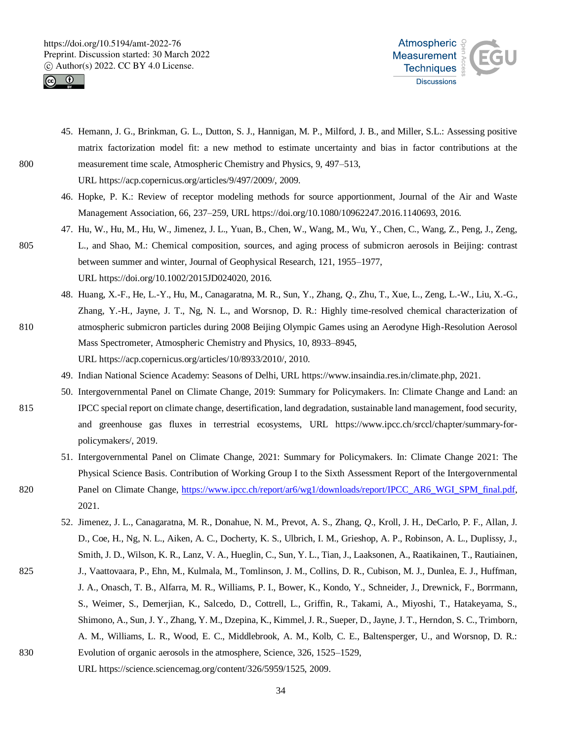45. Hemann, J. G., Brinkman, G. L., Dutton, S. J., Hannigan, M. P., Milford, J. B., and Miller, S.L.: Assessing positive matrix factorization model fit: a new method to estimate uncertainty and bias in factor contributions at the measurement time scale, Atmospheric Chemistry and Physics, 9, 497–513, URL https://acp.copernicus.org/articles/9/497/2009/, 2009.
46. Hopke, P. K.: Review of receptor modeling methods for source apportionment, Journal of the Air and Waste Management Association, 66, 237–259, URL https://doi.org/10.1080/10962247.2016.1140693, 2016.
47. Hu, W., Hu, M., Hu, W., Jimenez, J. L., Yuan, B., Chen, W., Wang, M., Wu, Y., Chen, C., Wang, Z., Peng, J., Zeng, L., and Shao, M.: Chemical composition, sources, and aging process of submicron aerosols in Beijing: contrast between summer and winter, Journal of Geophysical Research, 121, 1955–1977, URL https://doi.org/10.1002/2015JD024020, 2016.
48. Huang, X.-F., He, L.-Y., Hu, M., Canagaratna, M. R., Sun, Y., Zhang, *Q*., Zhu, T., Xue, L., Zeng, L.-W., Liu, X.-G., Zhang, Y.-H., Jayne, J. T., Ng, N. L., and Worsnop, D. R.: Highly time-resolved chemical characterization of atmospheric submicron particles during 2008 Beijing Olympic Games using an Aerodyne High-Resolution Aerosol Mass Spectrometer, Atmospheric Chemistry and Physics, 10, 8933–8945, URL https://acp.copernicus.org/articles/10/8933/2010/, 2010.
49. Indian National Science Academy: Seasons of Delhi, URL https://www.insaindia.res.in/climate.php, 2021.
50. Intergovernmental Panel on Climate Change, 2019: Summary for Policymakers. In: Climate Change and Land: an IPCC special report on climate change, desertification, land degradation, sustainable land management, food security, and greenhouse gas fluxes in terrestrial ecosystems, URL https://www.ipcc.ch/srccl/chapter/summary-for-policymakers/, 2019.
51. Intergovernmental Panel on Climate Change, 2021: Summary for Policymakers. In: Climate Change 2021: The Physical Science Basis. Contribution of Working Group I to the Sixth Assessment Report of the Intergovernmental Panel on Climate Change, https://www.ipcc.ch/report/ar6/wg1/downloads/report/IPCC_AR6_WGI_SPM_final.pdf, 2021.
52. Jimenez, J. L., Canagaratna, M. R., Donahue, N. M., Prevot, A. S., Zhang, *Q*., Kroll, J. H., DeCarlo, P. F., Allan, J. D., Coe, H., Ng, N. L., Aiken, A. C., Docherty, K. S., Ulbrich, I. M., Grieshop, A. P., Robinson, A. L., Duplissy, J., Smith, J. D., Wilson, K. R., Lanz, V. A., Hueglin, C., Sun, Y. L., Tian, J., Laaksonen, A., Raatikainen, T., Rautiainen, J., Vaattovaara, P., Ehn, M., Kulmala, M., Tomlinson, J. M., Collins, D. R., Cubison, M. J., Dunlea, E. J., Huffman, J. A., Onasch, T. B., Alfarra, M. R., Williams, P. I., Bower, K., Kondo, Y., Schneider, J., Drewnick, F., Borrmann, S., Weimer, S., Demerjian, K., Salcedo, D., Cottrell, L., Griffin, R., Takami, A., Miyoshi, T., Hatakeyama, S., Shimono, A., Sun, J. Y., Zhang, Y. M., Dzepina, K., Kimmel, J. R., Sueper, D., Jayne, J. T., Herndon, S. C., Trimborn, A. M., Williams, L. R., Wood, E. C., Middlebrook, A. M., Kolb, C. E., Baltensperger, U., and Worsnop, D. R.: Evolution of organic aerosols in the atmosphere, Science, 326, 1525–1529, URL https://science.sciencemag.org/content/326/5959/1525, 2009.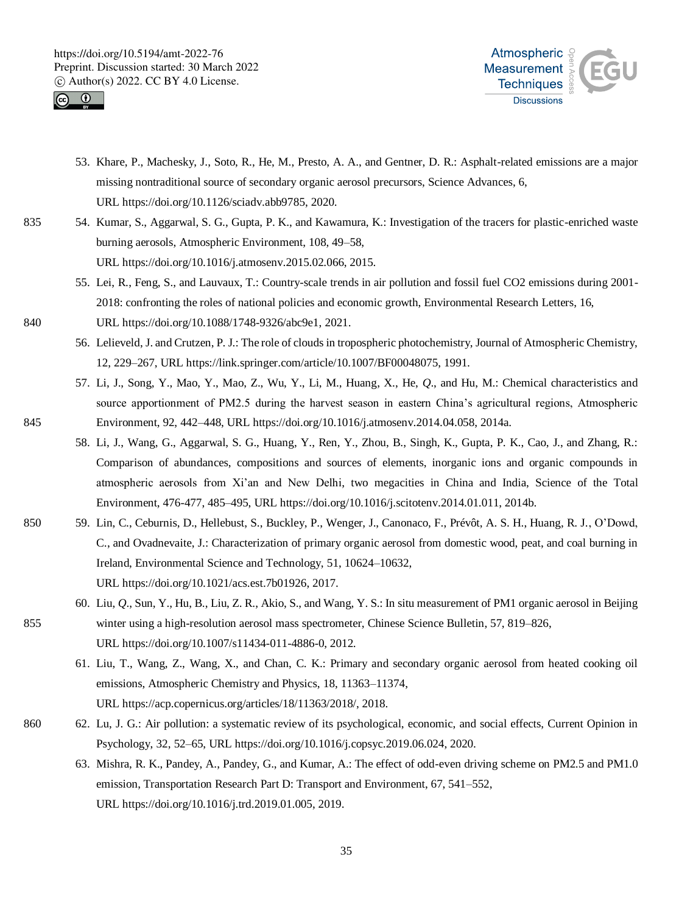53. Khare, P., Machesky, J., Soto, R., He, M., Presto, A. A., and Gentner, D. R.: Asphalt-related emissions are a major missing nontraditional source of secondary organic aerosol precursors, Science Advances, 6, URL https://doi.org/10.1126/sciadv.abb9785, 2020.
54. Kumar, S., Aggarwal, S. G., Gupta, P. K., and Kawamura, K.: Investigation of the tracers for plastic-enriched waste burning aerosols, Atmospheric Environment, 108, 49–58, URL https://doi.org/10.1016/j.atmosenv.2015.02.066, 2015.
55. Lei, R., Feng, S., and Lauvaux, T.: Country-scale trends in air pollution and fossil fuel CO2 emissions during 2001-2018: confronting the roles of national policies and economic growth, Environmental Research Letters, 16, URL https://doi.org/10.1088/1748-9326/abc9e1, 2021.
56. Lelieveld, J. and Crutzen, P. J.: The role of clouds in tropospheric photochemistry, Journal of Atmospheric Chemistry, 12, 229–267, URL https://link.springer.com/article/10.1007/BF00048075, 1991.
57. Li, J., Song, Y., Mao, Y., Mao, Z., Wu, Y., Li, M., Huang, X., He, *Q*., and Hu, M.: Chemical characteristics and source apportionment of PM2.5 during the harvest season in eastern China's agricultural regions, Atmospheric Environment, 92, 442–448, URL https://doi.org/10.1016/j.atmosenv.2014.04.058, 2014a.
58. Li, J., Wang, G., Aggarwal, S. G., Huang, Y., Ren, Y., Zhou, B., Singh, K., Gupta, P. K., Cao, J., and Zhang, R.: Comparison of abundances, compositions and sources of elements, inorganic ions and organic compounds in atmospheric aerosols from Xi'an and New Delhi, two megacities in China and India, Science of the Total Environment, 476-477, 485–495, URL https://doi.org/10.1016/j.scitotenv.2014.01.011, 2014b.
59. Lin, C., Ceburnis, D., Hellebust, S., Buckley, P., Wenger, J., Canonaco, F., Prévôt, A. S. H., Huang, R. J., O'Dowd, C., and Ovadnevaite, J.: Characterization of primary organic aerosol from domestic wood, peat, and coal burning in Ireland, Environmental Science and Technology, 51, 10624–10632, URL https://doi.org/10.1021/acs.est.7b01926, 2017.
60. Liu, *Q*., Sun, Y., Hu, B., Liu, Z. R., Akio, S., and Wang, Y. S.: In situ measurement of PM1 organic aerosol in Beijing winter using a high-resolution aerosol mass spectrometer, Chinese Science Bulletin, 57, 819–826, URL https://doi.org/10.1007/s11434-011-4886-0, 2012.
61. Liu, T., Wang, Z., Wang, X., and Chan, C. K.: Primary and secondary organic aerosol from heated cooking oil emissions, Atmospheric Chemistry and Physics, 18, 11363–11374, URL https://acp.copernicus.org/articles/18/11363/2018/, 2018.
62. Lu, J. G.: Air pollution: a systematic review of its psychological, economic, and social effects, Current Opinion in Psychology, 32, 52–65, URL https://doi.org/10.1016/j.copsyc.2019.06.024, 2020.
63. Mishra, R. K., Pandey, A., Pandey, G., and Kumar, A.: The effect of odd-even driving scheme on PM2.5 and PM1.0 emission, Transportation Research Part D: Transport and Environment, 67, 541–552, URL https://doi.org/10.1016/j.trd.2019.01.005, 2019.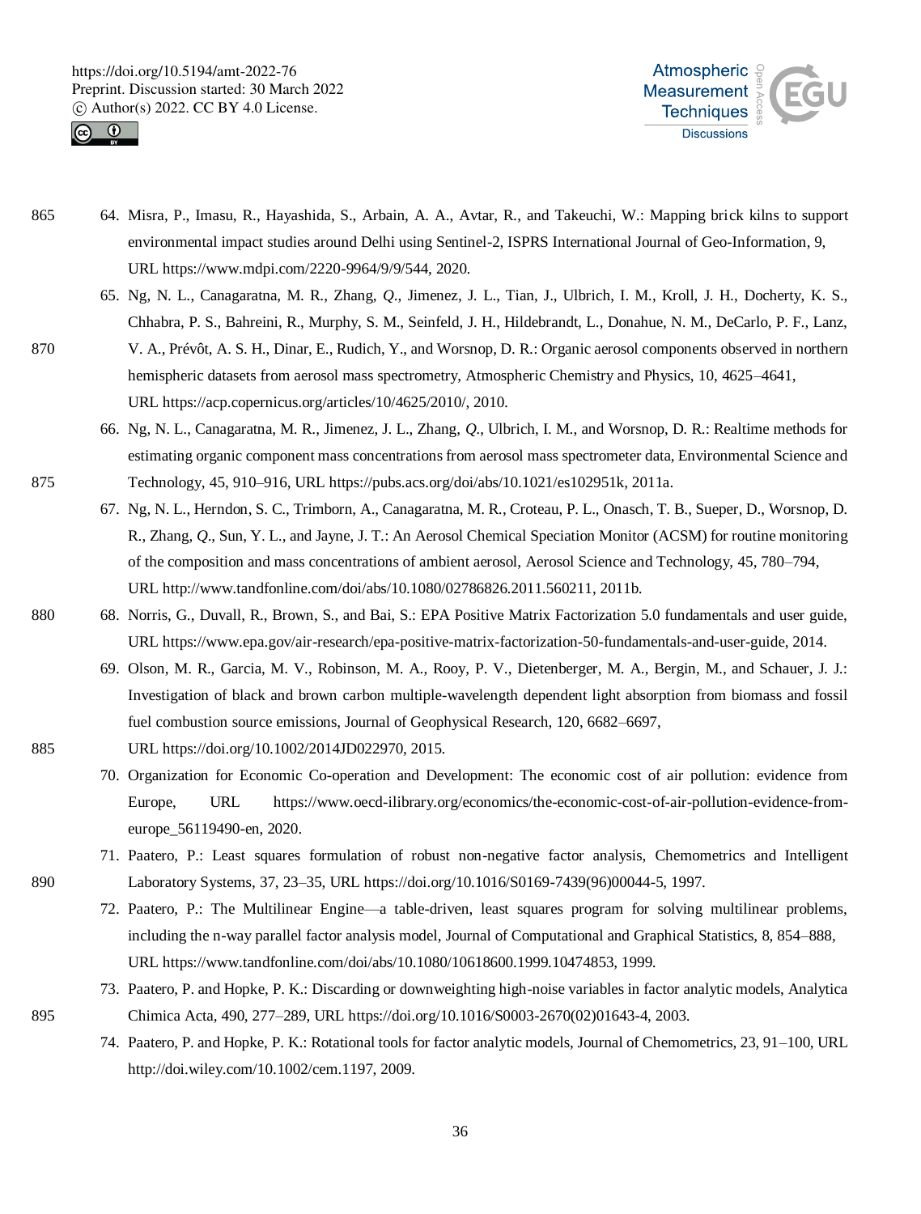64. Misra, P., Imasu, R., Hayashida, S., Arbain, A. A., Avtar, R., and Takeuchi, W.: Mapping brick kilns to support environmental impact studies around Delhi using Sentinel-2, ISPRS International Journal of Geo-Information, 9, URL https://www.mdpi.com/2220-9964/9/9/544, 2020.
65. Ng, N. L., Canagaratna, M. R., Zhang, Q., Jimenez, J. L., Tian, J., Ulbrich, I. M., Kroll, J. H., Docherty, K. S., Chhabra, P. S., Bahreini, R., Murphy, S. M., Seinfeld, J. H., Hildebrandt, L., Donahue, N. M., DeCarlo, P. F., Lanz, V. A., Prévôt, A. S. H., Dinar, E., Rudich, Y., and Worsnop, D. R.: Organic aerosol components observed in northern hemispheric datasets from aerosol mass spectrometry, Atmospheric Chemistry and Physics, 10, 4625–4641, URL https://acp.copernicus.org/articles/10/4625/2010/, 2010.
66. Ng, N. L., Canagaratna, M. R., Jimenez, J. L., Zhang, Q., Ulbrich, I. M., and Worsnop, D. R.: Realtime methods for estimating organic component mass concentrations from aerosol mass spectrometer data, Environmental Science and Technology, 45, 910–916, URL https://pubs.acs.org/doi/abs/10.1021/es102951k, 2011a.
67. Ng, N. L., Herndon, S. C., Trimborn, A., Canagaratna, M. R., Croteau, P. L., Onasch, T. B., Sueper, D., Worsnop, D. R., Zhang, Q., Sun, Y. L., and Jayne, J. T.: An Aerosol Chemical Speciation Monitor (ACSM) for routine monitoring of the composition and mass concentrations of ambient aerosol, Aerosol Science and Technology, 45, 780–794, URL http://www.tandfonline.com/doi/abs/10.1080/02786826.2011.560211, 2011b.
68. Norris, G., Duvall, R., Brown, S., and Bai, S.: EPA Positive Matrix Factorization 5.0 fundamentals and user guide, URL https://www.epa.gov/air-research/epa-positive-matrix-factorization-50-fundamentals-and-user-guide, 2014.
69. Olson, M. R., Garcia, M. V., Robinson, M. A., Rooy, P. V., Dietenberger, M. A., Bergin, M., and Schauer, J. J.: Investigation of black and brown carbon multiple-wavelength dependent light absorption from biomass and fossil fuel combustion source emissions, Journal of Geophysical Research, 120, 6682–6697, URL https://doi.org/10.1002/2014JD022970, 2015.
70. Organization for Economic Co-operation and Development: The economic cost of air pollution: evidence from Europe, URL https://www.oecd-ilibrary.org/economics/the-economic-cost-of-air-pollution-evidence-from-europe_56119490-en, 2020.
71. Paatero, P.: Least squares formulation of robust non-negative factor analysis, Chemometrics and Intelligent Laboratory Systems, 37, 23–35, URL https://doi.org/10.1016/S0169-7439(96)00044-5, 1997.
72. Paatero, P.: The Multilinear Engine—a table-driven, least squares program for solving multilinear problems, including the n-way parallel factor analysis model, Journal of Computational and Graphical Statistics, 8, 854–888, URL https://www.tandfonline.com/doi/abs/10.1080/10618600.1999.10474853, 1999.
73. Paatero, P. and Hopke, P. K.: Discarding or downweighting high-noise variables in factor analytic models, Analytica Chimica Acta, 490, 277–289, URL https://doi.org/10.1016/S0003-2670(02)01643-4, 2003.
74. Paatero, P. and Hopke, P. K.: Rotational tools for factor analytic models, Journal of Chemometrics, 23, 91–100, URL http://doi.wiley.com/10.1002/cem.1197, 2009.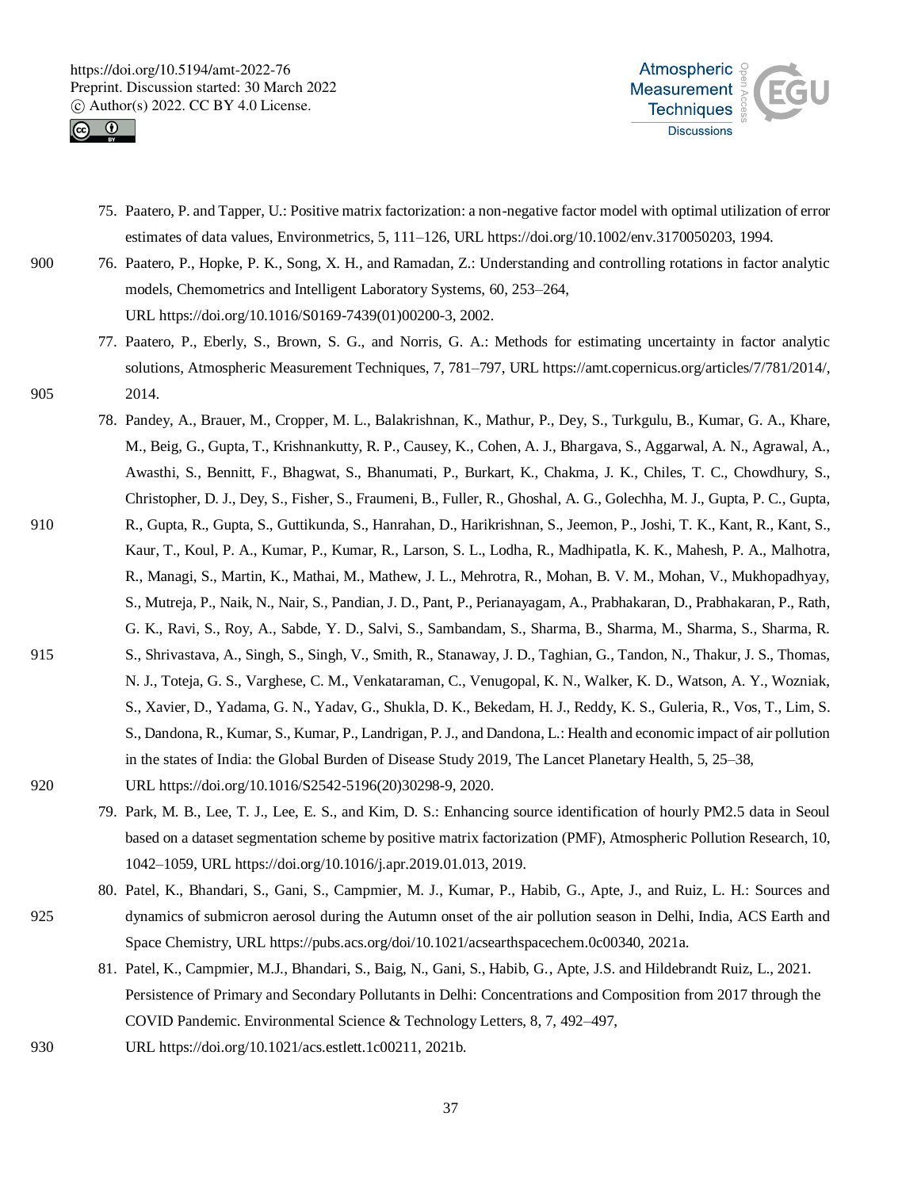75. Paatero, P. and Tapper, U.: Positive matrix factorization: a non-negative factor model with optimal utilization of error estimates of data values, Environmetrics, 5, 111–126, URL https://doi.org/10.1002/env.3170050203, 1994.
76. Paatero, P., Hopke, P. K., Song, X. H., and Ramadan, Z.: Understanding and controlling rotations in factor analytic models, Chemometrics and Intelligent Laboratory Systems, 60, 253–264, URL https://doi.org/10.1016/S0169-7439(01)00200-3, 2002.
77. Paatero, P., Eberly, S., Brown, S. G., and Norris, G. A.: Methods for estimating uncertainty in factor analytic solutions, Atmospheric Measurement Techniques, 7, 781–797, URL https://amt.copernicus.org/articles/7/781/2014/, 2014.
78. Pandey, A., Brauer, M., Cropper, M. L., Balakrishnan, K., Mathur, P., Dey, S., Turkgulu, B., Kumar, G. A., Khare, M., Beig, G., Gupta, T., Krishnankutty, R. P., Causey, K., Cohen, A. J., Bhargava, S., Aggarwal, A. N., Agrawal, A., Awasthi, S., Bennitt, F., Bhagwat, S., Bhanumati, P., Burkart, K., Chakma, J. K., Chiles, T. C., Chowdhury, S., Christopher, D. J., Dey, S., Fisher, S., Fraumeni, B., Fuller, R., Ghoshal, A. G., Golechha, M. J., Gupta, P. C., Gupta, R., Gupta, R., Gupta, S., Guttikunda, S., Hanrahan, D., Harikrishnan, S., Jeemon, P., Joshi, T. K., Kant, R., Kant, S., Kaur, T., Koul, P. A., Kumar, P., Kumar, R., Larson, S. L., Lodha, R., Madhipatla, K. K., Mahesh, P. A., Malhotra, R., Managi, S., Martin, K., Mathai, M., Mathew, J. L., Mehrotra, R., Mohan, B. V. M., Mohan, V., Mukhopadhyay, S., Mutreja, P., Naik, N., Nair, S., Pandian, J. D., Pant, P., Perianayagam, A., Prabhakaran, D., Prabhakaran, P., Rath, G. K., Ravi, S., Roy, A., Sabde, Y. D., Salvi, S., Sambandam, S., Sharma, B., Sharma, M., Sharma, S., Sharma, R. S., Shrivastava, A., Singh, S., Singh, V., Smith, R., Stanaway, J. D., Taghian, G., Tandon, N., Thakur, J. S., Thomas, N. J., Toteja, G. S., Varghese, C. M., Venkataraman, C., Venugopal, K. N., Walker, K. D., Watson, A. Y., Wozniak, S., Xavier, D., Yadama, G. N., Yadav, G., Shukla, D. K., Bekedam, H. J., Reddy, K. S., Guleria, R., Vos, T., Lim, S. S., Dandona, R., Kumar, S., Kumar, P., Landrigan, P. J., and Dandona, L.: Health and economic impact of air pollution in the states of India: the Global Burden of Disease Study 2019, The Lancet Planetary Health, 5, 25–38, URL https://doi.org/10.1016/S2542-5196(20)30298-9, 2020.
79. Park, M. B., Lee, T. J., Lee, E. S., and Kim, D. S.: Enhancing source identification of hourly PM2.5 data in Seoul based on a dataset segmentation scheme by positive matrix factorization (PMF), Atmospheric Pollution Research, 10, 1042–1059, URL https://doi.org/10.1016/j.apr.2019.01.013, 2019.
80. Patel, K., Bhandari, S., Gani, S., Campmier, M. J., Kumar, P., Habib, G., Apte, J., and Ruiz, L. H.: Sources and dynamics of submicron aerosol during the Autumn onset of the air pollution season in Delhi, India, ACS Earth and Space Chemistry, URL https://pubs.acs.org/doi/10.1021/acsearthspacechem.0c00340, 2021a.
81. Patel, K., Campmier, M.J., Bhandari, S., Baig, N., Gani, S., Habib, G., Apte, J.S. and Hildebrandt Ruiz, L., 2021. Persistence of Primary and Secondary Pollutants in Delhi: Concentrations and Composition from 2017 through the COVID Pandemic. Environmental Science & Technology Letters, 8, 7, 492–497, URL https://doi.org/10.1021/acs.estlett.1c00211, 2021b.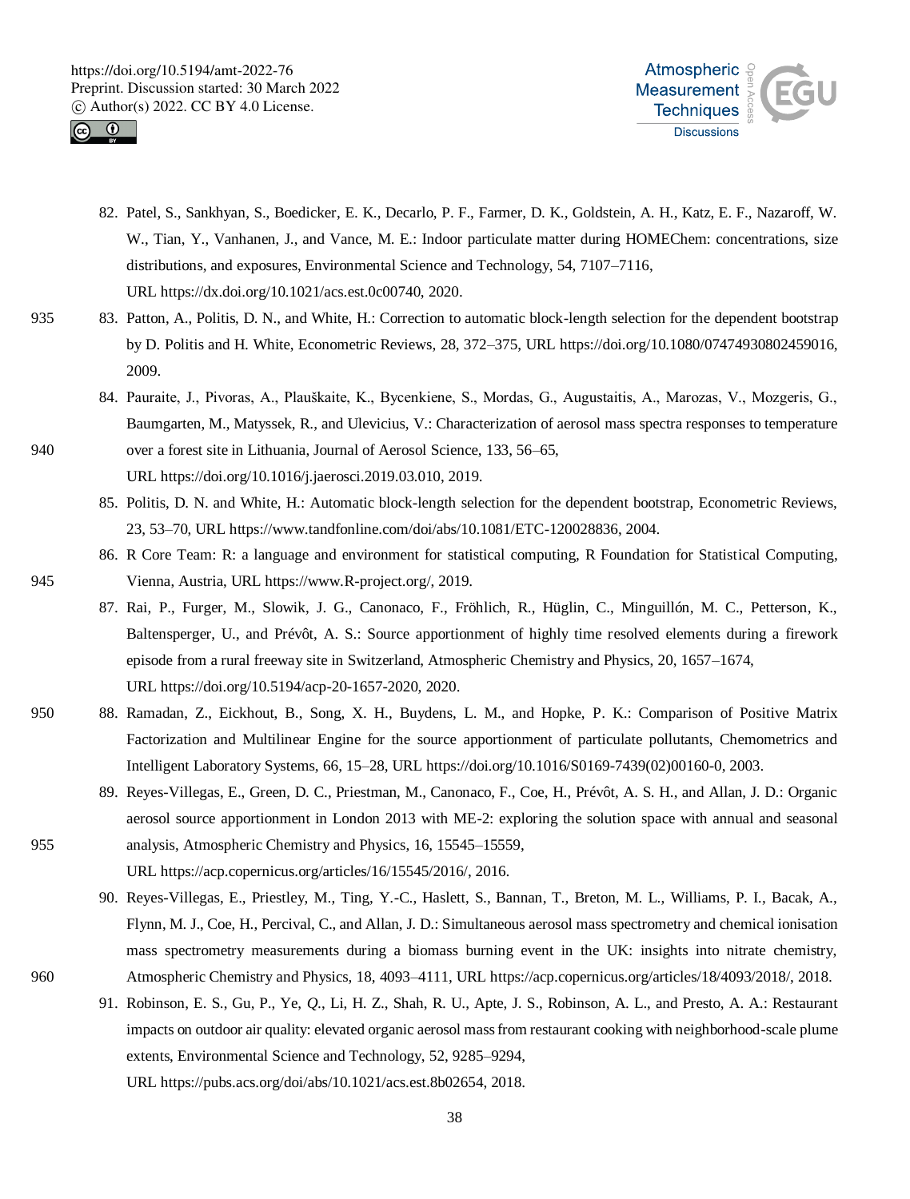82. Patel, S., Sankhyan, S., Boedicker, E. K., Decarlo, P. F., Farmer, D. K., Goldstein, A. H., Katz, E. F., Nazaroff, W. W., Tian, Y., Vanhanen, J., and Vance, M. E.: Indoor particulate matter during HOMEChem: concentrations, size distributions, and exposures, Environmental Science and Technology, 54, 7107–7116, URL https://dx.doi.org/10.1021/acs.est.0c00740, 2020.
83. Patton, A., Politis, D. N., and White, H.: Correction to automatic block-length selection for the dependent bootstrap by D. Politis and H. White, Econometric Reviews, 28, 372–375, URL https://doi.org/10.1080/07474930802459016, 2009.
84. Pauraite, J., Pivoras, A., Plauškaite, K., Bycenkiene, S., Mordas, G., Augustaitis, A., Marozas, V., Mozgeris, G., Baumgarten, M., Matyssek, R., and Ulevicius, V.: Characterization of aerosol mass spectra responses to temperature over a forest site in Lithuania, Journal of Aerosol Science, 133, 56–65, URL https://doi.org/10.1016/j.jaerosci.2019.03.010, 2019.
85. Politis, D. N. and White, H.: Automatic block-length selection for the dependent bootstrap, Econometric Reviews, 23, 53–70, URL https://www.tandfonline.com/doi/abs/10.1081/ETC-120028836, 2004.
86. R Core Team: R: a language and environment for statistical computing, R Foundation for Statistical Computing, Vienna, Austria, URL https://www.R-project.org/, 2019.
87. Rai, P., Furger, M., Slowik, J. G., Canonaco, F., Fröhlich, R., Hüglin, C., Minguillón, M. C., Petterson, K., Baltensperger, U., and Prévôt, A. S.: Source apportionment of highly time resolved elements during a firework episode from a rural freeway site in Switzerland, Atmospheric Chemistry and Physics, 20, 1657–1674, URL https://doi.org/10.5194/acp-20-1657-2020, 2020.
88. Ramadan, Z., Eickhout, B., Song, X. H., Buydens, L. M., and Hopke, P. K.: Comparison of Positive Matrix Factorization and Multilinear Engine for the source apportionment of particulate pollutants, Chemometrics and Intelligent Laboratory Systems, 66, 15–28, URL https://doi.org/10.1016/S0169-7439(02)00160-0, 2003.
89. Reyes-Villegas, E., Green, D. C., Priestman, M., Canonaco, F., Coe, H., Prévôt, A. S. H., and Allan, J. D.: Organic aerosol source apportionment in London 2013 with ME-2: exploring the solution space with annual and seasonal analysis, Atmospheric Chemistry and Physics, 16, 15545–15559, URL https://acp.copernicus.org/articles/16/15545/2016/, 2016.
90. Reyes-Villegas, E., Priestley, M., Ting, Y.-C., Haslett, S., Bannan, T., Breton, M. L., Williams, P. I., Bacak, A., Flynn, M. J., Coe, H., Percival, C., and Allan, J. D.: Simultaneous aerosol mass spectrometry and chemical ionisation mass spectrometry measurements during a biomass burning event in the UK: insights into nitrate chemistry, Atmospheric Chemistry and Physics, 18, 4093–4111, URL https://acp.copernicus.org/articles/18/4093/2018/, 2018.
91. Robinson, E. S., Gu, P., Ye, Q., Li, H. Z., Shah, R. U., Apte, J. S., Robinson, A. L., and Presto, A. A.: Restaurant impacts on outdoor air quality: elevated organic aerosol mass from restaurant cooking with neighborhood-scale plume extents, Environmental Science and Technology, 52, 9285–9294, URL https://pubs.acs.org/doi/abs/10.1021/acs.est.8b02654, 2018.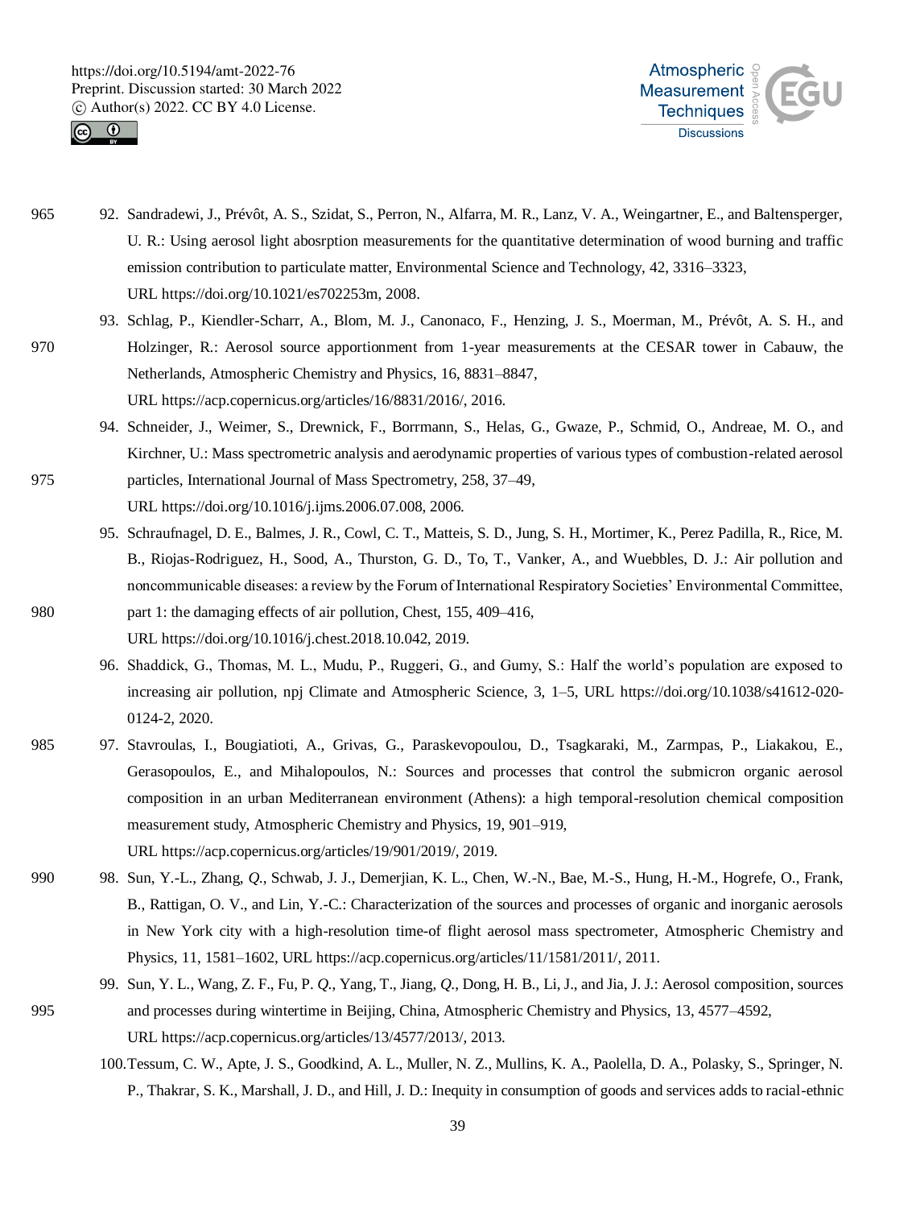92. Sandradewi, J., Prévôt, A. S., Szidat, S., Perron, N., Alfarra, M. R., Lanz, V. A., Weingartner, E., and Baltensperger, U. R.: Using aerosol light abosrption measurements for the quantitative determination of wood burning and traffic emission contribution to particulate matter, Environmental Science and Technology, 42, 3316–3323, URL https://doi.org/10.1021/es702253m, 2008.
93. Schlag, P., Kiendler-Scharr, A., Blom, M. J., Canonaco, F., Henzing, J. S., Moerman, M., Prévôt, A. S. H., and Holzinger, R.: Aerosol source apportionment from 1-year measurements at the CESAR tower in Cabauw, the Netherlands, Atmospheric Chemistry and Physics, 16, 8831–8847, URL https://acp.copernicus.org/articles/16/8831/2016/, 2016.
94. Schneider, J., Weimer, S., Drewnick, F., Borrmann, S., Helas, G., Gwaze, P., Schmid, O., Andreae, M. O., and Kirchner, U.: Mass spectrometric analysis and aerodynamic properties of various types of combustion-related aerosol particles, International Journal of Mass Spectrometry, 258, 37–49, URL https://doi.org/10.1016/j.ijms.2006.07.008, 2006.
95. Schraufnagel, D. E., Balmes, J. R., Cowl, C. T., Matteis, S. D., Jung, S. H., Mortimer, K., Perez Padilla, R., Rice, M. B., Riojas-Rodriguez, H., Sood, A., Thurston, G. D., To, T., Vanker, A., and Wuebbles, D. J.: Air pollution and noncommunicable diseases: a review by the Forum of International Respiratory Societies' Environmental Committee, part 1: the damaging effects of air pollution, Chest, 155, 409–416, URL https://doi.org/10.1016/j.chest.2018.10.042, 2019.
96. Shaddick, G., Thomas, M. L., Mudu, P., Ruggeri, G., and Gumy, S.: Half the world's population are exposed to increasing air pollution, npj Climate and Atmospheric Science, 3, 1–5, URL https://doi.org/10.1038/s41612-020-0124-2, 2020.
97. Stavroulas, I., Bougiatioti, A., Grivas, G., Paraskevopoulou, D., Tsagkaraki, M., Zarmpas, P., Liakakou, E., Gerasopoulos, E., and Mihalopoulos, N.: Sources and processes that control the submicron organic aerosol composition in an urban Mediterranean environment (Athens): a high temporal-resolution chemical composition measurement study, Atmospheric Chemistry and Physics, 19, 901–919, URL https://acp.copernicus.org/articles/19/901/2019/, 2019.
98. Sun, Y.-L., Zhang, Q., Schwab, J. J., Demerjian, K. L., Chen, W.-N., Bae, M.-S., Hung, H.-M., Hogrefe, O., Frank, B., Rattigan, O. V., and Lin, Y.-C.: Characterization of the sources and processes of organic and inorganic aerosols in New York city with a high-resolution time-of flight aerosol mass spectrometer, Atmospheric Chemistry and Physics, 11, 1581–1602, URL https://acp.copernicus.org/articles/11/1581/2011/, 2011.
99. Sun, Y. L., Wang, Z. F., Fu, P. Q., Yang, T., Jiang, Q., Dong, H. B., Li, J., and Jia, J. J.: Aerosol composition, sources and processes during wintertime in Beijing, China, Atmospheric Chemistry and Physics, 13, 4577–4592, URL https://acp.copernicus.org/articles/13/4577/2013/, 2013.
100. Tessum, C. W., Apte, J. S., Goodkind, A. L., Muller, N. Z., Mullins, K. A., Paolella, D. A., Polasky, S., Springer, N. P., Thakrar, S. K., Marshall, J. D., and Hill, J. D.: Inequity in consumption of goods and services adds to racial-ethnic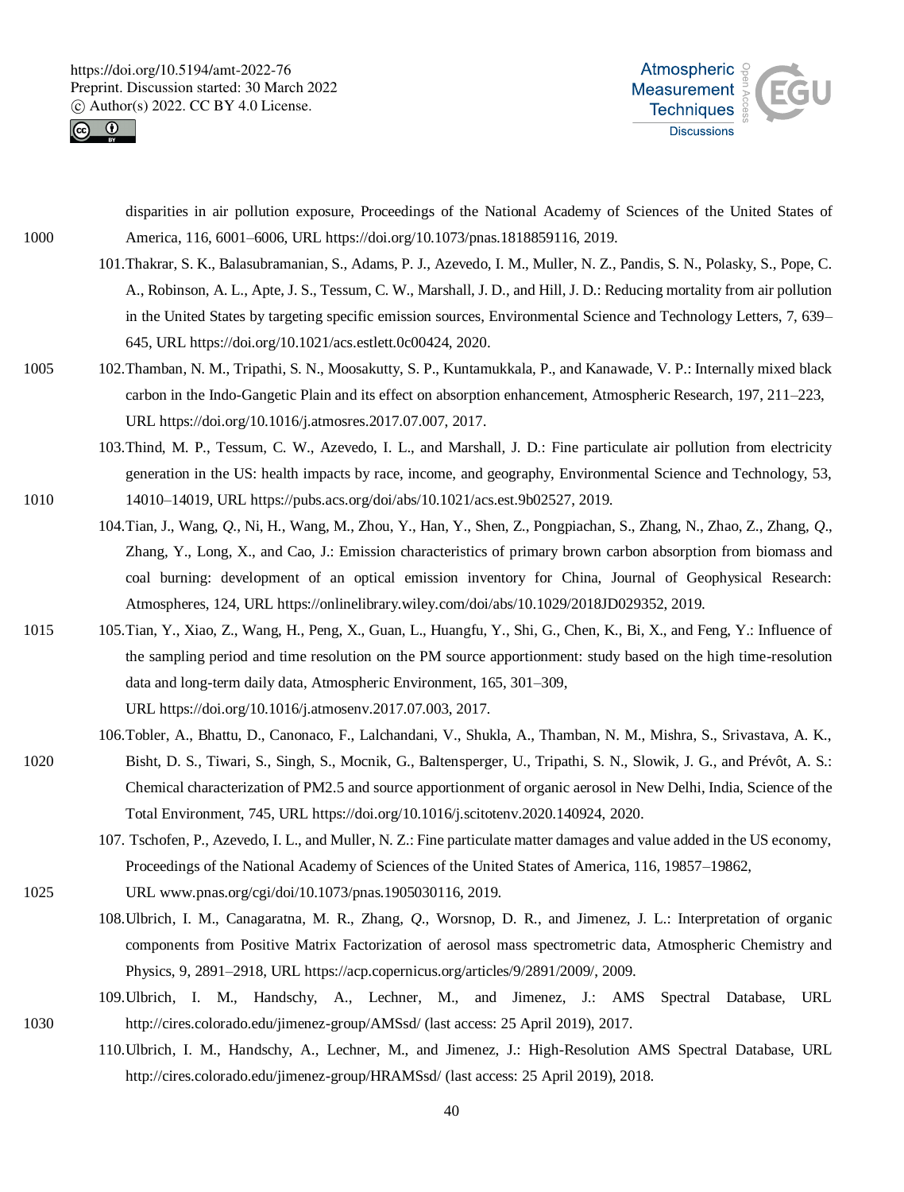disparities in air pollution exposure, Proceedings of the National Academy of Sciences of the United States of America, 116, 6001–6006, URL https://doi.org/10.1073/pnas.1818859116, 2019.

101. Thakrar, S. K., Balasubramanian, S., Adams, P. J., Azevedo, I. M., Muller, N. Z., Pandis, S. N., Polasky, S., Pope, C. A., Robinson, A. L., Apte, J. S., Tessum, C. W., Marshall, J. D., and Hill, J. D.: Reducing mortality from air pollution in the United States by targeting specific emission sources, Environmental Science and Technology Letters, 7, 639–645, URL https://doi.org/10.1021/acs.estlett.0c00424, 2020.

102. Thamban, N. M., Tripathi, S. N., Moosakutty, S. P., Kuntamukkala, P., and Kanawade, V. P.: Internally mixed black carbon in the Indo-Gangetic Plain and its effect on absorption enhancement, Atmospheric Research, 197, 211–223, URL https://doi.org/10.1016/j.atmosres.2017.07.007, 2017.

103. Thind, M. P., Tessum, C. W., Azevedo, I. L., and Marshall, J. D.: Fine particulate air pollution from electricity generation in the US: health impacts by race, income, and geography, Environmental Science and Technology, 53, 14010–14019, URL https://pubs.acs.org/doi/abs/10.1021/acs.est.9b02527, 2019.

104. Tian, J., Wang, *Q.*, Ni, H., Wang, M., Zhou, Y., Han, Y., Shen, Z., Pongpiachan, S., Zhang, N., Zhao, Z., Zhang, *Q.*, Zhang, Y., Long, X., and Cao, J.: Emission characteristics of primary brown carbon absorption from biomass and coal burning: development of an optical emission inventory for China, Journal of Geophysical Research: Atmospheres, 124, URL https://onlinelibrary.wiley.com/doi/abs/10.1029/2018JD029352, 2019.

105. Tian, Y., Xiao, Z., Wang, H., Peng, X., Guan, L., Huangfu, Y., Shi, G., Chen, K., Bi, X., and Feng, Y.: Influence of the sampling period and time resolution on the PM source apportionment: study based on the high time-resolution data and long-term daily data, Atmospheric Environment, 165, 301–309, URL https://doi.org/10.1016/j.atmosenv.2017.07.003, 2017.

106. Tobler, A., Bhattu, D., Canonaco, F., Lalchandani, V., Shukla, A., Thamban, N. M., Mishra, S., Srivastava, A. K., Bisht, D. S., Tiwari, S., Singh, S., Mocnik, G., Baltensperger, U., Tripathi, S. N., Slowik, J. G., and Prévôt, A. S.: Chemical characterization of PM2.5 and source apportionment of organic aerosol in New Delhi, India, Science of the Total Environment, 745, URL https://doi.org/10.1016/j.scitotenv.2020.140924, 2020.

107. Tschofen, P., Azevedo, I. L., and Muller, N. Z.: Fine particulate matter damages and value added in the US economy, Proceedings of the National Academy of Sciences of the United States of America, 116, 19857–19862, URL www.pnas.org/cgi/doi/10.1073/pnas.1905030116, 2019.

108. Ulbrich, I. M., Canagaratna, M. R., Zhang, *Q.*, Worsnop, D. R., and Jimenez, J. L.: Interpretation of organic components from Positive Matrix Factorization of aerosol mass spectrometric data, Atmospheric Chemistry and Physics, 9, 2891–2918, URL https://acp.copernicus.org/articles/9/2891/2009/, 2009.

109. Ulbrich, I. M., Handschy, A., Lechner, M., and Jimenez, J.: AMS Spectral Database, URL http://cires.colorado.edu/jimenez-group/AMSsd/ (last access: 25 April 2019), 2017.

110. Ulbrich, I. M., Handschy, A., Lechner, M., and Jimenez, J.: High-Resolution AMS Spectral Database, URL http://cires.colorado.edu/jimenez-group/HRAMSsd/ (last access: 25 April 2019), 2018.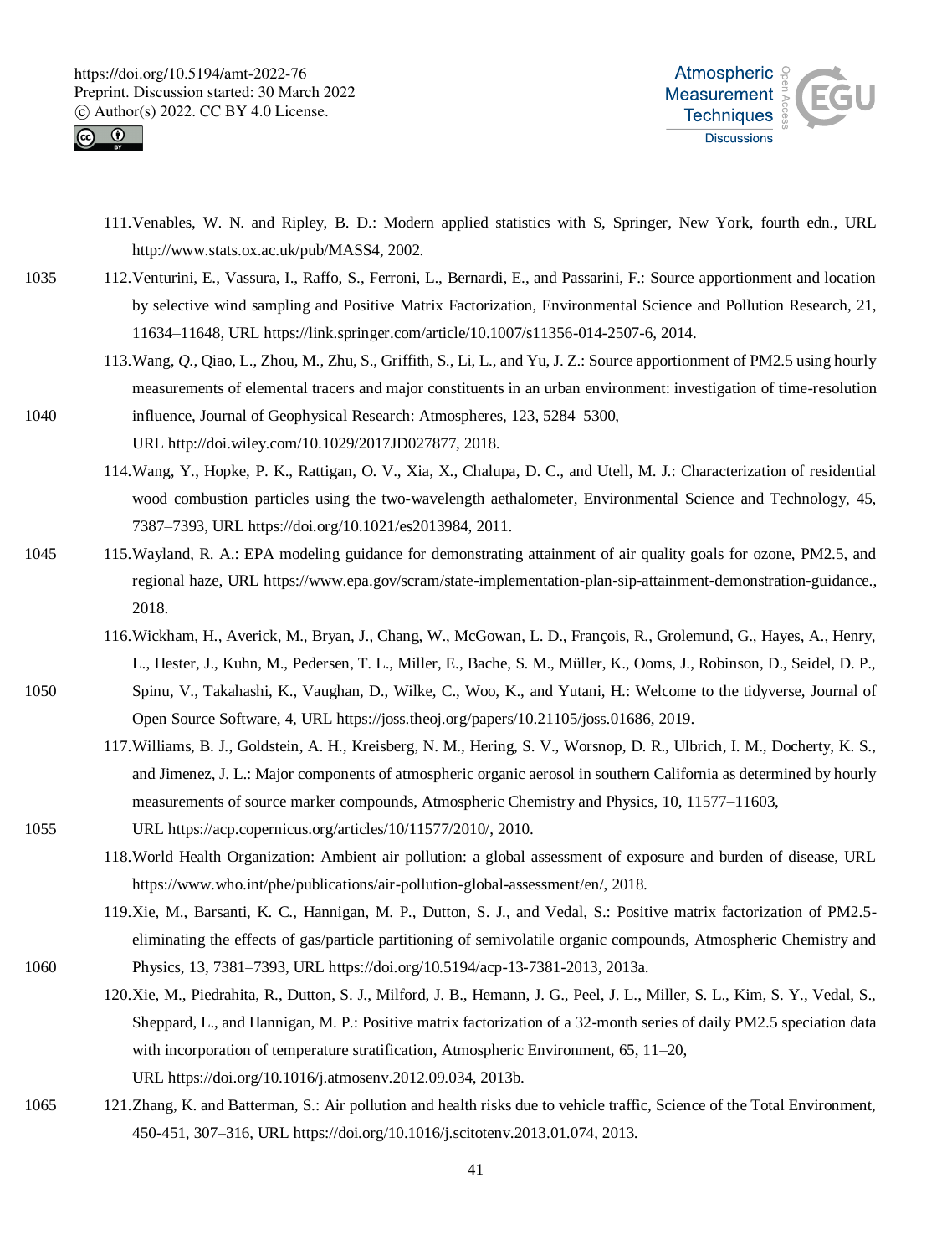111. Venables, W. N. and Ripley, B. D.: Modern applied statistics with S, Springer, New York, fourth edn., URL http://www.stats.ox.ac.uk/pub/MASS4, 2002.

112. Venturini, E., Vassura, I., Raffo, S., Ferroni, L., Bernardi, E., and Passarini, F.: Source apportionment and location by selective wind sampling and Positive Matrix Factorization, Environmental Science and Pollution Research, 21, 11634–11648, URL https://link.springer.com/article/10.1007/s11356-014-2507-6, 2014.

113. Wang, Q., Qiao, L., Zhou, M., Zhu, S., Griffith, S., Li, L., and Yu, J. Z.: Source apportionment of PM2.5 using hourly measurements of elemental tracers and major constituents in an urban environment: investigation of time-resolution influence, Journal of Geophysical Research: Atmospheres, 123, 5284–5300, URL http://doi.wiley.com/10.1029/2017JD027877, 2018.

114. Wang, Y., Hopke, P. K., Rattigan, O. V., Xia, X., Chalupa, D. C., and Utell, M. J.: Characterization of residential wood combustion particles using the two-wavelength aethalometer, Environmental Science and Technology, 45, 7387–7393, URL https://doi.org/10.1021/es2013984, 2011.

115. Wayland, R. A.: EPA modeling guidance for demonstrating attainment of air quality goals for ozone, PM2.5, and regional haze, URL https://www.epa.gov/scram/state-implementation-plan-sip-attainment-demonstration-guidance., 2018.

116. Wickham, H., Averick, M., Bryan, J., Chang, W., McGowan, L. D., François, R., Grolemund, G., Hayes, A., Henry, L., Hester, J., Kuhn, M., Pedersen, T. L., Miller, E., Bache, S. M., Müller, K., Ooms, J., Robinson, D., Seidel, D. P., Spinu, V., Takahashi, K., Vaughan, D., Wilke, C., Woo, K., and Yutani, H.: Welcome to the tidyverse, Journal of Open Source Software, 4, URL https://joss.theoj.org/papers/10.21105/joss.01686, 2019.

117. Williams, B. J., Goldstein, A. H., Kreisberg, N. M., Hering, S. V., Worsnop, D. R., Ulbrich, I. M., Docherty, K. S., and Jimenez, J. L.: Major components of atmospheric organic aerosol in southern California as determined by hourly measurements of source marker compounds, Atmospheric Chemistry and Physics, 10, 11577–11603, URL https://acp.copernicus.org/articles/10/11577/2010/, 2010.

118. World Health Organization: Ambient air pollution: a global assessment of exposure and burden of disease, URL https://www.who.int/phe/publications/air-pollution-global-assessment/en/, 2018.

119. Xie, M., Barsanti, K. C., Hannigan, M. P., Dutton, S. J., and Vedal, S.: Positive matrix factorization of PM2.5-eliminating the effects of gas/particle partitioning of semivolatile organic compounds, Atmospheric Chemistry and Physics, 13, 7381–7393, URL https://doi.org/10.5194/acp-13-7381-2013, 2013a.

120. Xie, M., Piedrahita, R., Dutton, S. J., Milford, J. B., Hemann, J. G., Peel, J. L., Miller, S. L., Kim, S. Y., Vedal, S., Sheppard, L., and Hannigan, M. P.: Positive matrix factorization of a 32-month series of daily PM2.5 speciation data with incorporation of temperature stratification, Atmospheric Environment, 65, 11–20, URL https://doi.org/10.1016/j.atmosenv.2012.09.034, 2013b.

121. Zhang, K. and Batterman, S.: Air pollution and health risks due to vehicle traffic, Science of the Total Environment, 450-451, 307–316, URL https://doi.org/10.1016/j.scitotenv.2013.01.074, 2013.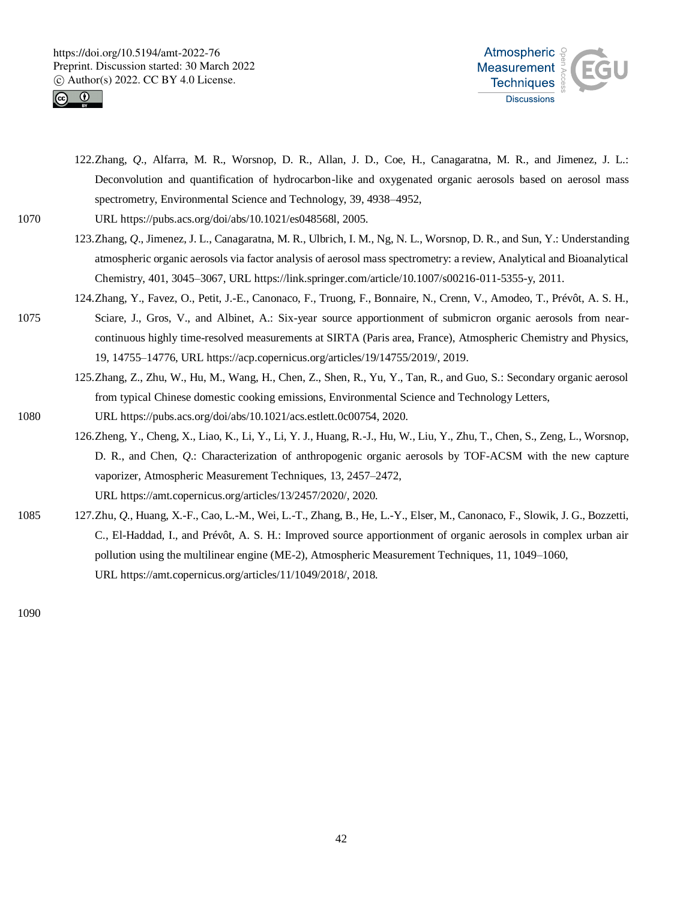122. Zhang, *Q.*, Alfarra, M. R., Worsnop, D. R., Allan, J. D., Coe, H., Canagaratna, M. R., and Jimenez, J. L.: Deconvolution and quantification of hydrocarbon-like and oxygenated organic aerosols based on aerosol mass spectrometry, Environmental Science and Technology, 39, 4938–4952, URL https://pubs.acs.org/doi/abs/10.1021/es048568l, 2005.
123. Zhang, *Q.*, Jimenez, J. L., Canagaratna, M. R., Ulbrich, I. M., Ng, N. L., Worsnop, D. R., and Sun, Y.: Understanding atmospheric organic aerosols via factor analysis of aerosol mass spectrometry: a review, Analytical and Bioanalytical Chemistry, 401, 3045–3067, URL https://link.springer.com/article/10.1007/s00216-011-5355-y, 2011.
124. Zhang, Y., Favez, O., Petit, J.-E., Canonaco, F., Truong, F., Bonnaire, N., Crenn, V., Amodeo, T., Prévôt, A. S. H., Sciare, J., Gros, V., and Albinet, A.: Six-year source apportionment of submicron organic aerosols from near-continuous highly time-resolved measurements at SIRTA (Paris area, France), Atmospheric Chemistry and Physics, 19, 14755–14776, URL https://acp.copernicus.org/articles/19/14755/2019/, 2019.
125. Zhang, Z., Zhu, W., Hu, M., Wang, H., Chen, Z., Shen, R., Yu, Y., Tan, R., and Guo, S.: Secondary organic aerosol from typical Chinese domestic cooking emissions, Environmental Science and Technology Letters, URL https://pubs.acs.org/doi/abs/10.1021/acs.estlett.0c00754, 2020.
126. Zheng, Y., Cheng, X., Liao, K., Li, Y., Li, Y. J., Huang, R.-J., Hu, W., Liu, Y., Zhu, T., Chen, S., Zeng, L., Worsnop, D. R., and Chen, *Q.*: Characterization of anthropogenic organic aerosols by TOF-ACSM with the new capture vaporizer, Atmospheric Measurement Techniques, 13, 2457–2472, URL https://amt.copernicus.org/articles/13/2457/2020/, 2020.
127. Zhu, *Q.*, Huang, X.-F., Cao, L.-M., Wei, L.-T., Zhang, B., He, L.-Y., Elser, M., Canonaco, F., Slowik, J. G., Bozzetti, C., El-Haddad, I., and Prévôt, A. S. H.: Improved source apportionment of organic aerosols in complex urban air pollution using the multilinear engine (ME-2), Atmospheric Measurement Techniques, 11, 1049–1060, URL https://amt.copernicus.org/articles/11/1049/2018/, 2018.